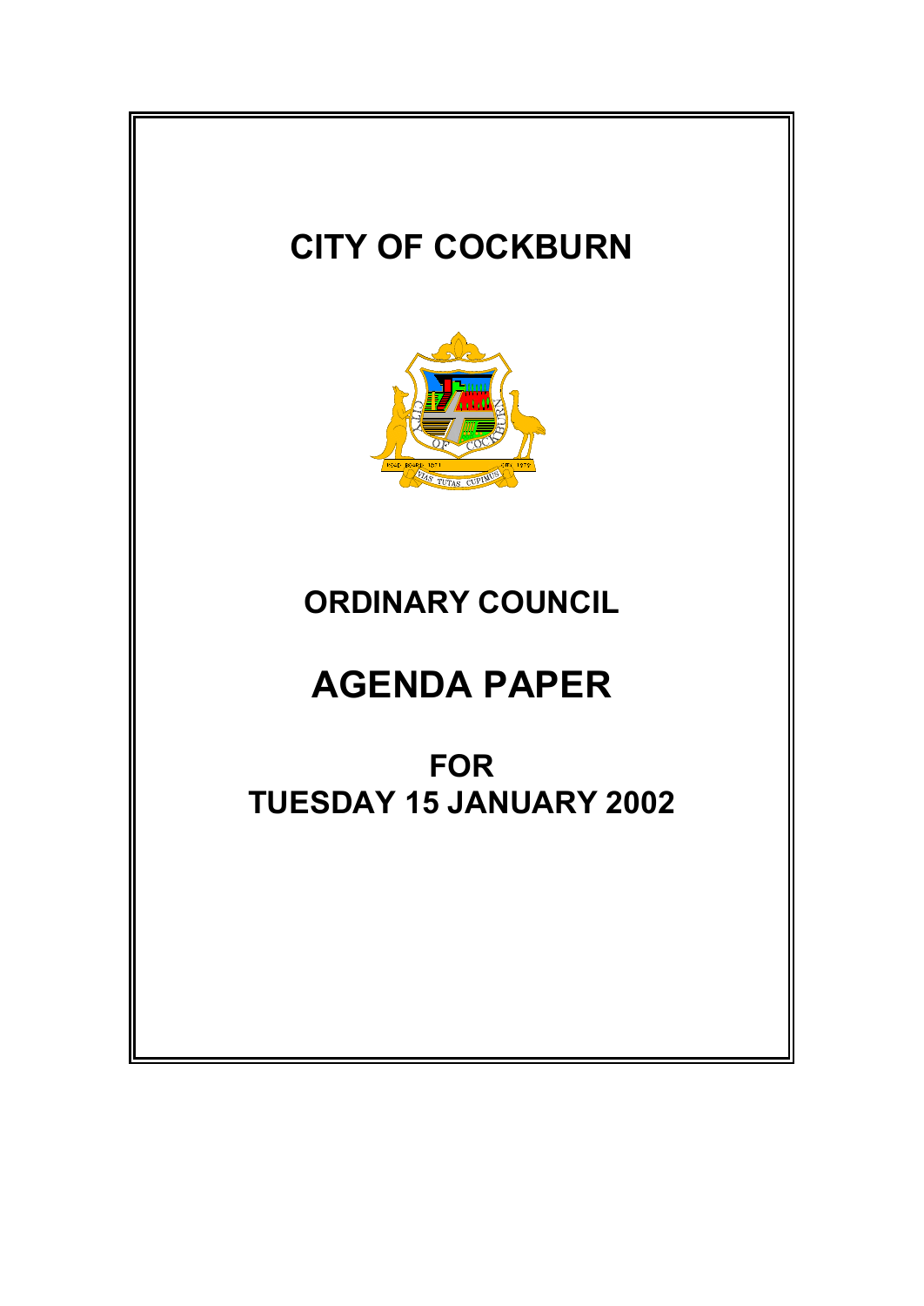# CITY OF COCKBURN

# ORDINARY COUNCIL

# AGENDA PAPER

## FOR
## TUESDAY 15 JANUARY 2002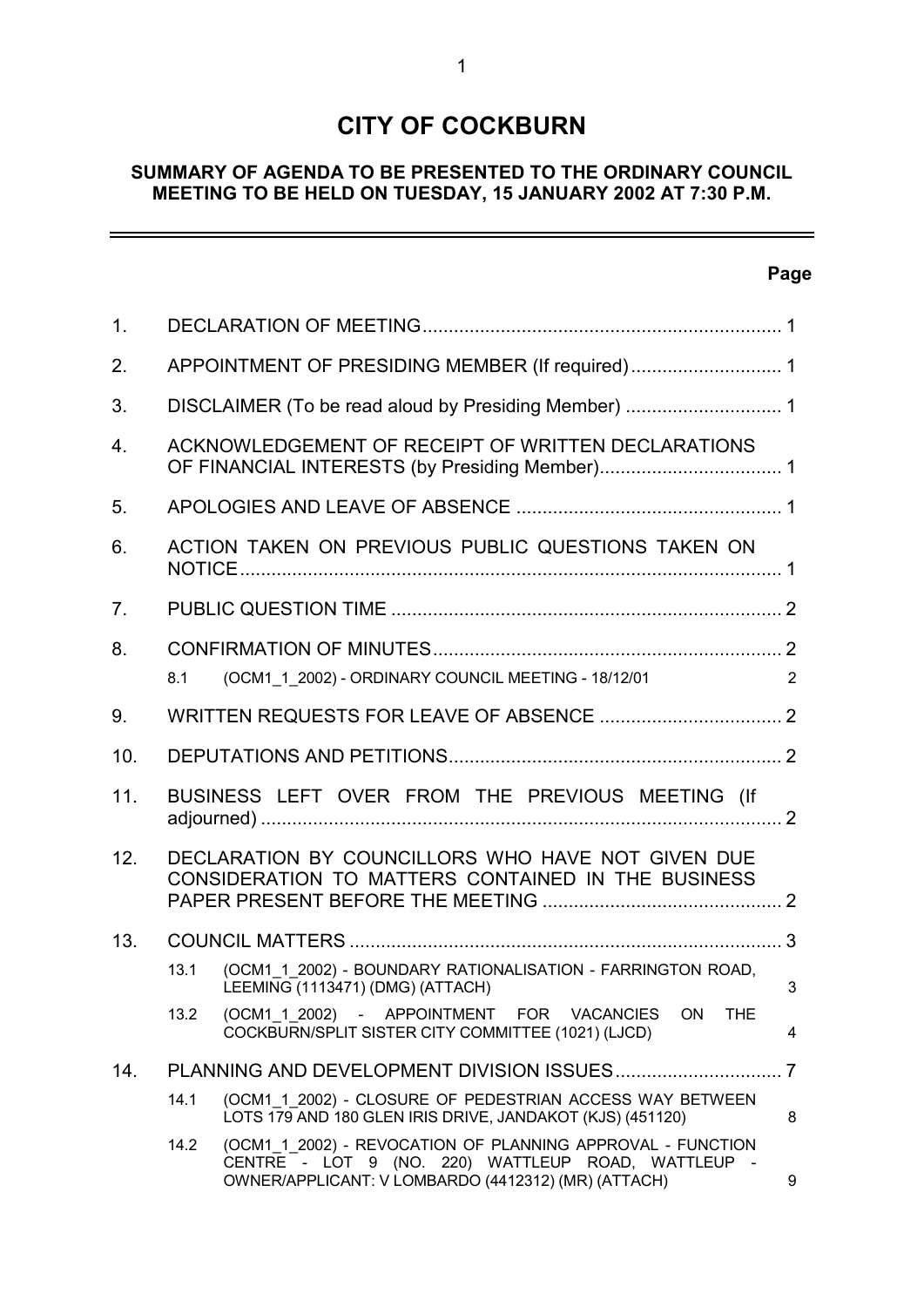# CITY OF COCKBURN

## SUMMARY OF AGENDA TO BE PRESENTED TO THE ORDINARY COUNCIL MEETING TO BE HELD ON TUESDAY, 15 JANUARY 2002 AT 7:30 P.M.

| | | | Page |
|---|---|---|---|
| 1. | DECLARATION OF MEETING | | 1 |
| 2. | APPOINTMENT OF PRESIDING MEMBER (If required) | | 1 |
| 3. | DISCLAIMER (To be read aloud by Presiding Member) | | 1 |
| 4. | ACKNOWLEDGEMENT OF RECEIPT OF WRITTEN DECLARATIONS OF FINANCIAL INTERESTS (by Presiding Member) | | 1 |
| 5. | APOLOGIES AND LEAVE OF ABSENCE | | 1 |
| 6. | ACTION TAKEN ON PREVIOUS PUBLIC QUESTIONS TAKEN ON NOTICE | | 1 |
| 7. | PUBLIC QUESTION TIME | | 2 |
| 8. | CONFIRMATION OF MINUTES | | 2 |
| | 8.1 | (OCM1_1_2002) - ORDINARY COUNCIL MEETING - 18/12/01 | 2 |
| 9. | WRITTEN REQUESTS FOR LEAVE OF ABSENCE | | 2 |
| 10. | DEPUTATIONS AND PETITIONS | | 2 |
| 11. | BUSINESS LEFT OVER FROM THE PREVIOUS MEETING (If adjourned) | | 2 |
| 12. | DECLARATION BY COUNCILLORS WHO HAVE NOT GIVEN DUE CONSIDERATION TO MATTERS CONTAINED IN THE BUSINESS PAPER PRESENT BEFORE THE MEETING | | 2 |
| 13. | COUNCIL MATTERS | | 3 |
| | 13.1 | (OCM1_1_2002) - BOUNDARY RATIONALISATION - FARRINGTON ROAD, LEEMING (1113471) (DMG) (ATTACH) | 3 |
| | 13.2 | (OCM1_1_2002) - APPOINTMENT FOR VACANCIES ON THE COCKBURN/SPLIT SISTER CITY COMMITTEE (1021) (LJCD) | 4 |
| 14. | PLANNING AND DEVELOPMENT DIVISION ISSUES | | 7 |
| | 14.1 | (OCM1_1_2002) - CLOSURE OF PEDESTRIAN ACCESS WAY BETWEEN LOTS 179 AND 180 GLEN IRIS DRIVE, JANDAKOT (KJS) (451120) | 8 |
| | 14.2 | (OCM1_1_2002) - REVOCATION OF PLANNING APPROVAL - FUNCTION CENTRE - LOT 9 (NO. 220) WATTLEUP ROAD, WATTLEUP - OWNER/APPLICANT: V LOMBARDO (4412312) (MR) (ATTACH) | 9 |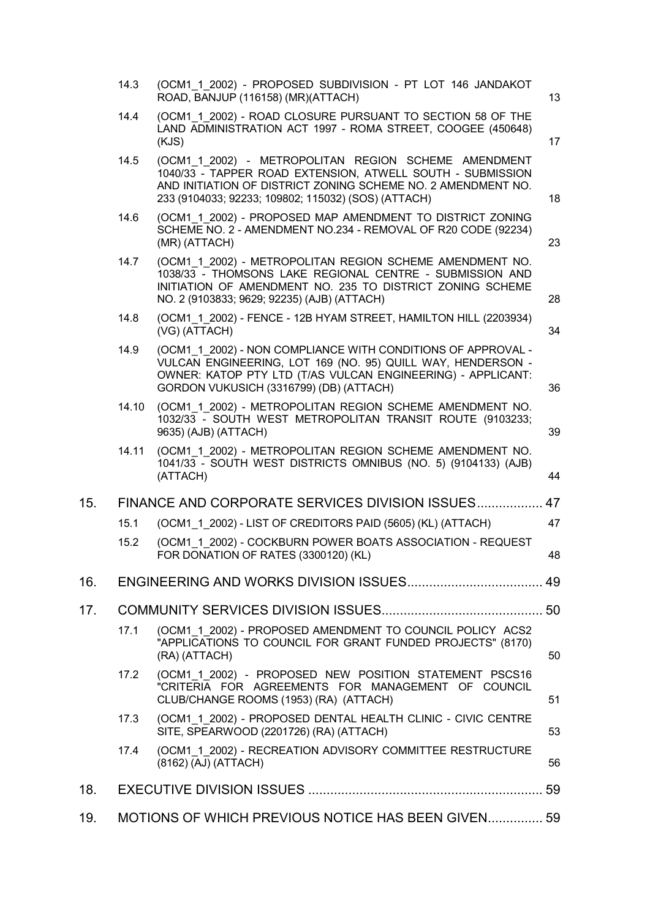| | | |
|---|---|---|
| 14.3 | (OCM1_1_2002) - PROPOSED SUBDIVISION - PT LOT 146 JANDAKOT ROAD, BANJUP (116158) (MR)(ATTACH) | 13 |
| 14.4 | (OCM1_1_2002) - ROAD CLOSURE PURSUANT TO SECTION 58 OF THE LAND ADMINISTRATION ACT 1997 - ROMA STREET, COOGEE (450648) (KJS) | 17 |
| 14.5 | (OCM1_1_2002) - METROPOLITAN REGION SCHEME AMENDMENT 1040/33 - TAPPER ROAD EXTENSION, ATWELL SOUTH - SUBMISSION AND INITIATION OF DISTRICT ZONING SCHEME NO. 2 AMENDMENT NO. 233 (9104033; 92233; 109802; 115032) (SOS) (ATTACH) | 18 |
| 14.6 | (OCM1_1_2002) - PROPOSED MAP AMENDMENT TO DISTRICT ZONING SCHEME NO. 2 - AMENDMENT NO.234 - REMOVAL OF R20 CODE (92234) (MR) (ATTACH) | 23 |
| 14.7 | (OCM1_1_2002) - METROPOLITAN REGION SCHEME AMENDMENT NO. 1038/33 - THOMSONS LAKE REGIONAL CENTRE - SUBMISSION AND INITIATION OF AMENDMENT NO. 235 TO DISTRICT ZONING SCHEME NO. 2 (9103833; 9629; 92235) (AJB) (ATTACH) | 28 |
| 14.8 | (OCM1_1_2002) - FENCE - 12B HYAM STREET, HAMILTON HILL (2203934) (VG) (ATTACH) | 34 |
| 14.9 | (OCM1_1_2002) - NON COMPLIANCE WITH CONDITIONS OF APPROVAL - VULCAN ENGINEERING, LOT 169 (NO. 95) QUILL WAY, HENDERSON - OWNER: KATOP PTY LTD (T/AS VULCAN ENGINEERING) - APPLICANT: GORDON VUKUSICH (3316799) (DB) (ATTACH) | 36 |
| 14.10 | (OCM1_1_2002) - METROPOLITAN REGION SCHEME AMENDMENT NO. 1032/33 - SOUTH WEST METROPOLITAN TRANSIT ROUTE (9103233; 9635) (AJB) (ATTACH) | 39 |
| 14.11 | (OCM1_1_2002) - METROPOLITAN REGION SCHEME AMENDMENT NO. 1041/33 - SOUTH WEST DISTRICTS OMNIBUS (NO. 5) (9104133) (AJB) (ATTACH) | 44 |

## 15. FINANCE AND CORPORATE SERVICES DIVISION ISSUES .................. 47

| | | |
|---|---|---|
| 15.1 | (OCM1_1_2002) - LIST OF CREDITORS PAID (5605) (KL) (ATTACH) | 47 |
| 15.2 | (OCM1_1_2002) - COCKBURN POWER BOATS ASSOCIATION - REQUEST FOR DONATION OF RATES (3300120) (KL) | 48 |

## 16. ENGINEERING AND WORKS DIVISION ISSUES ..................................... 49

## 17. COMMUNITY SERVICES DIVISION ISSUES ............................................ 50

| | | |
|---|---|---|
| 17.1 | (OCM1_1_2002) - PROPOSED AMENDMENT TO COUNCIL POLICY ACS2 "APPLICATIONS TO COUNCIL FOR GRANT FUNDED PROJECTS" (8170) (RA) (ATTACH) | 50 |
| 17.2 | (OCM1_1_2002) - PROPOSED NEW POSITION STATEMENT PSCS16 "CRITERIA FOR AGREEMENTS FOR MANAGEMENT OF COUNCIL CLUB/CHANGE ROOMS (1953) (RA) (ATTACH) | 51 |
| 17.3 | (OCM1_1_2002) - PROPOSED DENTAL HEALTH CLINIC - CIVIC CENTRE SITE, SPEARWOOD (2201726) (RA) (ATTACH) | 53 |
| 17.4 | (OCM1_1_2002) - RECREATION ADVISORY COMMITTEE RESTRUCTURE (8162) (AJ) (ATTACH) | 56 |

## 18. EXECUTIVE DIVISION ISSUES ................................................................ 59

## 19. MOTIONS OF WHICH PREVIOUS NOTICE HAS BEEN GIVEN ............... 59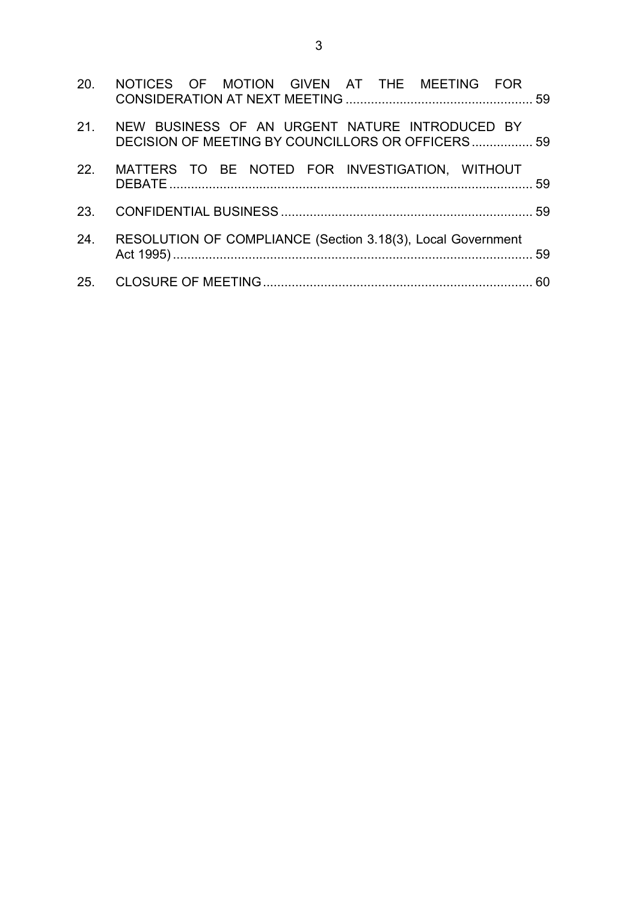20. NOTICES OF MOTION GIVEN AT THE MEETING FOR CONSIDERATION AT NEXT MEETING .................................................... 59

21. NEW BUSINESS OF AN URGENT NATURE INTRODUCED BY DECISION OF MEETING BY COUNCILLORS OR OFFICERS ................. 59

22. MATTERS TO BE NOTED FOR INVESTIGATION, WITHOUT DEBATE ..................................................................................................... 59

23. CONFIDENTIAL BUSINESS ..................................................................... 59

24. RESOLUTION OF COMPLIANCE (Section 3.18(3), Local Government Act 1995) ..................................................................................................... 59

25. CLOSURE OF MEETING .......................................................................... 60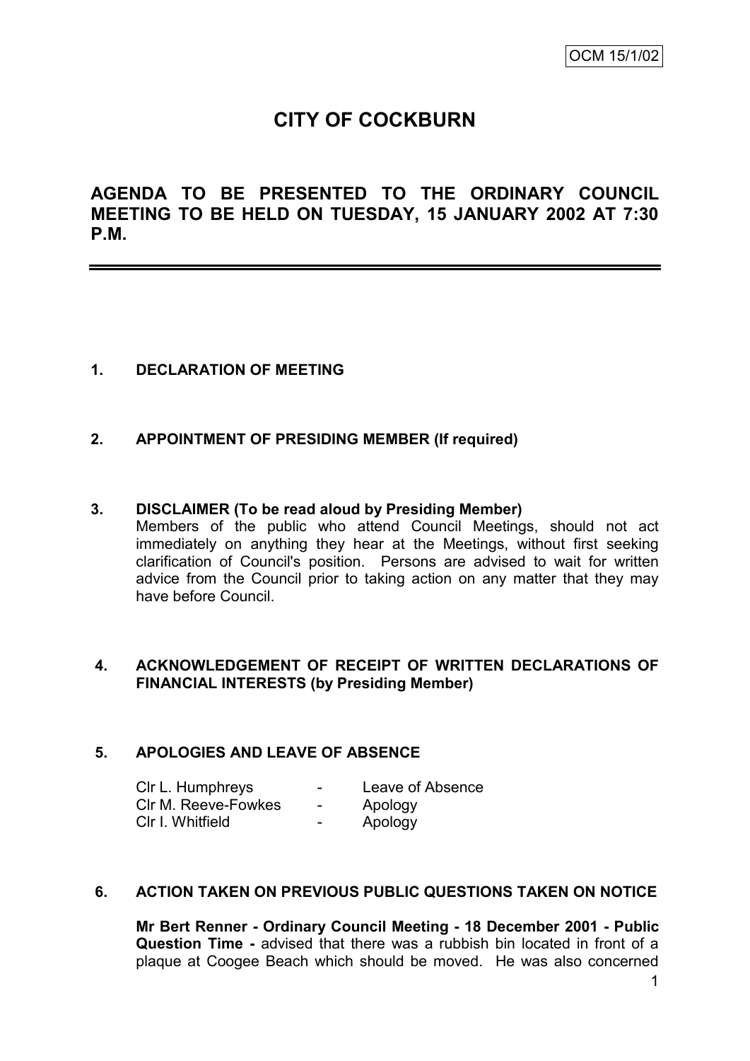OCM 15/1/02

# CITY OF COCKBURN

## AGENDA TO BE PRESENTED TO THE ORDINARY COUNCIL MEETING TO BE HELD ON TUESDAY, 15 JANUARY 2002 AT 7:30 P.M.

---

**1. DECLARATION OF MEETING**

**2. APPOINTMENT OF PRESIDING MEMBER (If required)**

**3. DISCLAIMER (To be read aloud by Presiding Member)**

Members of the public who attend Council Meetings, should not act immediately on anything they hear at the Meetings, without first seeking clarification of Council's position. Persons are advised to wait for written advice from the Council prior to taking action on any matter that they may have before Council.

**4. ACKNOWLEDGEMENT OF RECEIPT OF WRITTEN DECLARATIONS OF FINANCIAL INTERESTS (by Presiding Member)**

**5. APOLOGIES AND LEAVE OF ABSENCE**

| | | |
|---|---|---|
| Clr L. Humphreys | - | Leave of Absence |
| Clr M. Reeve-Fowkes | - | Apology |
| Clr I. Whitfield | - | Apology |

**6. ACTION TAKEN ON PREVIOUS PUBLIC QUESTIONS TAKEN ON NOTICE**

**Mr Bert Renner - Ordinary Council Meeting - 18 December 2001 - Public Question Time -** advised that there was a rubbish bin located in front of a plaque at Coogee Beach which should be moved. He was also concerned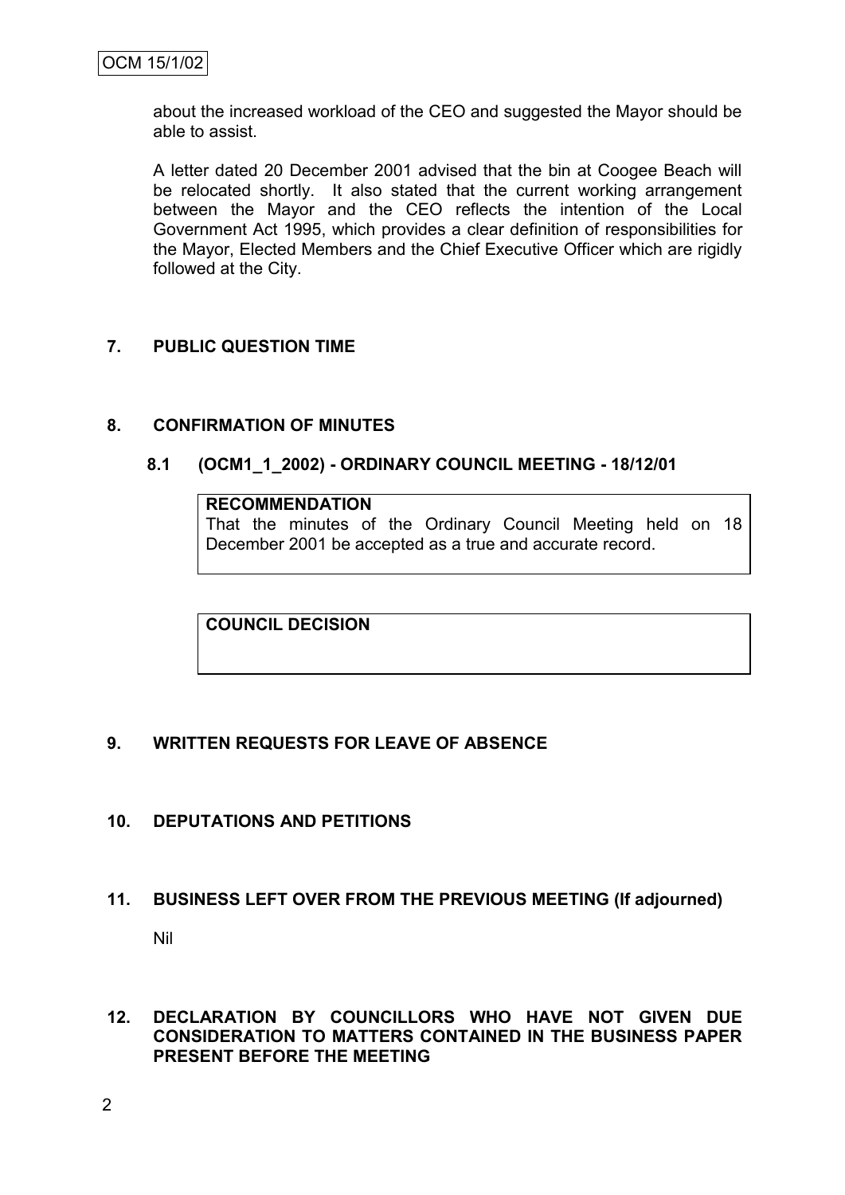about the increased workload of the CEO and suggested the Mayor should be able to assist.

A letter dated 20 December 2001 advised that the bin at Coogee Beach will be relocated shortly. It also stated that the current working arrangement between the Mayor and the CEO reflects the intention of the Local Government Act 1995, which provides a clear definition of responsibilities for the Mayor, Elected Members and the Chief Executive Officer which are rigidly followed at the City.

## 7. PUBLIC QUESTION TIME

## 8. CONFIRMATION OF MINUTES

### 8.1 (OCM1_1_2002) - ORDINARY COUNCIL MEETING - 18/12/01

**RECOMMENDATION**
That the minutes of the Ordinary Council Meeting held on 18 December 2001 be accepted as a true and accurate record.

**COUNCIL DECISION**

## 9. WRITTEN REQUESTS FOR LEAVE OF ABSENCE

## 10. DEPUTATIONS AND PETITIONS

## 11. BUSINESS LEFT OVER FROM THE PREVIOUS MEETING (If adjourned)

Nil

## 12. DECLARATION BY COUNCILLORS WHO HAVE NOT GIVEN DUE CONSIDERATION TO MATTERS CONTAINED IN THE BUSINESS PAPER PRESENT BEFORE THE MEETING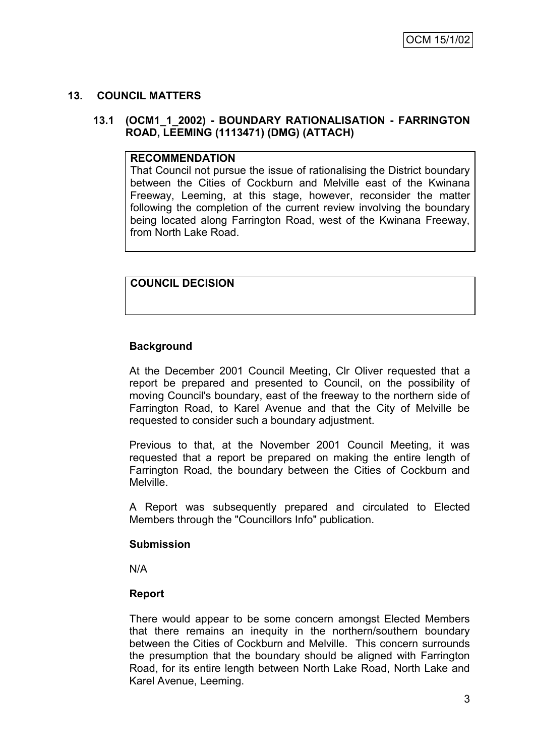## 13. COUNCIL MATTERS

### 13.1 (OCM1_1_2002) - BOUNDARY RATIONALISATION - FARRINGTON ROAD, LEEMING (1113471) (DMG) (ATTACH)

**RECOMMENDATION**

That Council not pursue the issue of rationalising the District boundary between the Cities of Cockburn and Melville east of the Kwinana Freeway, Leeming, at this stage, however, reconsider the matter following the completion of the current review involving the boundary being located along Farrington Road, west of the Kwinana Freeway, from North Lake Road.

**COUNCIL DECISION**

**Background**

At the December 2001 Council Meeting, Clr Oliver requested that a report be prepared and presented to Council, on the possibility of moving Council's boundary, east of the freeway to the northern side of Farrington Road, to Karel Avenue and that the City of Melville be requested to consider such a boundary adjustment.

Previous to that, at the November 2001 Council Meeting, it was requested that a report be prepared on making the entire length of Farrington Road, the boundary between the Cities of Cockburn and Melville.

A Report was subsequently prepared and circulated to Elected Members through the "Councillors Info" publication.

**Submission**

N/A

**Report**

There would appear to be some concern amongst Elected Members that there remains an inequity in the northern/southern boundary between the Cities of Cockburn and Melville. This concern surrounds the presumption that the boundary should be aligned with Farrington Road, for its entire length between North Lake Road, North Lake and Karel Avenue, Leeming.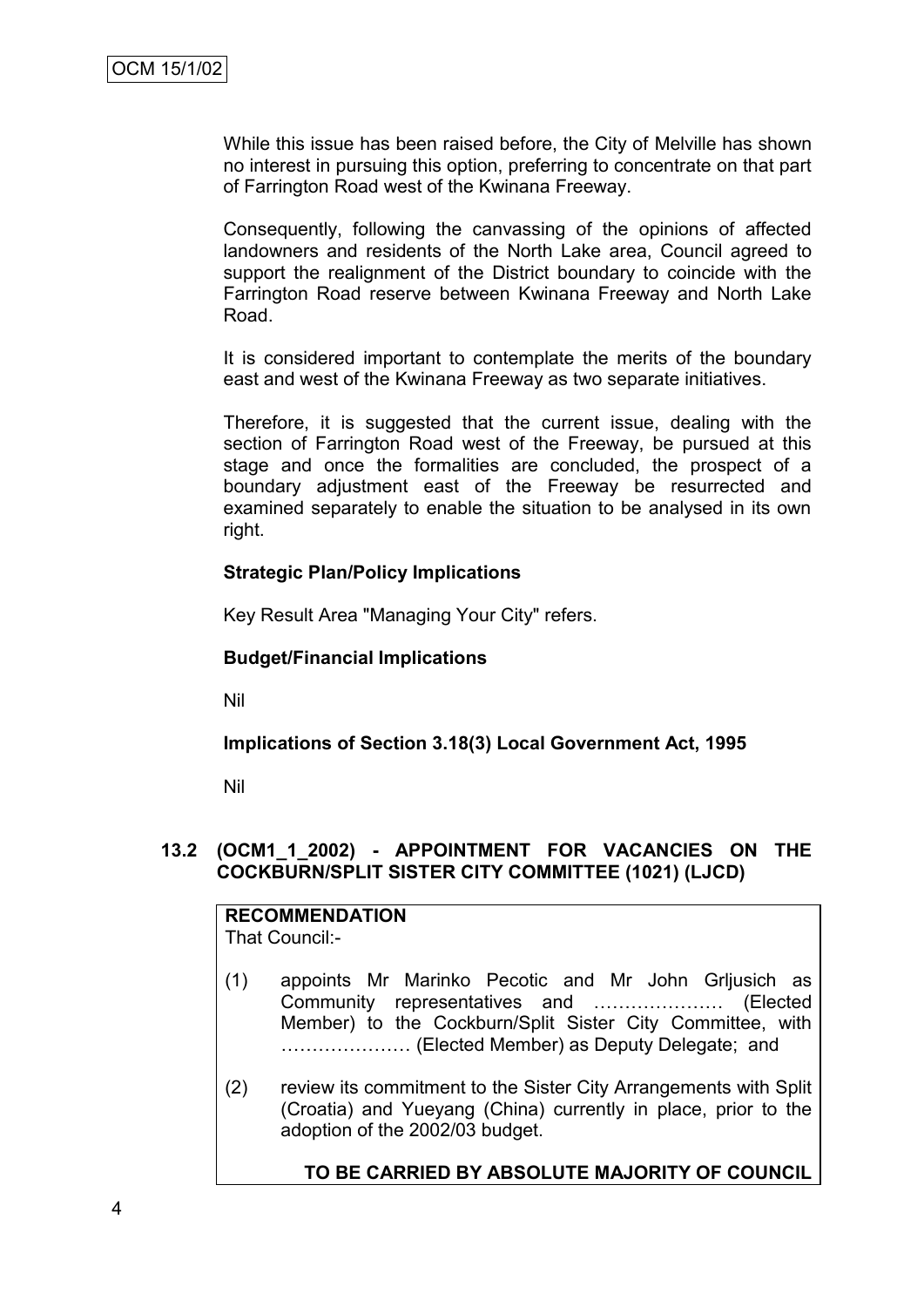While this issue has been raised before, the City of Melville has shown no interest in pursuing this option, preferring to concentrate on that part of Farrington Road west of the Kwinana Freeway.

Consequently, following the canvassing of the opinions of affected landowners and residents of the North Lake area, Council agreed to support the realignment of the District boundary to coincide with the Farrington Road reserve between Kwinana Freeway and North Lake Road.

It is considered important to contemplate the merits of the boundary east and west of the Kwinana Freeway as two separate initiatives.

Therefore, it is suggested that the current issue, dealing with the section of Farrington Road west of the Freeway, be pursued at this stage and once the formalities are concluded, the prospect of a boundary adjustment east of the Freeway be resurrected and examined separately to enable the situation to be analysed in its own right.

**Strategic Plan/Policy Implications**

Key Result Area "Managing Your City" refers.

**Budget/Financial Implications**

Nil

**Implications of Section 3.18(3) Local Government Act, 1995**

Nil

### 13.2 (OCM1_1_2002) - APPOINTMENT FOR VACANCIES ON THE COCKBURN/SPLIT SISTER CITY COMMITTEE (1021) (LJCD)

**RECOMMENDATION**
That Council:-

(1) appoints Mr Marinko Pecotic and Mr John Grljusich as Community representatives and ………………… (Elected Member) to the Cockburn/Split Sister City Committee, with ………………… (Elected Member) as Deputy Delegate; and

(2) review its commitment to the Sister City Arrangements with Split (Croatia) and Yueyang (China) currently in place, prior to the adoption of the 2002/03 budget.

**TO BE CARRIED BY ABSOLUTE MAJORITY OF COUNCIL**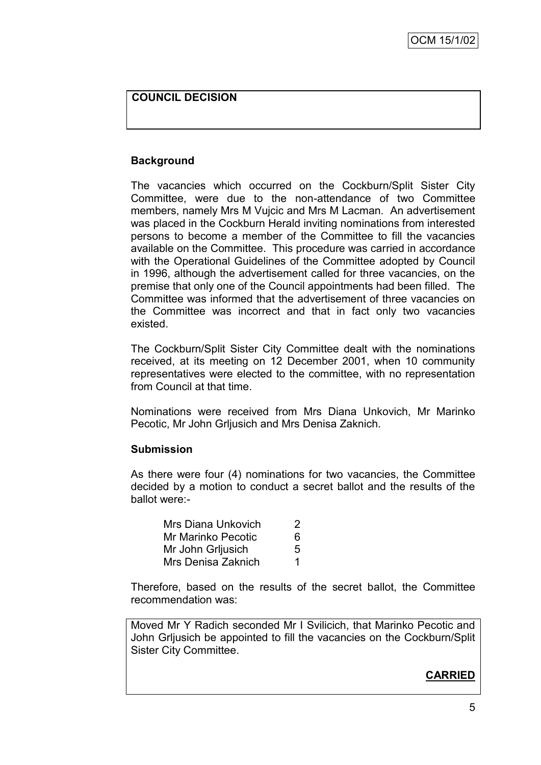**COUNCIL DECISION**

**Background**

The vacancies which occurred on the Cockburn/Split Sister City Committee, were due to the non-attendance of two Committee members, namely Mrs M Vujcic and Mrs M Lacman. An advertisement was placed in the Cockburn Herald inviting nominations from interested persons to become a member of the Committee to fill the vacancies available on the Committee. This procedure was carried in accordance with the Operational Guidelines of the Committee adopted by Council in 1996, although the advertisement called for three vacancies, on the premise that only one of the Council appointments had been filled. The Committee was informed that the advertisement of three vacancies on the Committee was incorrect and that in fact only two vacancies existed.

The Cockburn/Split Sister City Committee dealt with the nominations received, at its meeting on 12 December 2001, when 10 community representatives were elected to the committee, with no representation from Council at that time.

Nominations were received from Mrs Diana Unkovich, Mr Marinko Pecotic, Mr John Grljusich and Mrs Denisa Zaknich.

**Submission**

As there were four (4) nominations for two vacancies, the Committee decided by a motion to conduct a secret ballot and the results of the ballot were:-

| | |
|---|---|
| Mrs Diana Unkovich | 2 |
| Mr Marinko Pecotic | 6 |
| Mr John Grljusich | 5 |
| Mrs Denisa Zaknich | 1 |

Therefore, based on the results of the secret ballot, the Committee recommendation was:

Moved Mr Y Radich seconded Mr I Svilicich, that Marinko Pecotic and John Grljusich be appointed to fill the vacancies on the Cockburn/Split Sister City Committee.

**CARRIED**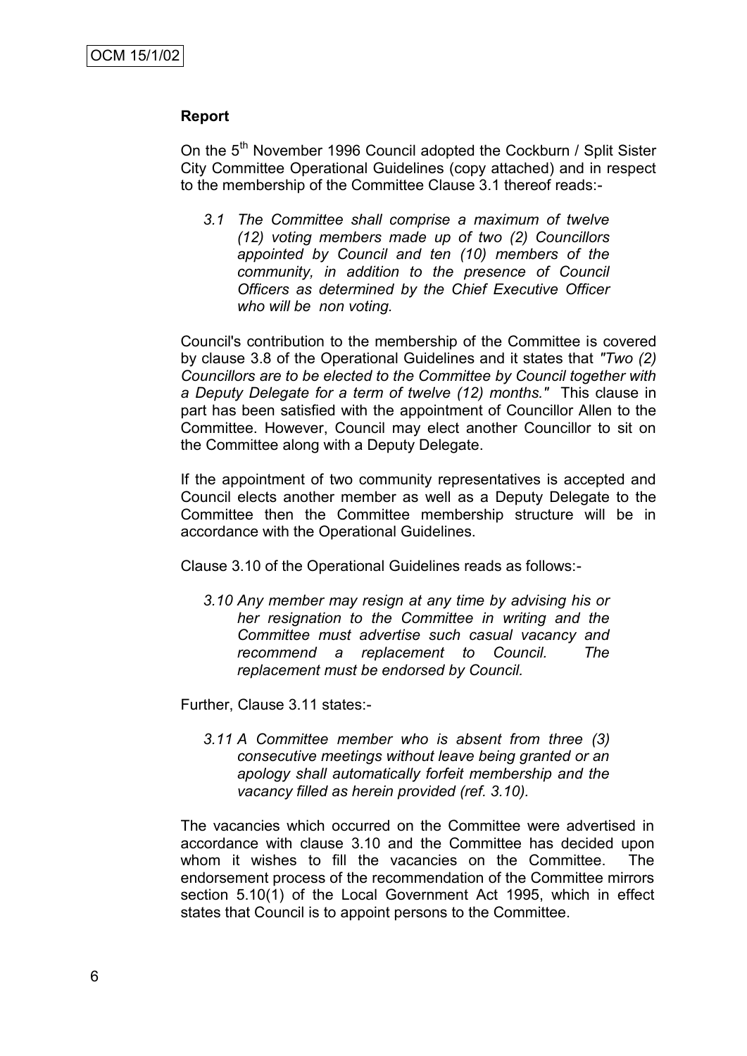OCM 15/1/02

**Report**

On the 5th November 1996 Council adopted the Cockburn / Split Sister City Committee Operational Guidelines (copy attached) and in respect to the membership of the Committee Clause 3.1 thereof reads:-

> *3.1 The Committee shall comprise a maximum of twelve (12) voting members made up of two (2) Councillors appointed by Council and ten (10) members of the community, in addition to the presence of Council Officers as determined by the Chief Executive Officer who will be non voting.*

Council's contribution to the membership of the Committee is covered by clause 3.8 of the Operational Guidelines and it states that *"Two (2) Councillors are to be elected to the Committee by Council together with a Deputy Delegate for a term of twelve (12) months."* This clause in part has been satisfied with the appointment of Councillor Allen to the Committee. However, Council may elect another Councillor to sit on the Committee along with a Deputy Delegate.

If the appointment of two community representatives is accepted and Council elects another member as well as a Deputy Delegate to the Committee then the Committee membership structure will be in accordance with the Operational Guidelines.

Clause 3.10 of the Operational Guidelines reads as follows:-

> *3.10 Any member may resign at any time by advising his or her resignation to the Committee in writing and the Committee must advertise such casual vacancy and recommend a replacement to Council. The replacement must be endorsed by Council.*

Further, Clause 3.11 states:-

> *3.11 A Committee member who is absent from three (3) consecutive meetings without leave being granted or an apology shall automatically forfeit membership and the vacancy filled as herein provided (ref. 3.10).*

The vacancies which occurred on the Committee were advertised in accordance with clause 3.10 and the Committee has decided upon whom it wishes to fill the vacancies on the Committee. The endorsement process of the recommendation of the Committee mirrors section 5.10(1) of the Local Government Act 1995, which in effect states that Council is to appoint persons to the Committee.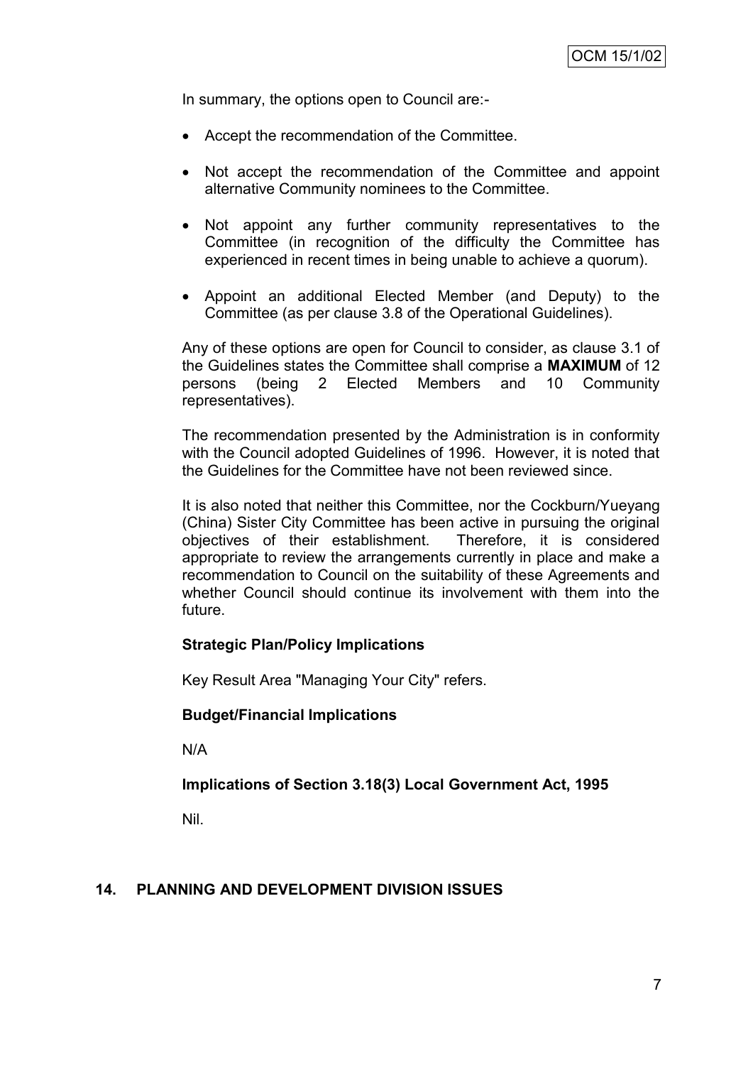In summary, the options open to Council are:-

- Accept the recommendation of the Committee.
- Not accept the recommendation of the Committee and appoint alternative Community nominees to the Committee.
- Not appoint any further community representatives to the Committee (in recognition of the difficulty the Committee has experienced in recent times in being unable to achieve a quorum).
- Appoint an additional Elected Member (and Deputy) to the Committee (as per clause 3.8 of the Operational Guidelines).

Any of these options are open for Council to consider, as clause 3.1 of the Guidelines states the Committee shall comprise a **MAXIMUM** of 12 persons (being 2 Elected Members and 10 Community representatives).

The recommendation presented by the Administration is in conformity with the Council adopted Guidelines of 1996. However, it is noted that the Guidelines for the Committee have not been reviewed since.

It is also noted that neither this Committee, nor the Cockburn/Yueyang (China) Sister City Committee has been active in pursuing the original objectives of their establishment. Therefore, it is considered appropriate to review the arrangements currently in place and make a recommendation to Council on the suitability of these Agreements and whether Council should continue its involvement with them into the future.

**Strategic Plan/Policy Implications**

Key Result Area "Managing Your City" refers.

**Budget/Financial Implications**

N/A

**Implications of Section 3.18(3) Local Government Act, 1995**

Nil.

## 14. PLANNING AND DEVELOPMENT DIVISION ISSUES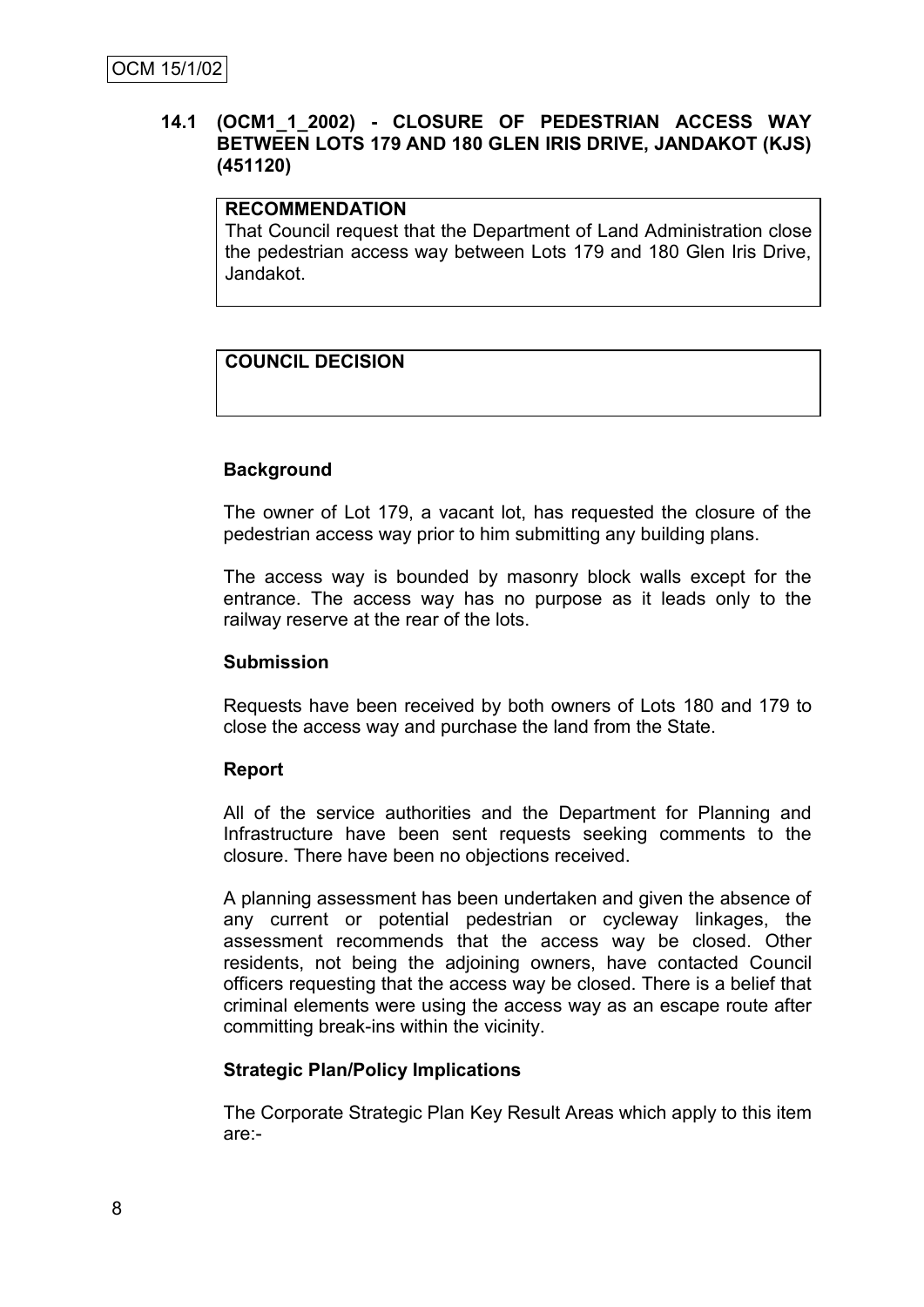OCM 15/1/02

## 14.1 (OCM1_1_2002) - CLOSURE OF PEDESTRIAN ACCESS WAY BETWEEN LOTS 179 AND 180 GLEN IRIS DRIVE, JANDAKOT (KJS) (451120)

**RECOMMENDATION**

That Council request that the Department of Land Administration close the pedestrian access way between Lots 179 and 180 Glen Iris Drive, Jandakot.

**COUNCIL DECISION**

### Background

The owner of Lot 179, a vacant lot, has requested the closure of the pedestrian access way prior to him submitting any building plans.

The access way is bounded by masonry block walls except for the entrance. The access way has no purpose as it leads only to the railway reserve at the rear of the lots.

### Submission

Requests have been received by both owners of Lots 180 and 179 to close the access way and purchase the land from the State.

### Report

All of the service authorities and the Department for Planning and Infrastructure have been sent requests seeking comments to the closure. There have been no objections received.

A planning assessment has been undertaken and given the absence of any current or potential pedestrian or cycleway linkages, the assessment recommends that the access way be closed. Other residents, not being the adjoining owners, have contacted Council officers requesting that the access way be closed. There is a belief that criminal elements were using the access way as an escape route after committing break-ins within the vicinity.

### Strategic Plan/Policy Implications

The Corporate Strategic Plan Key Result Areas which apply to this item are:-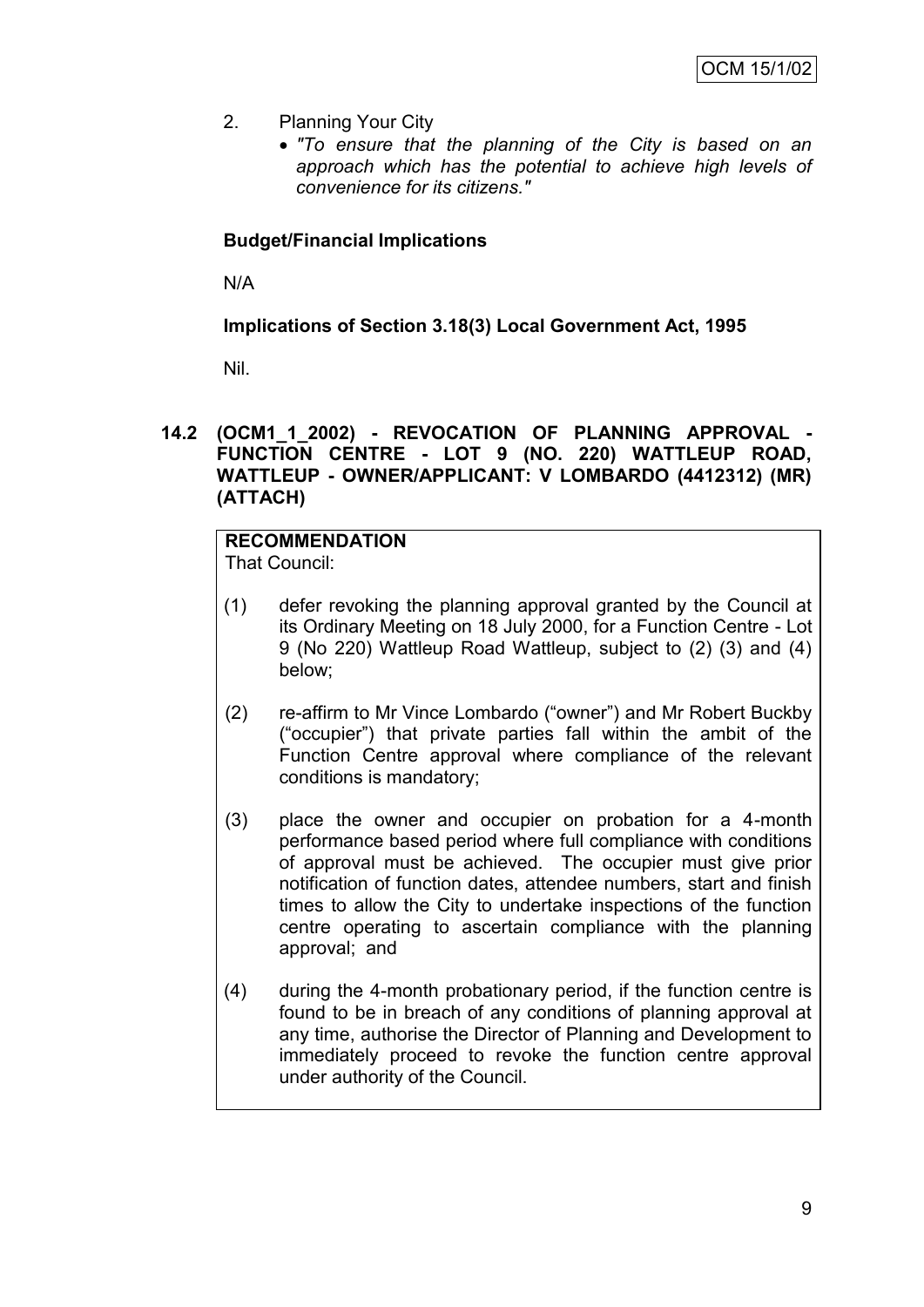2. Planning Your City
   - *"To ensure that the planning of the City is based on an approach which has the potential to achieve high levels of convenience for its citizens."*

**Budget/Financial Implications**

N/A

**Implications of Section 3.18(3) Local Government Act, 1995**

Nil.

## 14.2 (OCM1_1_2002) - REVOCATION OF PLANNING APPROVAL - FUNCTION CENTRE - LOT 9 (NO. 220) WATTLEUP ROAD, WATTLEUP - OWNER/APPLICANT: V LOMBARDO (4412312) (MR) (ATTACH)

**RECOMMENDATION**

That Council:

(1) defer revoking the planning approval granted by the Council at its Ordinary Meeting on 18 July 2000, for a Function Centre - Lot 9 (No 220) Wattleup Road Wattleup, subject to (2) (3) and (4) below;

(2) re-affirm to Mr Vince Lombardo ("owner") and Mr Robert Buckby ("occupier") that private parties fall within the ambit of the Function Centre approval where compliance of the relevant conditions is mandatory;

(3) place the owner and occupier on probation for a 4-month performance based period where full compliance with conditions of approval must be achieved. The occupier must give prior notification of function dates, attendee numbers, start and finish times to allow the City to undertake inspections of the function centre operating to ascertain compliance with the planning approval; and

(4) during the 4-month probationary period, if the function centre is found to be in breach of any conditions of planning approval at any time, authorise the Director of Planning and Development to immediately proceed to revoke the function centre approval under authority of the Council.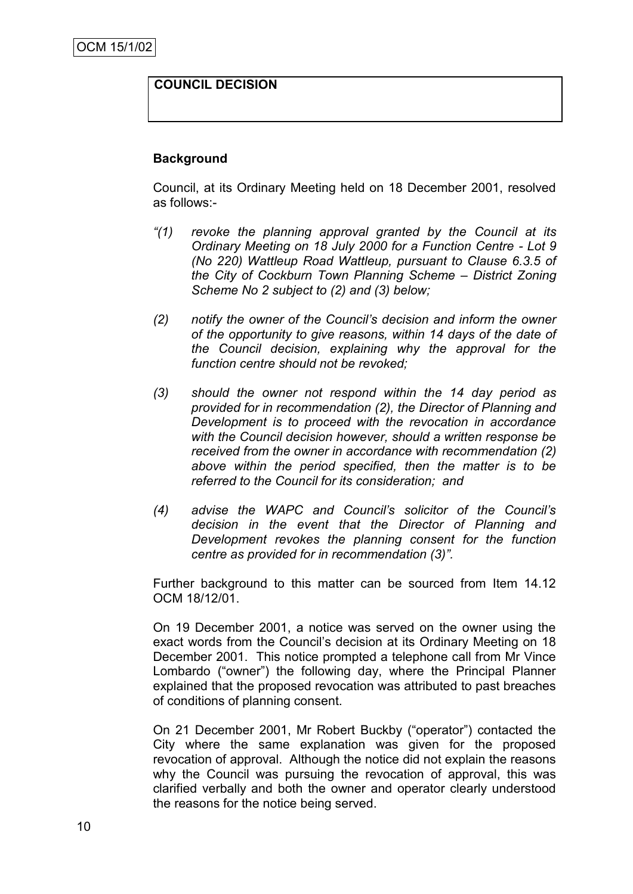OCM 15/1/02

**COUNCIL DECISION**

**Background**

Council, at its Ordinary Meeting held on 18 December 2001, resolved as follows:-

*"(1) revoke the planning approval granted by the Council at its Ordinary Meeting on 18 July 2000 for a Function Centre - Lot 9 (No 220) Wattleup Road Wattleup, pursuant to Clause 6.3.5 of the City of Cockburn Town Planning Scheme – District Zoning Scheme No 2 subject to (2) and (3) below;*

*(2) notify the owner of the Council's decision and inform the owner of the opportunity to give reasons, within 14 days of the date of the Council decision, explaining why the approval for the function centre should not be revoked;*

*(3) should the owner not respond within the 14 day period as provided for in recommendation (2), the Director of Planning and Development is to proceed with the revocation in accordance with the Council decision however, should a written response be received from the owner in accordance with recommendation (2) above within the period specified, then the matter is to be referred to the Council for its consideration; and*

*(4) advise the WAPC and Council's solicitor of the Council's decision in the event that the Director of Planning and Development revokes the planning consent for the function centre as provided for in recommendation (3)".*

Further background to this matter can be sourced from Item 14.12 OCM 18/12/01.

On 19 December 2001, a notice was served on the owner using the exact words from the Council's decision at its Ordinary Meeting on 18 December 2001. This notice prompted a telephone call from Mr Vince Lombardo ("owner") the following day, where the Principal Planner explained that the proposed revocation was attributed to past breaches of conditions of planning consent.

On 21 December 2001, Mr Robert Buckby ("operator") contacted the City where the same explanation was given for the proposed revocation of approval. Although the notice did not explain the reasons why the Council was pursuing the revocation of approval, this was clarified verbally and both the owner and operator clearly understood the reasons for the notice being served.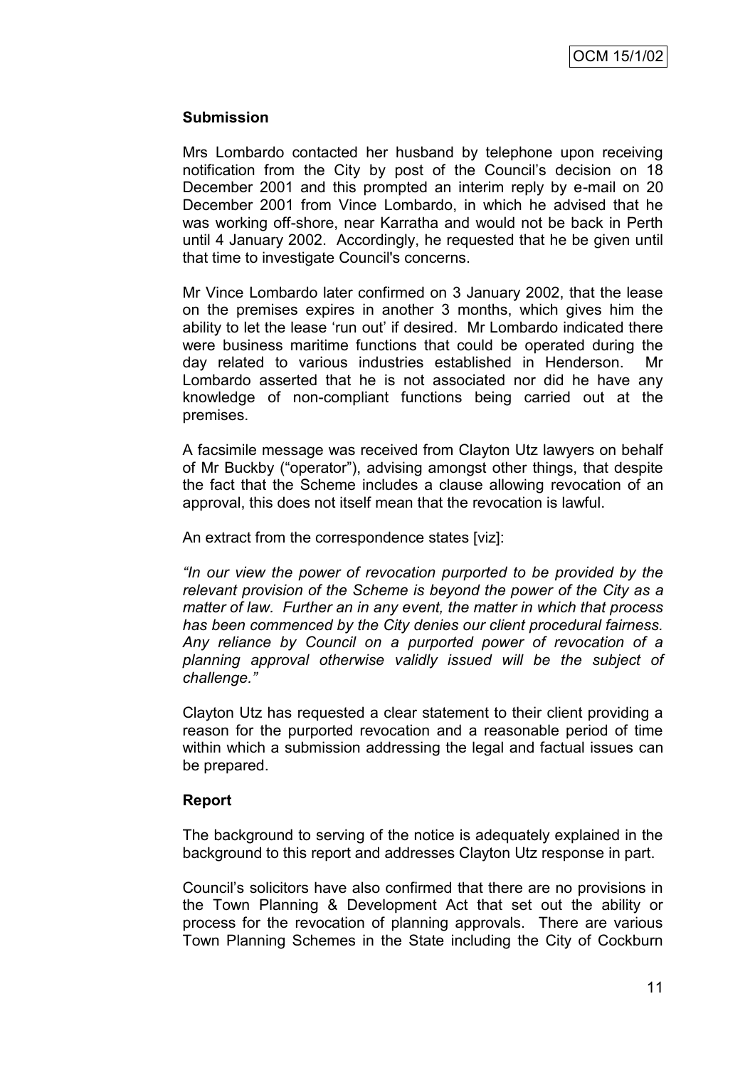## Submission

Mrs Lombardo contacted her husband by telephone upon receiving notification from the City by post of the Council's decision on 18 December 2001 and this prompted an interim reply by e-mail on 20 December 2001 from Vince Lombardo, in which he advised that he was working off-shore, near Karratha and would not be back in Perth until 4 January 2002. Accordingly, he requested that he be given until that time to investigate Council's concerns.

Mr Vince Lombardo later confirmed on 3 January 2002, that the lease on the premises expires in another 3 months, which gives him the ability to let the lease 'run out' if desired. Mr Lombardo indicated there were business maritime functions that could be operated during the day related to various industries established in Henderson. Mr Lombardo asserted that he is not associated nor did he have any knowledge of non-compliant functions being carried out at the premises.

A facsimile message was received from Clayton Utz lawyers on behalf of Mr Buckby ("operator"), advising amongst other things, that despite the fact that the Scheme includes a clause allowing revocation of an approval, this does not itself mean that the revocation is lawful.

An extract from the correspondence states [viz]:

*"In our view the power of revocation purported to be provided by the relevant provision of the Scheme is beyond the power of the City as a matter of law. Further an in any event, the matter in which that process has been commenced by the City denies our client procedural fairness. Any reliance by Council on a purported power of revocation of a planning approval otherwise validly issued will be the subject of challenge."*

Clayton Utz has requested a clear statement to their client providing a reason for the purported revocation and a reasonable period of time within which a submission addressing the legal and factual issues can be prepared.

## Report

The background to serving of the notice is adequately explained in the background to this report and addresses Clayton Utz response in part.

Council's solicitors have also confirmed that there are no provisions in the Town Planning & Development Act that set out the ability or process for the revocation of planning approvals. There are various Town Planning Schemes in the State including the City of Cockburn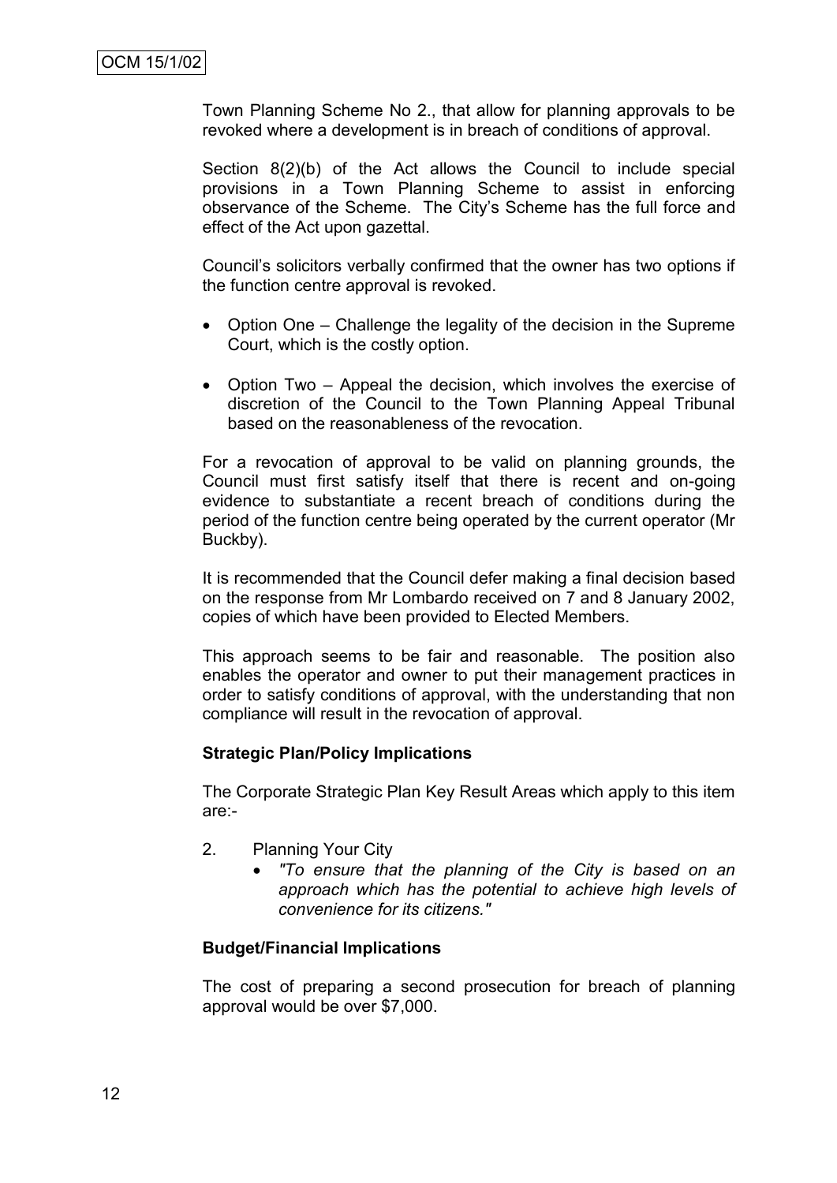Town Planning Scheme No 2., that allow for planning approvals to be revoked where a development is in breach of conditions of approval.

Section 8(2)(b) of the Act allows the Council to include special provisions in a Town Planning Scheme to assist in enforcing observance of the Scheme. The City's Scheme has the full force and effect of the Act upon gazettal.

Council's solicitors verbally confirmed that the owner has two options if the function centre approval is revoked.

- Option One – Challenge the legality of the decision in the Supreme Court, which is the costly option.
- Option Two – Appeal the decision, which involves the exercise of discretion of the Council to the Town Planning Appeal Tribunal based on the reasonableness of the revocation.

For a revocation of approval to be valid on planning grounds, the Council must first satisfy itself that there is recent and on-going evidence to substantiate a recent breach of conditions during the period of the function centre being operated by the current operator (Mr Buckby).

It is recommended that the Council defer making a final decision based on the response from Mr Lombardo received on 7 and 8 January 2002, copies of which have been provided to Elected Members.

This approach seems to be fair and reasonable. The position also enables the operator and owner to put their management practices in order to satisfy conditions of approval, with the understanding that non compliance will result in the revocation of approval.

**Strategic Plan/Policy Implications**

The Corporate Strategic Plan Key Result Areas which apply to this item are:-

2. Planning Your City
   - *"To ensure that the planning of the City is based on an approach which has the potential to achieve high levels of convenience for its citizens."*

**Budget/Financial Implications**

The cost of preparing a second prosecution for breach of planning approval would be over $7,000.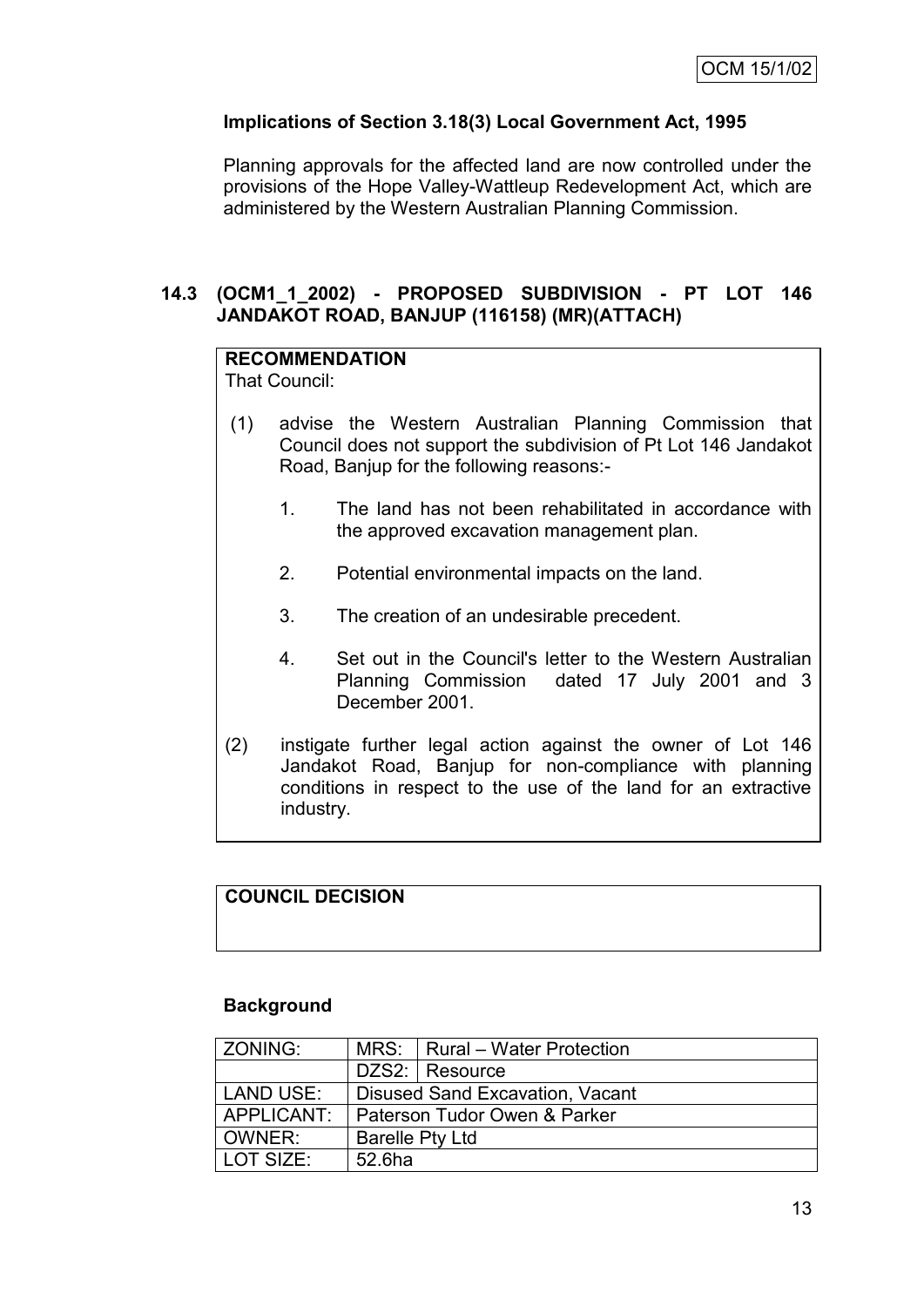**Implications of Section 3.18(3) Local Government Act, 1995**

Planning approvals for the affected land are now controlled under the provisions of the Hope Valley-Wattleup Redevelopment Act, which are administered by the Western Australian Planning Commission.

## 14.3 (OCM1_1_2002) - PROPOSED SUBDIVISION - PT LOT 146 JANDAKOT ROAD, BANJUP (116158) (MR)(ATTACH)

**RECOMMENDATION**

That Council:

(1) advise the Western Australian Planning Commission that Council does not support the subdivision of Pt Lot 146 Jandakot Road, Banjup for the following reasons:-

1. The land has not been rehabilitated in accordance with the approved excavation management plan.
2. Potential environmental impacts on the land.
3. The creation of an undesirable precedent.
4. Set out in the Council's letter to the Western Australian Planning Commission dated 17 July 2001 and 3 December 2001.

(2) instigate further legal action against the owner of Lot 146 Jandakot Road, Banjup for non-compliance with planning conditions in respect to the use of the land for an extractive industry.

**COUNCIL DECISION**

**Background**

| ZONING: | MRS: | Rural – Water Protection |
|---|---|---|
| | DZS2: | Resource |
| LAND USE: | Disused Sand Excavation, Vacant | |
| APPLICANT: | Paterson Tudor Owen & Parker | |
| OWNER: | Barelle Pty Ltd | |
| LOT SIZE: | 52.6ha | |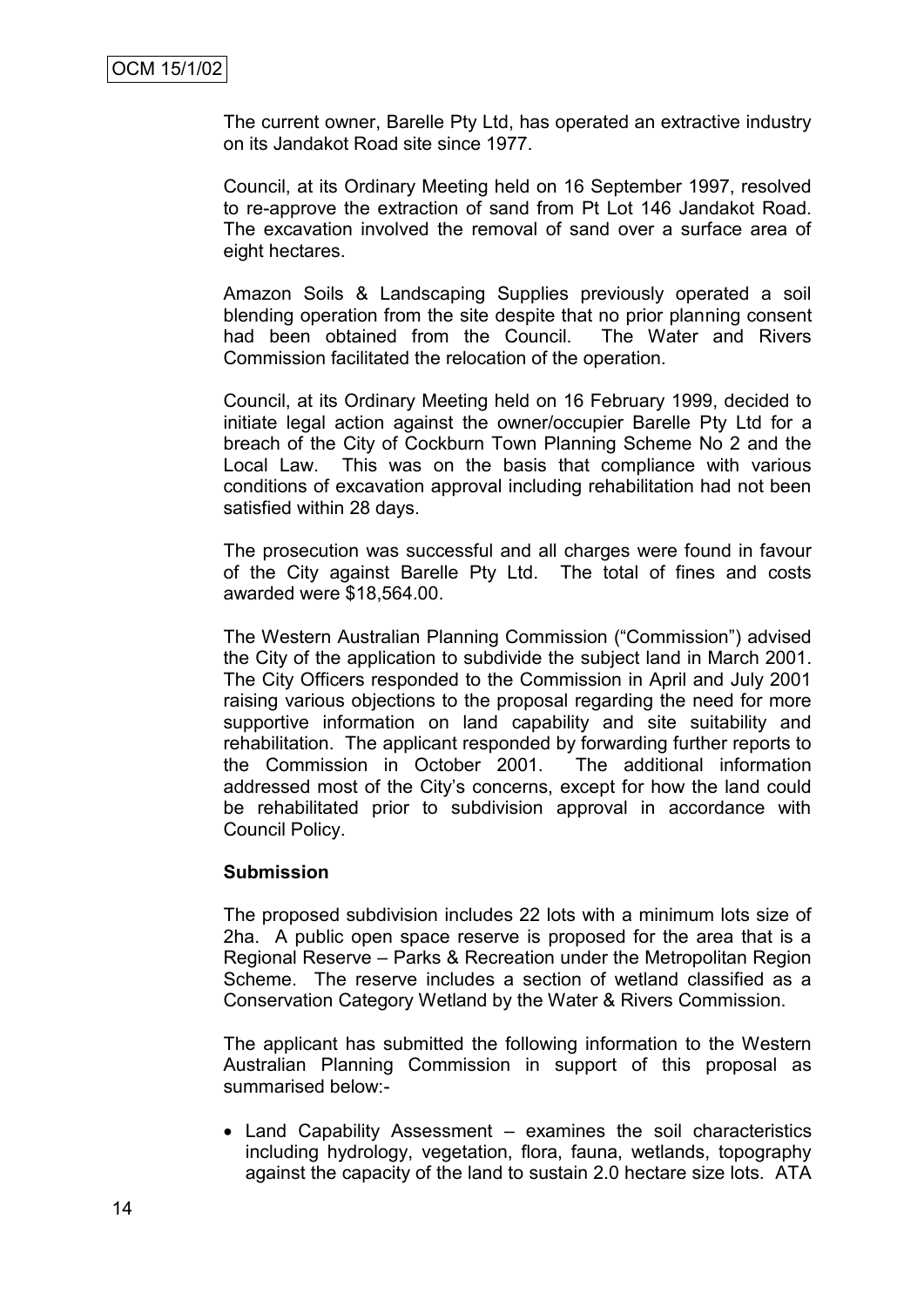The current owner, Barelle Pty Ltd, has operated an extractive industry on its Jandakot Road site since 1977.

Council, at its Ordinary Meeting held on 16 September 1997, resolved to re-approve the extraction of sand from Pt Lot 146 Jandakot Road. The excavation involved the removal of sand over a surface area of eight hectares.

Amazon Soils & Landscaping Supplies previously operated a soil blending operation from the site despite that no prior planning consent had been obtained from the Council. The Water and Rivers Commission facilitated the relocation of the operation.

Council, at its Ordinary Meeting held on 16 February 1999, decided to initiate legal action against the owner/occupier Barelle Pty Ltd for a breach of the City of Cockburn Town Planning Scheme No 2 and the Local Law. This was on the basis that compliance with various conditions of excavation approval including rehabilitation had not been satisfied within 28 days.

The prosecution was successful and all charges were found in favour of the City against Barelle Pty Ltd. The total of fines and costs awarded were $18,564.00.

The Western Australian Planning Commission ("Commission") advised the City of the application to subdivide the subject land in March 2001. The City Officers responded to the Commission in April and July 2001 raising various objections to the proposal regarding the need for more supportive information on land capability and site suitability and rehabilitation. The applicant responded by forwarding further reports to the Commission in October 2001. The additional information addressed most of the City's concerns, except for how the land could be rehabilitated prior to subdivision approval in accordance with Council Policy.

**Submission**

The proposed subdivision includes 22 lots with a minimum lots size of 2ha. A public open space reserve is proposed for the area that is a Regional Reserve – Parks & Recreation under the Metropolitan Region Scheme. The reserve includes a section of wetland classified as a Conservation Category Wetland by the Water & Rivers Commission.

The applicant has submitted the following information to the Western Australian Planning Commission in support of this proposal as summarised below:-

- Land Capability Assessment – examines the soil characteristics including hydrology, vegetation, flora, fauna, wetlands, topography against the capacity of the land to sustain 2.0 hectare size lots. ATA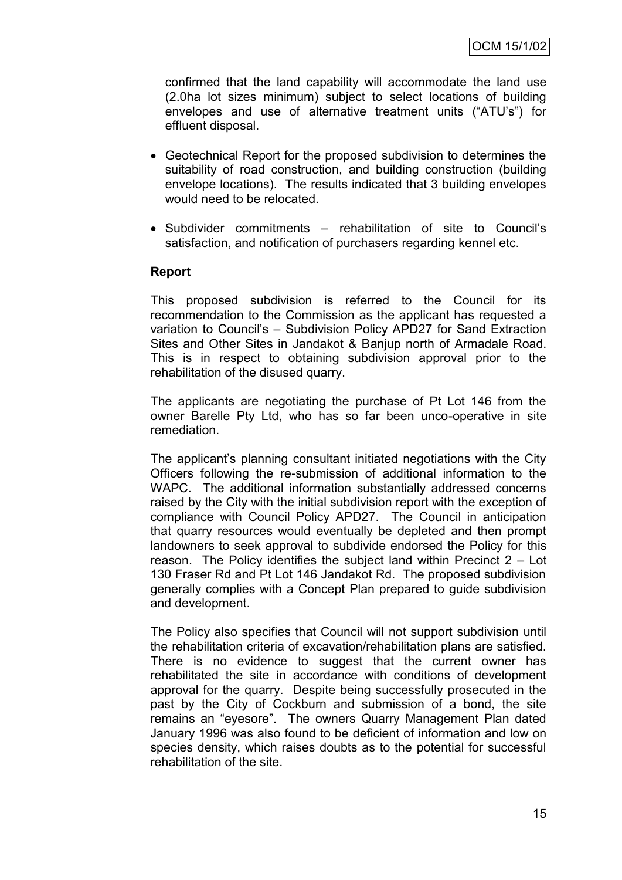confirmed that the land capability will accommodate the land use (2.0ha lot sizes minimum) subject to select locations of building envelopes and use of alternative treatment units ("ATU's") for effluent disposal.

- Geotechnical Report for the proposed subdivision to determines the suitability of road construction, and building construction (building envelope locations). The results indicated that 3 building envelopes would need to be relocated.
- Subdivider commitments – rehabilitation of site to Council's satisfaction, and notification of purchasers regarding kennel etc.

**Report**

This proposed subdivision is referred to the Council for its recommendation to the Commission as the applicant has requested a variation to Council's – Subdivision Policy APD27 for Sand Extraction Sites and Other Sites in Jandakot & Banjup north of Armadale Road. This is in respect to obtaining subdivision approval prior to the rehabilitation of the disused quarry.

The applicants are negotiating the purchase of Pt Lot 146 from the owner Barelle Pty Ltd, who has so far been unco-operative in site remediation.

The applicant's planning consultant initiated negotiations with the City Officers following the re-submission of additional information to the WAPC. The additional information substantially addressed concerns raised by the City with the initial subdivision report with the exception of compliance with Council Policy APD27. The Council in anticipation that quarry resources would eventually be depleted and then prompt landowners to seek approval to subdivide endorsed the Policy for this reason. The Policy identifies the subject land within Precinct 2 – Lot 130 Fraser Rd and Pt Lot 146 Jandakot Rd. The proposed subdivision generally complies with a Concept Plan prepared to guide subdivision and development.

The Policy also specifies that Council will not support subdivision until the rehabilitation criteria of excavation/rehabilitation plans are satisfied. There is no evidence to suggest that the current owner has rehabilitated the site in accordance with conditions of development approval for the quarry. Despite being successfully prosecuted in the past by the City of Cockburn and submission of a bond, the site remains an "eyesore". The owners Quarry Management Plan dated January 1996 was also found to be deficient of information and low on species density, which raises doubts as to the potential for successful rehabilitation of the site.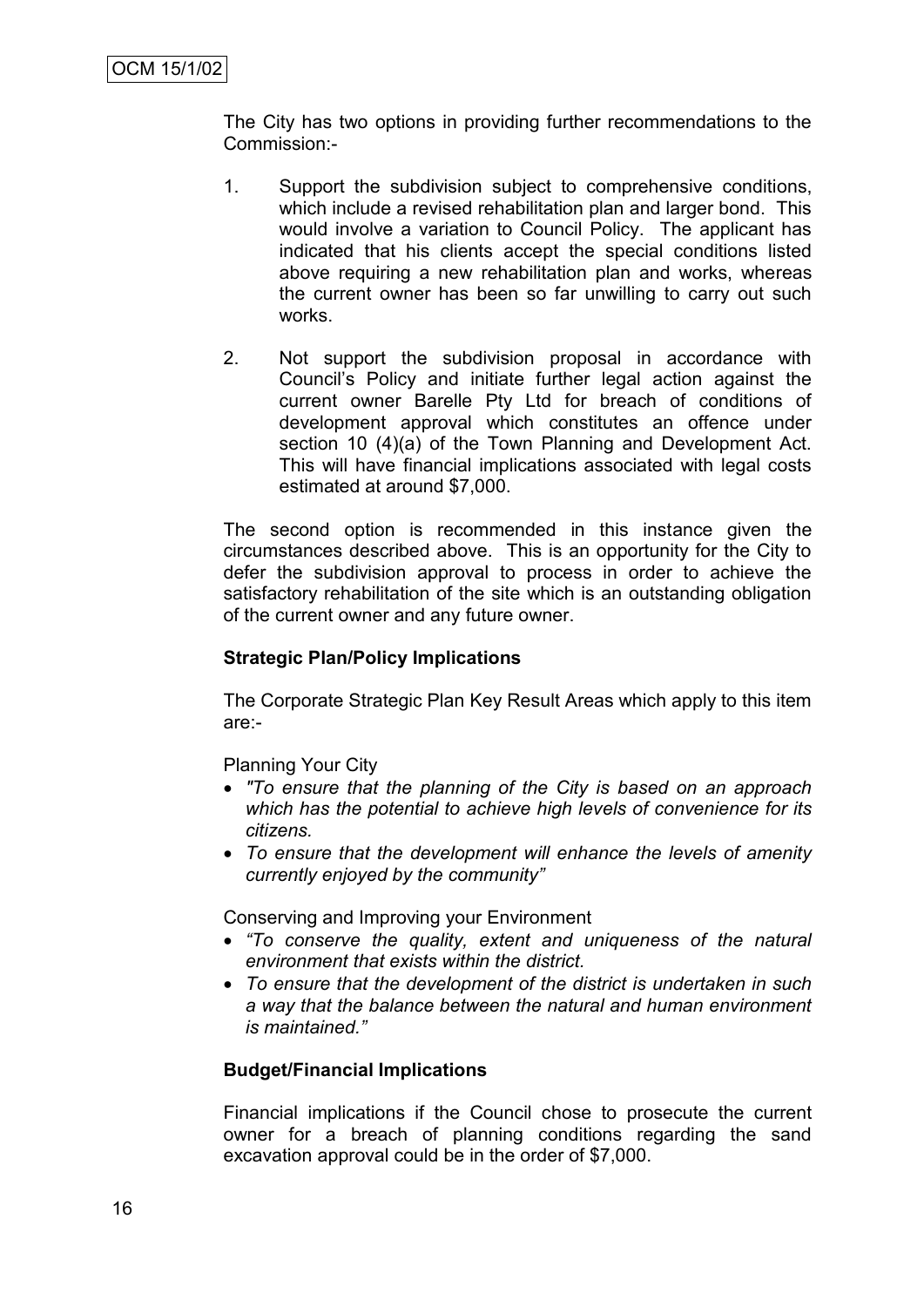The City has two options in providing further recommendations to the Commission:-

1. Support the subdivision subject to comprehensive conditions, which include a revised rehabilitation plan and larger bond. This would involve a variation to Council Policy. The applicant has indicated that his clients accept the special conditions listed above requiring a new rehabilitation plan and works, whereas the current owner has been so far unwilling to carry out such works.

2. Not support the subdivision proposal in accordance with Council's Policy and initiate further legal action against the current owner Barelle Pty Ltd for breach of conditions of development approval which constitutes an offence under section 10 (4)(a) of the Town Planning and Development Act. This will have financial implications associated with legal costs estimated at around $7,000.

The second option is recommended in this instance given the circumstances described above. This is an opportunity for the City to defer the subdivision approval to process in order to achieve the satisfactory rehabilitation of the site which is an outstanding obligation of the current owner and any future owner.

**Strategic Plan/Policy Implications**

The Corporate Strategic Plan Key Result Areas which apply to this item are:-

Planning Your City

- *"To ensure that the planning of the City is based on an approach which has the potential to achieve high levels of convenience for its citizens.*
- *To ensure that the development will enhance the levels of amenity currently enjoyed by the community"*

Conserving and Improving your Environment

- *"To conserve the quality, extent and uniqueness of the natural environment that exists within the district.*
- *To ensure that the development of the district is undertaken in such a way that the balance between the natural and human environment is maintained."*

**Budget/Financial Implications**

Financial implications if the Council chose to prosecute the current owner for a breach of planning conditions regarding the sand excavation approval could be in the order of $7,000.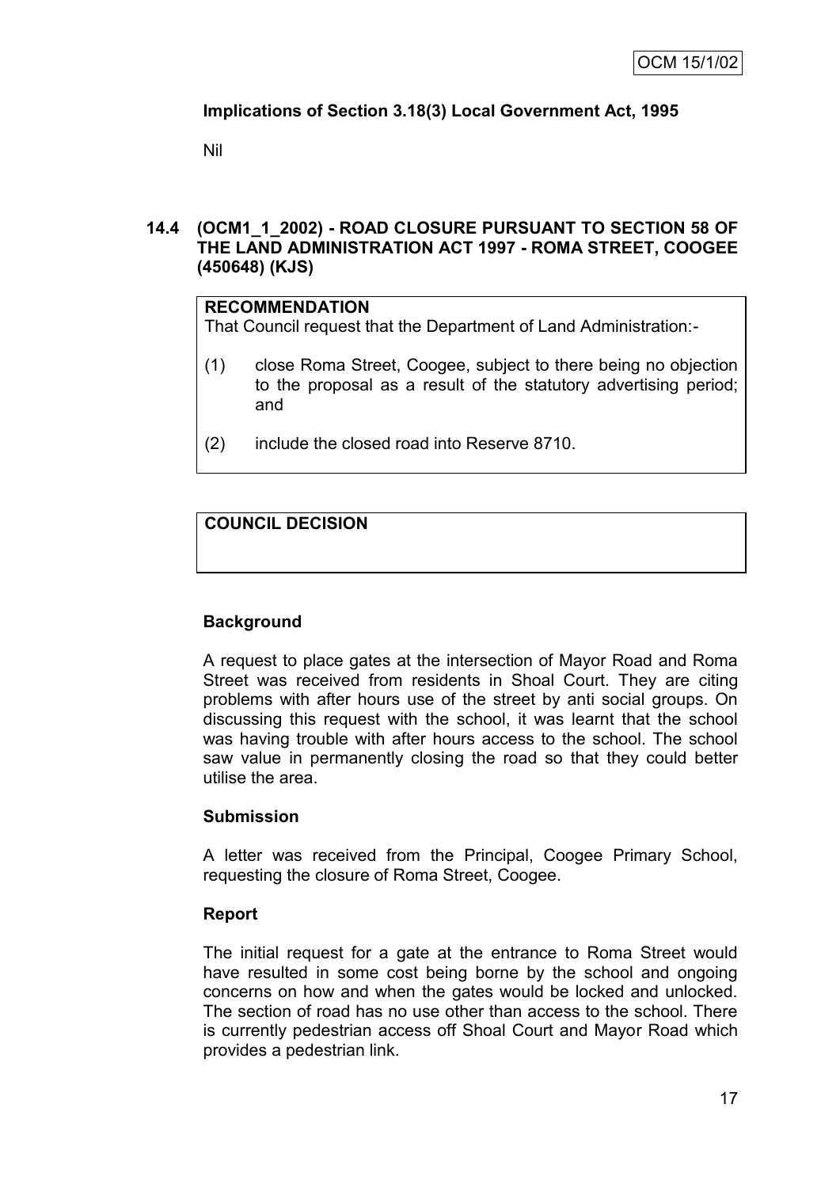**Implications of Section 3.18(3) Local Government Act, 1995**

Nil

## 14.4 (OCM1_1_2002) - ROAD CLOSURE PURSUANT TO SECTION 58 OF THE LAND ADMINISTRATION ACT 1997 - ROMA STREET, COOGEE (450648) (KJS)

**RECOMMENDATION**

That Council request that the Department of Land Administration:-

(1) close Roma Street, Coogee, subject to there being no objection to the proposal as a result of the statutory advertising period; and

(2) include the closed road into Reserve 8710.

**COUNCIL DECISION**

**Background**

A request to place gates at the intersection of Mayor Road and Roma Street was received from residents in Shoal Court. They are citing problems with after hours use of the street by anti social groups. On discussing this request with the school, it was learnt that the school was having trouble with after hours access to the school. The school saw value in permanently closing the road so that they could better utilise the area.

**Submission**

A letter was received from the Principal, Coogee Primary School, requesting the closure of Roma Street, Coogee.

**Report**

The initial request for a gate at the entrance to Roma Street would have resulted in some cost being borne by the school and ongoing concerns on how and when the gates would be locked and unlocked. The section of road has no use other than access to the school. There is currently pedestrian access off Shoal Court and Mayor Road which provides a pedestrian link.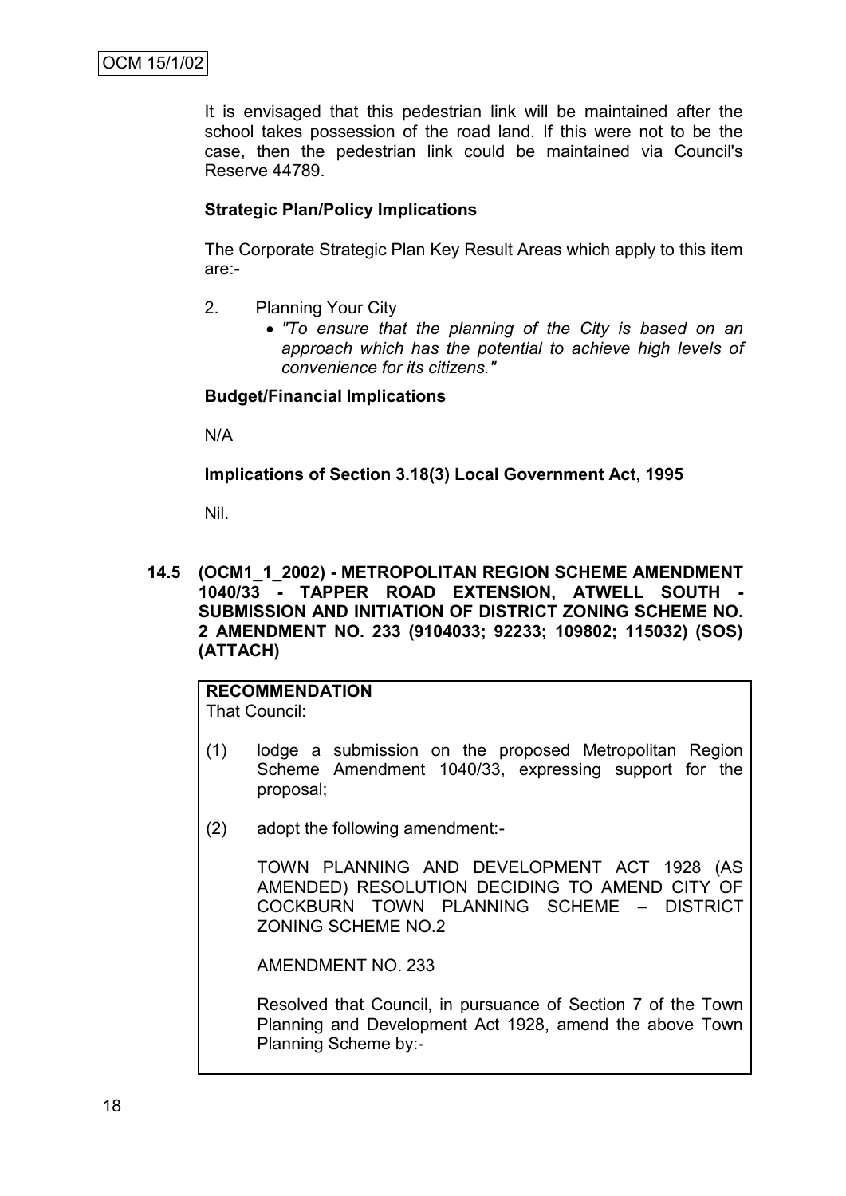It is envisaged that this pedestrian link will be maintained after the school takes possession of the road land. If this were not to be the case, then the pedestrian link could be maintained via Council's Reserve 44789.

**Strategic Plan/Policy Implications**

The Corporate Strategic Plan Key Result Areas which apply to this item are:-

2. Planning Your City
   - *"To ensure that the planning of the City is based on an approach which has the potential to achieve high levels of convenience for its citizens."*

**Budget/Financial Implications**

N/A

**Implications of Section 3.18(3) Local Government Act, 1995**

Nil.

### 14.5 (OCM1_1_2002) - METROPOLITAN REGION SCHEME AMENDMENT 1040/33 - TAPPER ROAD EXTENSION, ATWELL SOUTH - SUBMISSION AND INITIATION OF DISTRICT ZONING SCHEME NO. 2 AMENDMENT NO. 233 (9104033; 92233; 109802; 115032) (SOS) (ATTACH)

**RECOMMENDATION**
That Council:

(1) lodge a submission on the proposed Metropolitan Region Scheme Amendment 1040/33, expressing support for the proposal;

(2) adopt the following amendment:-

TOWN PLANNING AND DEVELOPMENT ACT 1928 (AS AMENDED) RESOLUTION DECIDING TO AMEND CITY OF COCKBURN TOWN PLANNING SCHEME – DISTRICT ZONING SCHEME NO.2

AMENDMENT NO. 233

Resolved that Council, in pursuance of Section 7 of the Town Planning and Development Act 1928, amend the above Town Planning Scheme by:-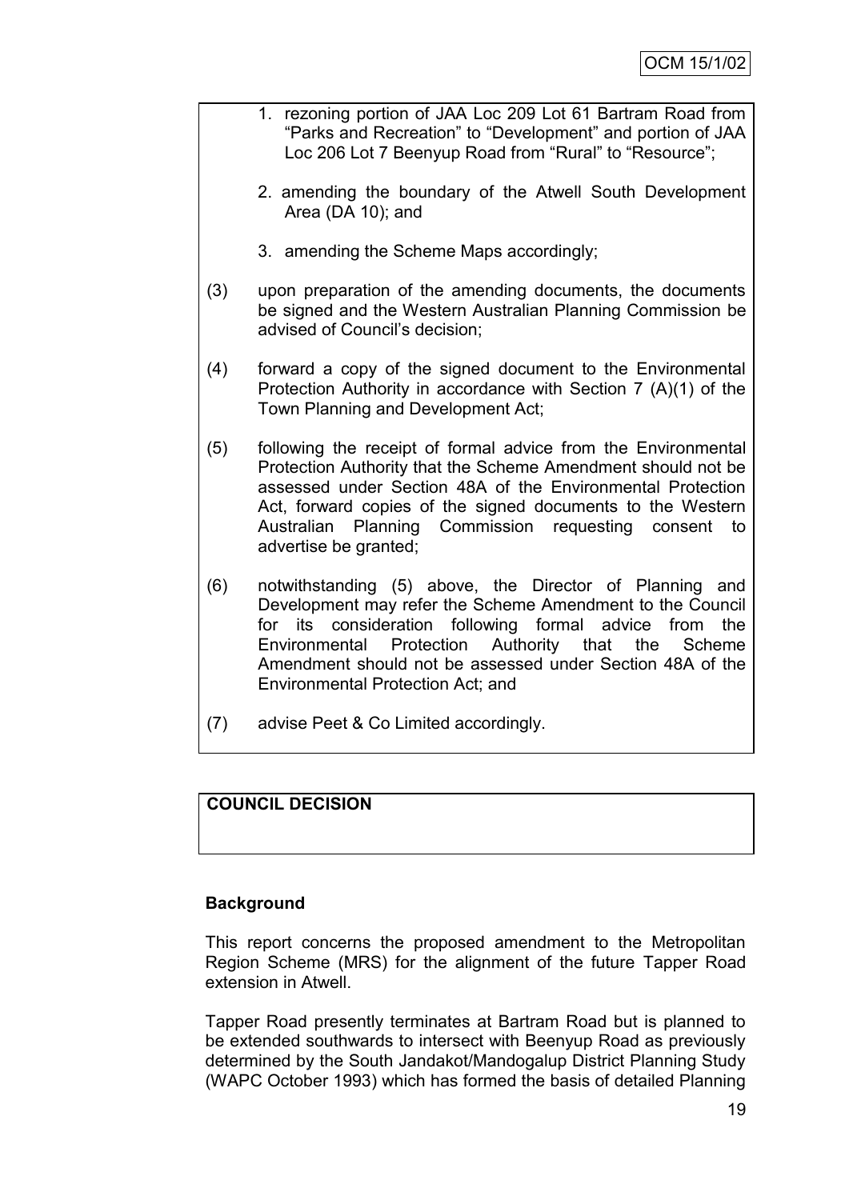1. rezoning portion of JAA Loc 209 Lot 61 Bartram Road from "Parks and Recreation" to "Development" and portion of JAA Loc 206 Lot 7 Beenyup Road from "Rural" to "Resource";

2. amending the boundary of the Atwell South Development Area (DA 10); and

3. amending the Scheme Maps accordingly;

(3) upon preparation of the amending documents, the documents be signed and the Western Australian Planning Commission be advised of Council's decision;

(4) forward a copy of the signed document to the Environmental Protection Authority in accordance with Section 7 (A)(1) of the Town Planning and Development Act;

(5) following the receipt of formal advice from the Environmental Protection Authority that the Scheme Amendment should not be assessed under Section 48A of the Environmental Protection Act, forward copies of the signed documents to the Western Australian Planning Commission requesting consent to advertise be granted;

(6) notwithstanding (5) above, the Director of Planning and Development may refer the Scheme Amendment to the Council for its consideration following formal advice from the Environmental Protection Authority that the Scheme Amendment should not be assessed under Section 48A of the Environmental Protection Act; and

(7) advise Peet & Co Limited accordingly.

**COUNCIL DECISION**

**Background**

This report concerns the proposed amendment to the Metropolitan Region Scheme (MRS) for the alignment of the future Tapper Road extension in Atwell.

Tapper Road presently terminates at Bartram Road but is planned to be extended southwards to intersect with Beenyup Road as previously determined by the South Jandakot/Mandogalup District Planning Study (WAPC October 1993) which has formed the basis of detailed Planning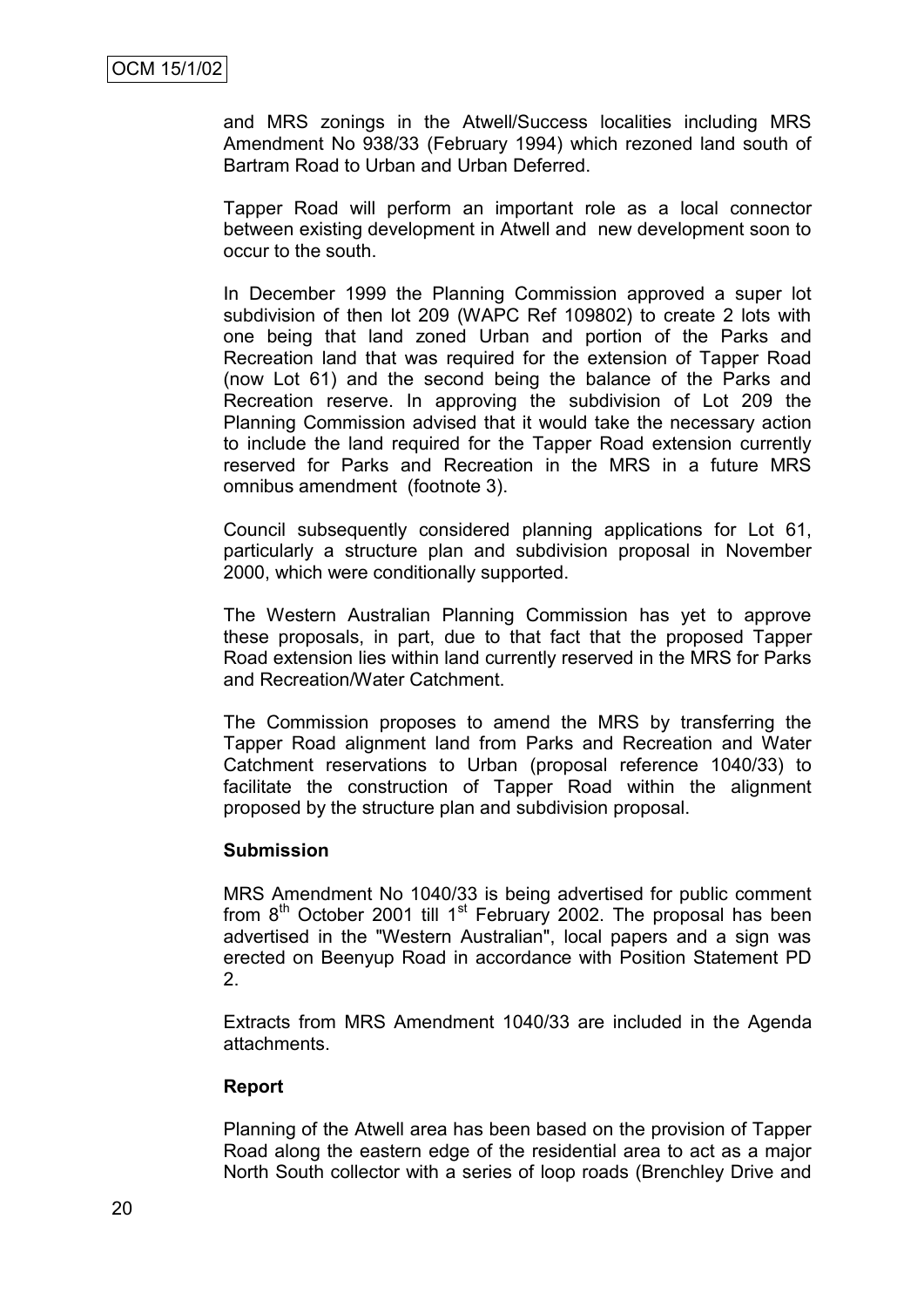and MRS zonings in the Atwell/Success localities including MRS Amendment No 938/33 (February 1994) which rezoned land south of Bartram Road to Urban and Urban Deferred.

Tapper Road will perform an important role as a local connector between existing development in Atwell and new development soon to occur to the south.

In December 1999 the Planning Commission approved a super lot subdivision of then lot 209 (WAPC Ref 109802) to create 2 lots with one being that land zoned Urban and portion of the Parks and Recreation land that was required for the extension of Tapper Road (now Lot 61) and the second being the balance of the Parks and Recreation reserve. In approving the subdivision of Lot 209 the Planning Commission advised that it would take the necessary action to include the land required for the Tapper Road extension currently reserved for Parks and Recreation in the MRS in a future MRS omnibus amendment (footnote 3).

Council subsequently considered planning applications for Lot 61, particularly a structure plan and subdivision proposal in November 2000, which were conditionally supported.

The Western Australian Planning Commission has yet to approve these proposals, in part, due to that fact that the proposed Tapper Road extension lies within land currently reserved in the MRS for Parks and Recreation/Water Catchment.

The Commission proposes to amend the MRS by transferring the Tapper Road alignment land from Parks and Recreation and Water Catchment reservations to Urban (proposal reference 1040/33) to facilitate the construction of Tapper Road within the alignment proposed by the structure plan and subdivision proposal.

**Submission**

MRS Amendment No 1040/33 is being advertised for public comment from 8th October 2001 till 1st February 2002. The proposal has been advertised in the "Western Australian", local papers and a sign was erected on Beenyup Road in accordance with Position Statement PD 2.

Extracts from MRS Amendment 1040/33 are included in the Agenda attachments.

**Report**

Planning of the Atwell area has been based on the provision of Tapper Road along the eastern edge of the residential area to act as a major North South collector with a series of loop roads (Brenchley Drive and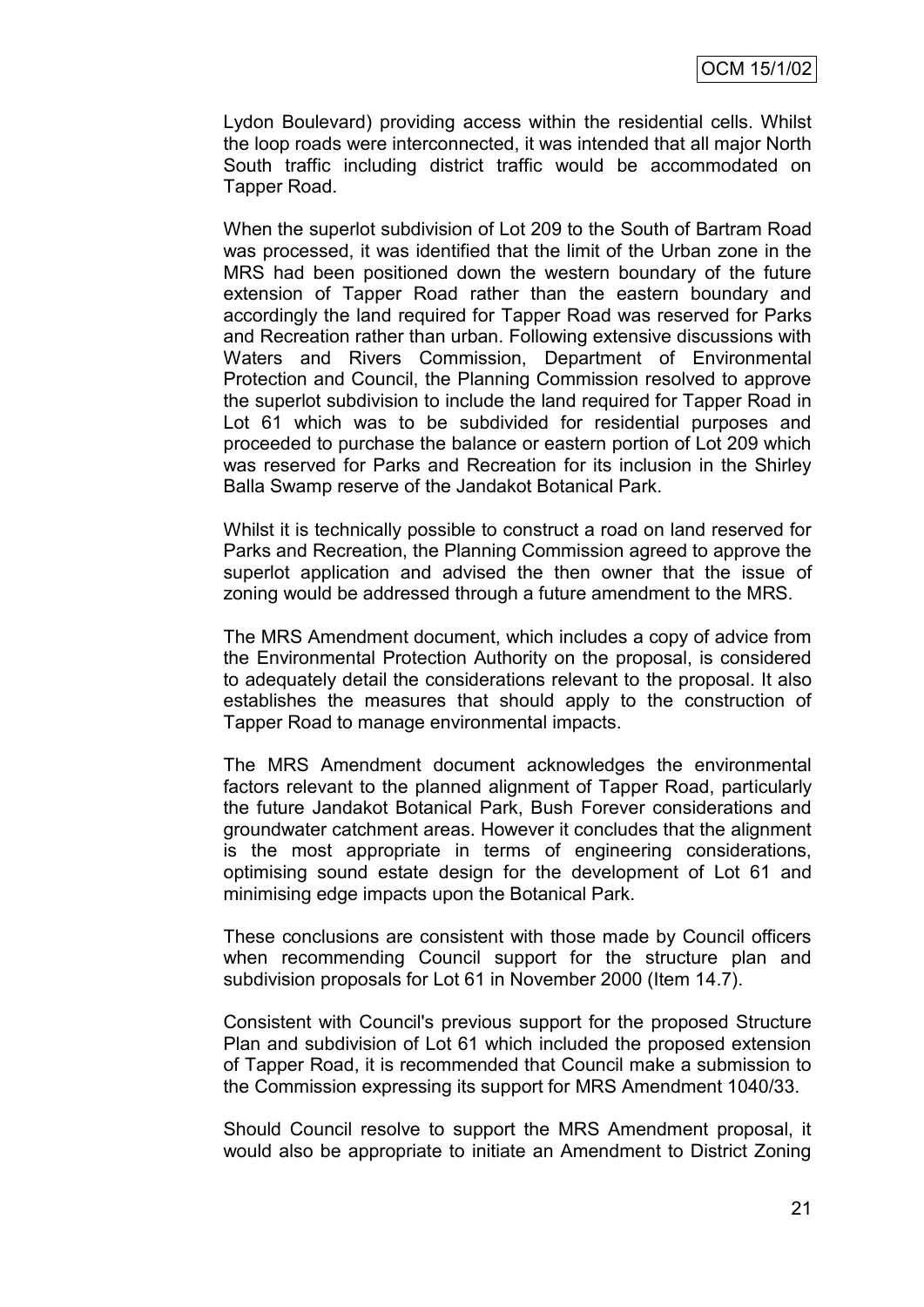Lydon Boulevard) providing access within the residential cells. Whilst the loop roads were interconnected, it was intended that all major North South traffic including district traffic would be accommodated on Tapper Road.

When the superlot subdivision of Lot 209 to the South of Bartram Road was processed, it was identified that the limit of the Urban zone in the MRS had been positioned down the western boundary of the future extension of Tapper Road rather than the eastern boundary and accordingly the land required for Tapper Road was reserved for Parks and Recreation rather than urban. Following extensive discussions with Waters and Rivers Commission, Department of Environmental Protection and Council, the Planning Commission resolved to approve the superlot subdivision to include the land required for Tapper Road in Lot 61 which was to be subdivided for residential purposes and proceeded to purchase the balance or eastern portion of Lot 209 which was reserved for Parks and Recreation for its inclusion in the Shirley Balla Swamp reserve of the Jandakot Botanical Park.

Whilst it is technically possible to construct a road on land reserved for Parks and Recreation, the Planning Commission agreed to approve the superlot application and advised the then owner that the issue of zoning would be addressed through a future amendment to the MRS.

The MRS Amendment document, which includes a copy of advice from the Environmental Protection Authority on the proposal, is considered to adequately detail the considerations relevant to the proposal. It also establishes the measures that should apply to the construction of Tapper Road to manage environmental impacts.

The MRS Amendment document acknowledges the environmental factors relevant to the planned alignment of Tapper Road, particularly the future Jandakot Botanical Park, Bush Forever considerations and groundwater catchment areas. However it concludes that the alignment is the most appropriate in terms of engineering considerations, optimising sound estate design for the development of Lot 61 and minimising edge impacts upon the Botanical Park.

These conclusions are consistent with those made by Council officers when recommending Council support for the structure plan and subdivision proposals for Lot 61 in November 2000 (Item 14.7).

Consistent with Council's previous support for the proposed Structure Plan and subdivision of Lot 61 which included the proposed extension of Tapper Road, it is recommended that Council make a submission to the Commission expressing its support for MRS Amendment 1040/33.

Should Council resolve to support the MRS Amendment proposal, it would also be appropriate to initiate an Amendment to District Zoning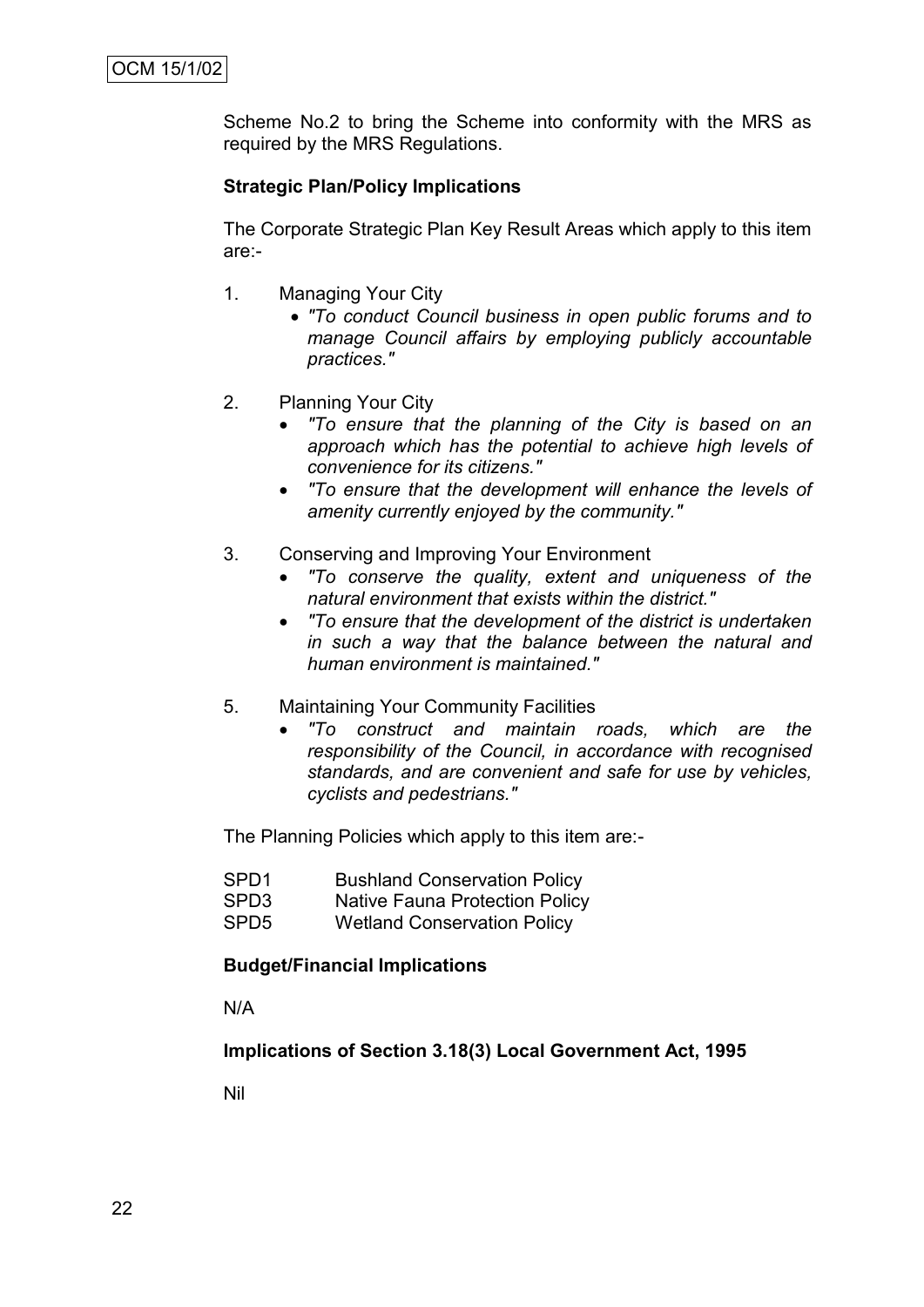Scheme No.2 to bring the Scheme into conformity with the MRS as required by the MRS Regulations.

**Strategic Plan/Policy Implications**

The Corporate Strategic Plan Key Result Areas which apply to this item are:-

1. Managing Your City
   - *"To conduct Council business in open public forums and to manage Council affairs by employing publicly accountable practices."*

2. Planning Your City
   - *"To ensure that the planning of the City is based on an approach which has the potential to achieve high levels of convenience for its citizens."*
   - *"To ensure that the development will enhance the levels of amenity currently enjoyed by the community."*

3. Conserving and Improving Your Environment
   - *"To conserve the quality, extent and uniqueness of the natural environment that exists within the district."*
   - *"To ensure that the development of the district is undertaken in such a way that the balance between the natural and human environment is maintained."*

5. Maintaining Your Community Facilities
   - *"To construct and maintain roads, which are the responsibility of the Council, in accordance with recognised standards, and are convenient and safe for use by vehicles, cyclists and pedestrians."*

The Planning Policies which apply to this item are:-

SPD1 Bushland Conservation Policy
SPD3 Native Fauna Protection Policy
SPD5 Wetland Conservation Policy

**Budget/Financial Implications**

N/A

**Implications of Section 3.18(3) Local Government Act, 1995**

Nil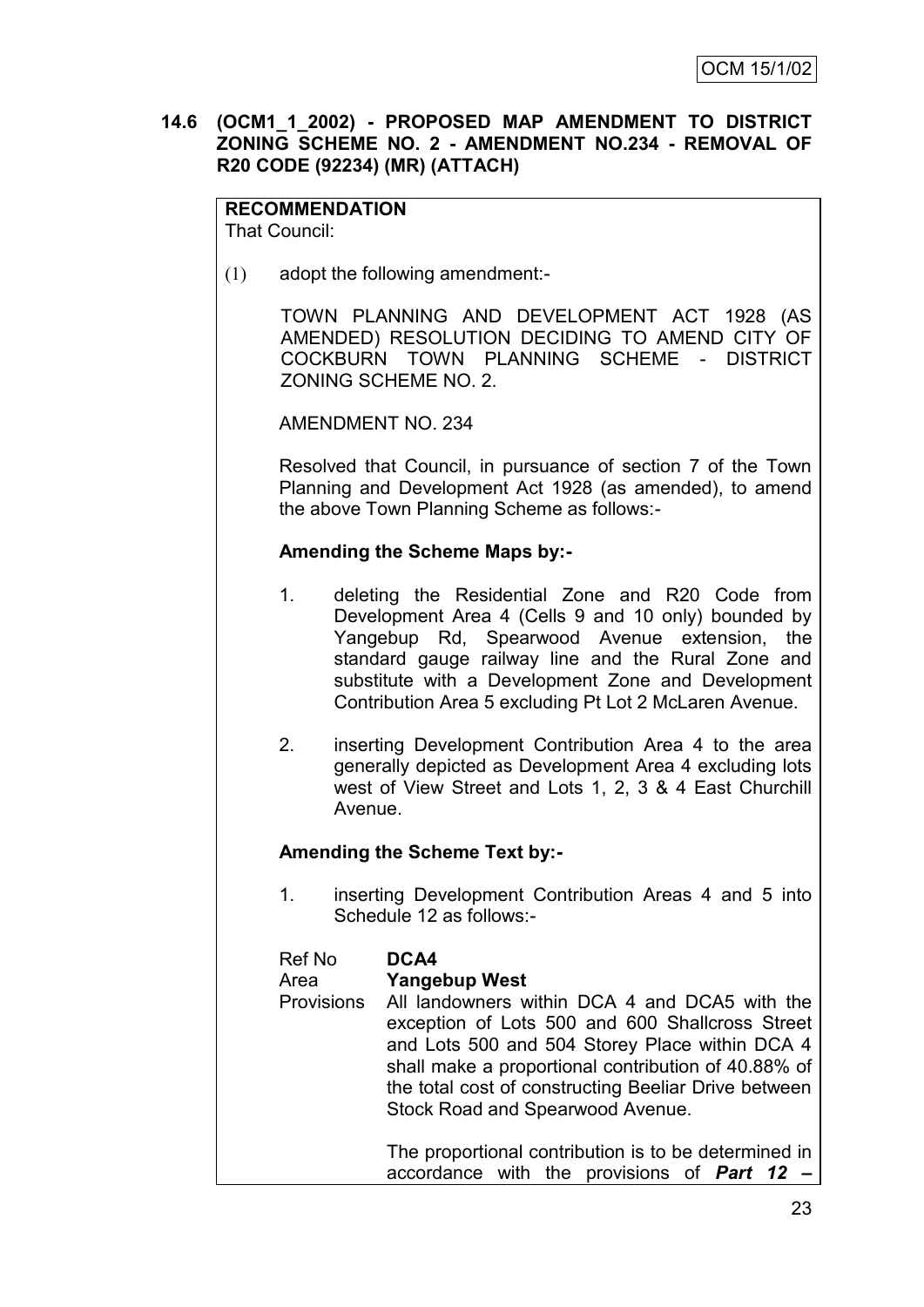### 14.6 (OCM1_1_2002) - PROPOSED MAP AMENDMENT TO DISTRICT ZONING SCHEME NO. 2 - AMENDMENT NO.234 - REMOVAL OF R20 CODE (92234) (MR) (ATTACH)

**RECOMMENDATION**
That Council:

(1) adopt the following amendment:-

TOWN PLANNING AND DEVELOPMENT ACT 1928 (AS AMENDED) RESOLUTION DECIDING TO AMEND CITY OF COCKBURN TOWN PLANNING SCHEME - DISTRICT ZONING SCHEME NO. 2.

AMENDMENT NO. 234

Resolved that Council, in pursuance of section 7 of the Town Planning and Development Act 1928 (as amended), to amend the above Town Planning Scheme as follows:-

**Amending the Scheme Maps by:-**

1. deleting the Residential Zone and R20 Code from Development Area 4 (Cells 9 and 10 only) bounded by Yangebup Rd, Spearwood Avenue extension, the standard gauge railway line and the Rural Zone and substitute with a Development Zone and Development Contribution Area 5 excluding Pt Lot 2 McLaren Avenue.

2. inserting Development Contribution Area 4 to the area generally depicted as Development Area 4 excluding lots west of View Street and Lots 1, 2, 3 & 4 East Churchill Avenue.

**Amending the Scheme Text by:-**

1. inserting Development Contribution Areas 4 and 5 into Schedule 12 as follows:-

Ref No **DCA4**

Area **Yangebup West**

Provisions All landowners within DCA 4 and DCA5 with the exception of Lots 500 and 600 Shallcross Street and Lots 500 and 504 Storey Place within DCA 4 shall make a proportional contribution of 40.88% of the total cost of constructing Beeliar Drive between Stock Road and Spearwood Avenue.

The proportional contribution is to be determined in accordance with the provisions of ***Part 12 –***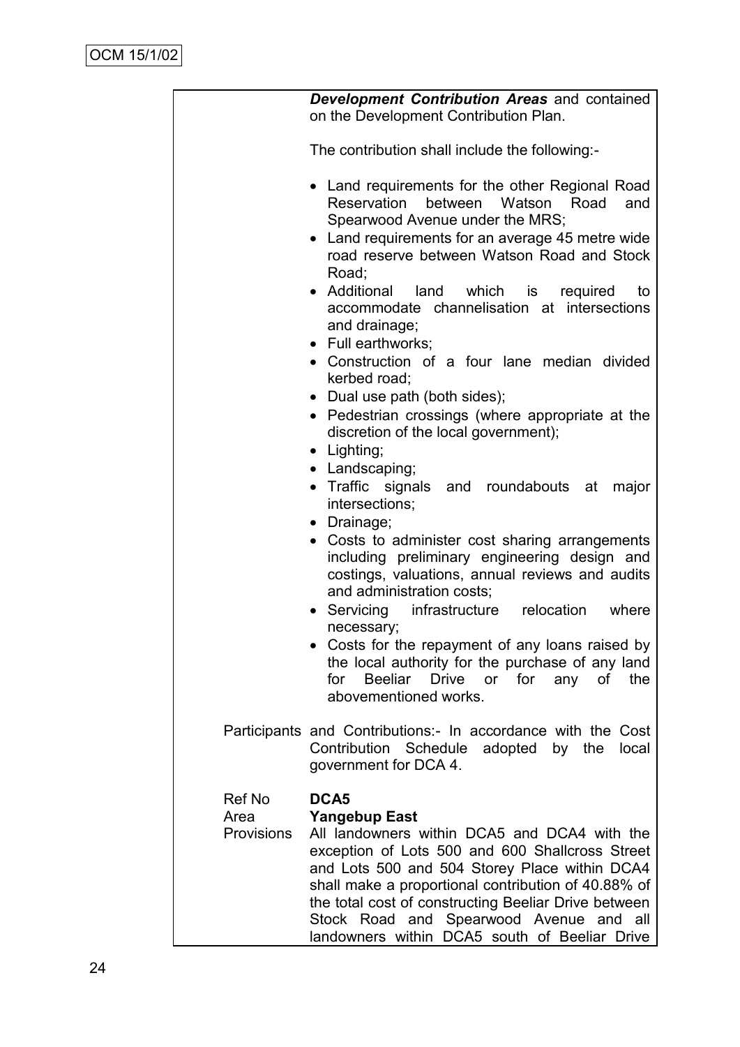***Development Contribution Areas*** and contained on the Development Contribution Plan.

The contribution shall include the following:-

- Land requirements for the other Regional Road Reservation between Watson Road and Spearwood Avenue under the MRS;
- Land requirements for an average 45 metre wide road reserve between Watson Road and Stock Road;
- Additional land which is required to accommodate channelisation at intersections and drainage;
- Full earthworks;
- Construction of a four lane median divided kerbed road;
- Dual use path (both sides);
- Pedestrian crossings (where appropriate at the discretion of the local government);
- Lighting;
- Landscaping;
- Traffic signals and roundabouts at major intersections;
- Drainage;
- Costs to administer cost sharing arrangements including preliminary engineering design and costings, valuations, annual reviews and audits and administration costs;
- Servicing infrastructure relocation where necessary;
- Costs for the repayment of any loans raised by the local authority for the purchase of any land for Beeliar Drive or for any of the abovementioned works.

Participants and Contributions:- In accordance with the Cost Contribution Schedule adopted by the local government for DCA 4.

| | |
|---|---|
| Ref No | **DCA5** |
| Area | **Yangebup East** |
| Provisions | All landowners within DCA5 and DCA4 with the exception of Lots 500 and 600 Shallcross Street and Lots 500 and 504 Storey Place within DCA4 shall make a proportional contribution of 40.88% of the total cost of constructing Beeliar Drive between Stock Road and Spearwood Avenue and all landowners within DCA5 south of Beeliar Drive |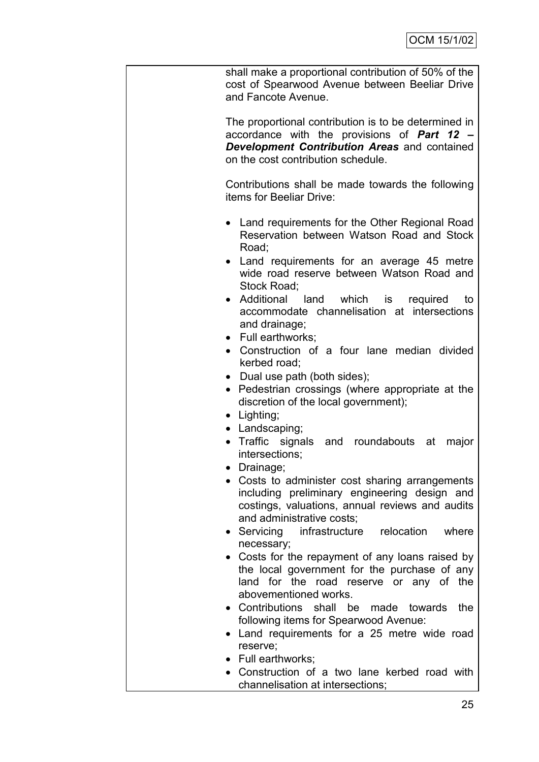shall make a proportional contribution of 50% of the cost of Spearwood Avenue between Beeliar Drive and Fancote Avenue.

The proportional contribution is to be determined in accordance with the provisions of ***Part 12 – Development Contribution Areas*** and contained on the cost contribution schedule.

Contributions shall be made towards the following items for Beeliar Drive:

- Land requirements for the Other Regional Road Reservation between Watson Road and Stock Road;
- Land requirements for an average 45 metre wide road reserve between Watson Road and Stock Road;
- Additional land which is required to accommodate channelisation at intersections and drainage;
- Full earthworks;
- Construction of a four lane median divided kerbed road;
- Dual use path (both sides);
- Pedestrian crossings (where appropriate at the discretion of the local government);
- Lighting;
- Landscaping;
- Traffic signals and roundabouts at major intersections;
- Drainage;
- Costs to administer cost sharing arrangements including preliminary engineering design and costings, valuations, annual reviews and audits and administrative costs;
- Servicing infrastructure relocation where necessary;
- Costs for the repayment of any loans raised by the local government for the purchase of any land for the road reserve or any of the abovementioned works.
- Contributions shall be made towards the following items for Spearwood Avenue:
- Land requirements for a 25 metre wide road reserve;
- Full earthworks;
- Construction of a two lane kerbed road with channelisation at intersections;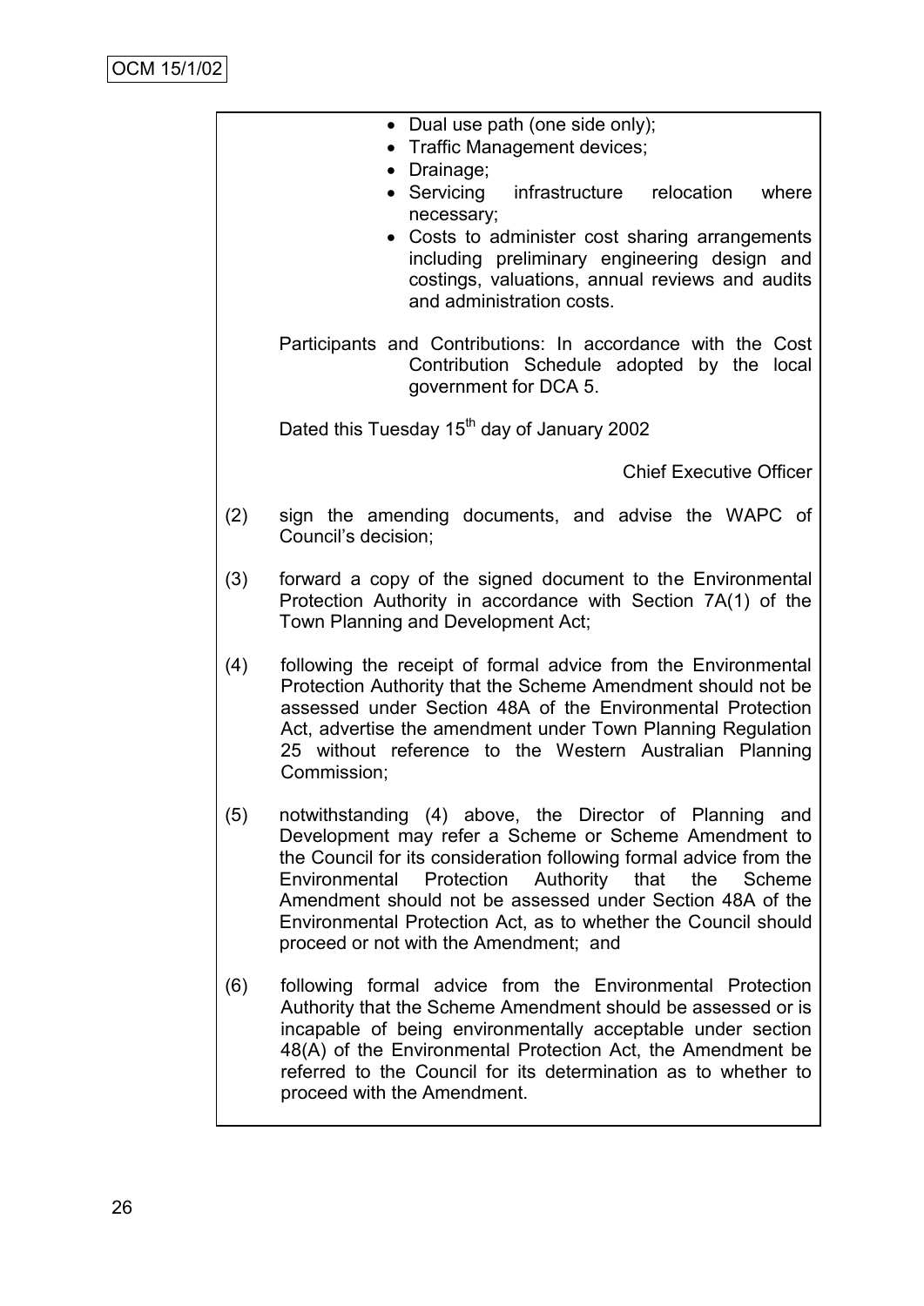- Dual use path (one side only);
- Traffic Management devices;
- Drainage;
- Servicing infrastructure relocation where necessary;
- Costs to administer cost sharing arrangements including preliminary engineering design and costings, valuations, annual reviews and audits and administration costs.

Participants and Contributions: In accordance with the Cost Contribution Schedule adopted by the local government for DCA 5.

Dated this Tuesday 15th day of January 2002

Chief Executive Officer

(2) sign the amending documents, and advise the WAPC of Council's decision;

(3) forward a copy of the signed document to the Environmental Protection Authority in accordance with Section 7A(1) of the Town Planning and Development Act;

(4) following the receipt of formal advice from the Environmental Protection Authority that the Scheme Amendment should not be assessed under Section 48A of the Environmental Protection Act, advertise the amendment under Town Planning Regulation 25 without reference to the Western Australian Planning Commission;

(5) notwithstanding (4) above, the Director of Planning and Development may refer a Scheme or Scheme Amendment to the Council for its consideration following formal advice from the Environmental Protection Authority that the Scheme Amendment should not be assessed under Section 48A of the Environmental Protection Act, as to whether the Council should proceed or not with the Amendment; and

(6) following formal advice from the Environmental Protection Authority that the Scheme Amendment should be assessed or is incapable of being environmentally acceptable under section 48(A) of the Environmental Protection Act, the Amendment be referred to the Council for its determination as to whether to proceed with the Amendment.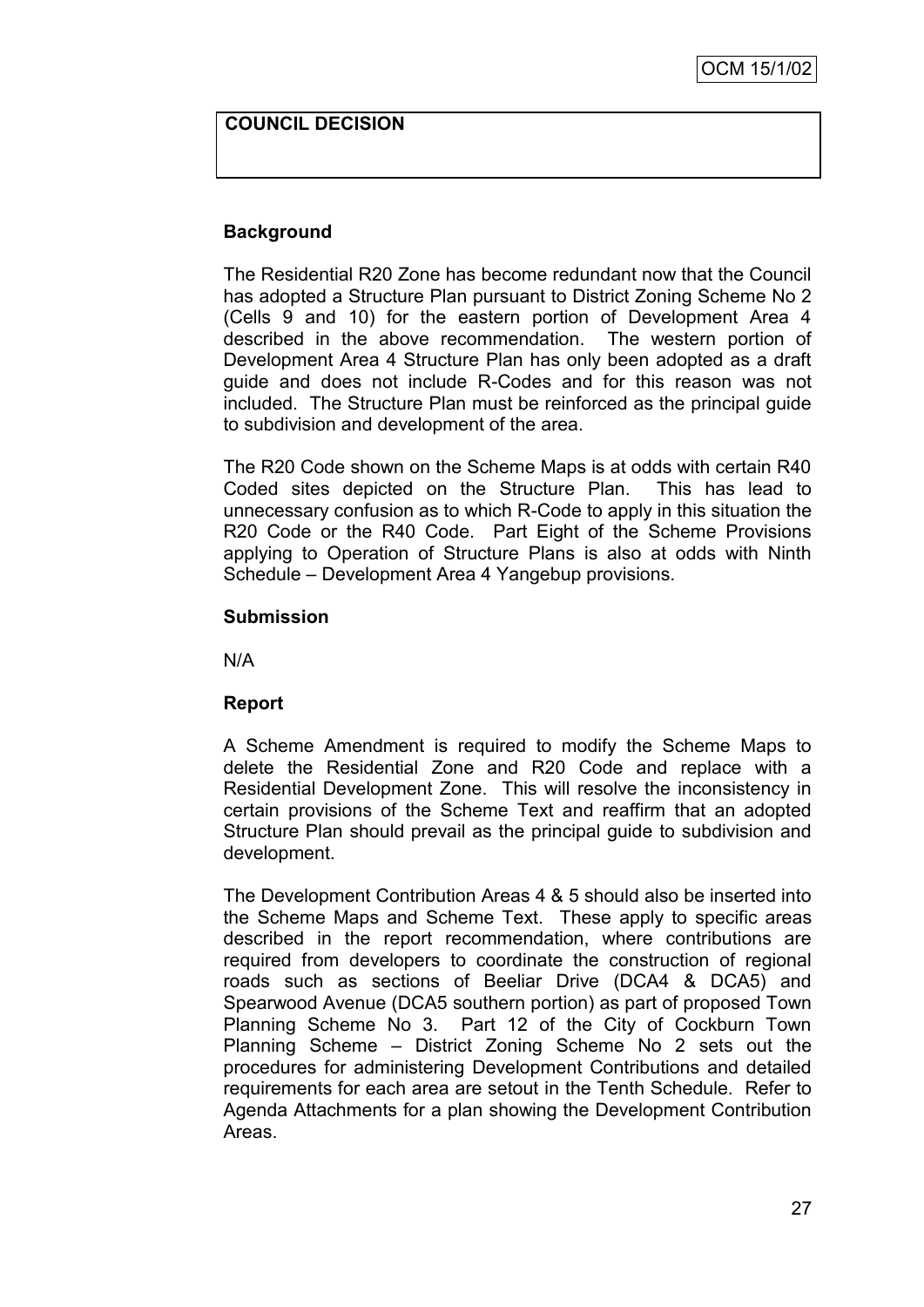**COUNCIL DECISION**

**Background**

The Residential R20 Zone has become redundant now that the Council has adopted a Structure Plan pursuant to District Zoning Scheme No 2 (Cells 9 and 10) for the eastern portion of Development Area 4 described in the above recommendation. The western portion of Development Area 4 Structure Plan has only been adopted as a draft guide and does not include R-Codes and for this reason was not included. The Structure Plan must be reinforced as the principal guide to subdivision and development of the area.

The R20 Code shown on the Scheme Maps is at odds with certain R40 Coded sites depicted on the Structure Plan. This has lead to unnecessary confusion as to which R-Code to apply in this situation the R20 Code or the R40 Code. Part Eight of the Scheme Provisions applying to Operation of Structure Plans is also at odds with Ninth Schedule – Development Area 4 Yangebup provisions.

**Submission**

N/A

**Report**

A Scheme Amendment is required to modify the Scheme Maps to delete the Residential Zone and R20 Code and replace with a Residential Development Zone. This will resolve the inconsistency in certain provisions of the Scheme Text and reaffirm that an adopted Structure Plan should prevail as the principal guide to subdivision and development.

The Development Contribution Areas 4 & 5 should also be inserted into the Scheme Maps and Scheme Text. These apply to specific areas described in the report recommendation, where contributions are required from developers to coordinate the construction of regional roads such as sections of Beeliar Drive (DCA4 & DCA5) and Spearwood Avenue (DCA5 southern portion) as part of proposed Town Planning Scheme No 3. Part 12 of the City of Cockburn Town Planning Scheme – District Zoning Scheme No 2 sets out the procedures for administering Development Contributions and detailed requirements for each area are setout in the Tenth Schedule. Refer to Agenda Attachments for a plan showing the Development Contribution Areas.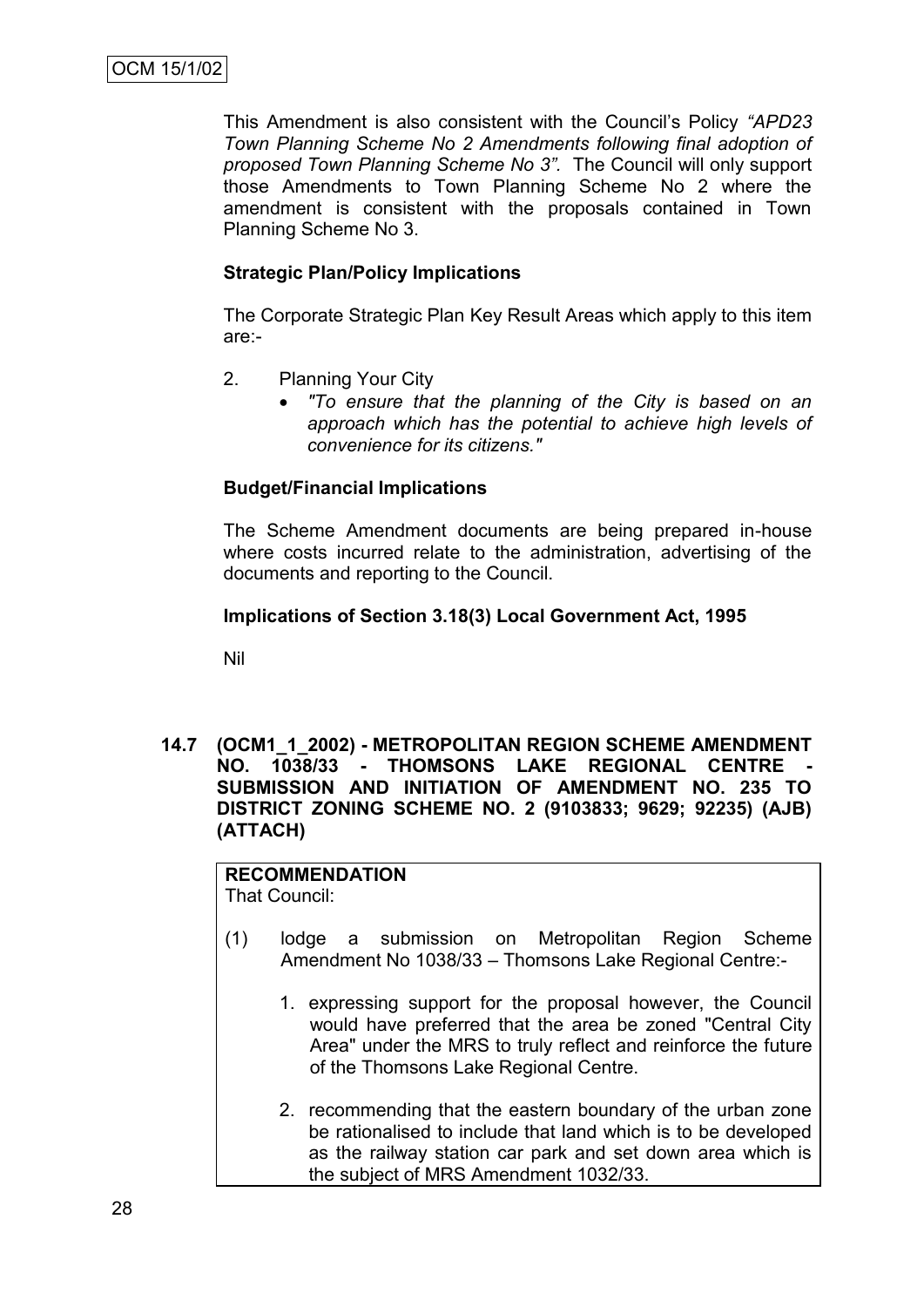This Amendment is also consistent with the Council's Policy *"APD23 Town Planning Scheme No 2 Amendments following final adoption of proposed Town Planning Scheme No 3"*. The Council will only support those Amendments to Town Planning Scheme No 2 where the amendment is consistent with the proposals contained in Town Planning Scheme No 3.

**Strategic Plan/Policy Implications**

The Corporate Strategic Plan Key Result Areas which apply to this item are:-

2. Planning Your City
   - *"To ensure that the planning of the City is based on an approach which has the potential to achieve high levels of convenience for its citizens."*

**Budget/Financial Implications**

The Scheme Amendment documents are being prepared in-house where costs incurred relate to the administration, advertising of the documents and reporting to the Council.

**Implications of Section 3.18(3) Local Government Act, 1995**

Nil

## 14.7 (OCM1_1_2002) - METROPOLITAN REGION SCHEME AMENDMENT NO. 1038/33 - THOMSONS LAKE REGIONAL CENTRE - SUBMISSION AND INITIATION OF AMENDMENT NO. 235 TO DISTRICT ZONING SCHEME NO. 2 (9103833; 9629; 92235) (AJB) (ATTACH)

**RECOMMENDATION**

That Council:

(1) lodge a submission on Metropolitan Region Scheme Amendment No 1038/33 – Thomsons Lake Regional Centre:-

1. expressing support for the proposal however, the Council would have preferred that the area be zoned "Central City Area" under the MRS to truly reflect and reinforce the future of the Thomsons Lake Regional Centre.

2. recommending that the eastern boundary of the urban zone be rationalised to include that land which is to be developed as the railway station car park and set down area which is the subject of MRS Amendment 1032/33.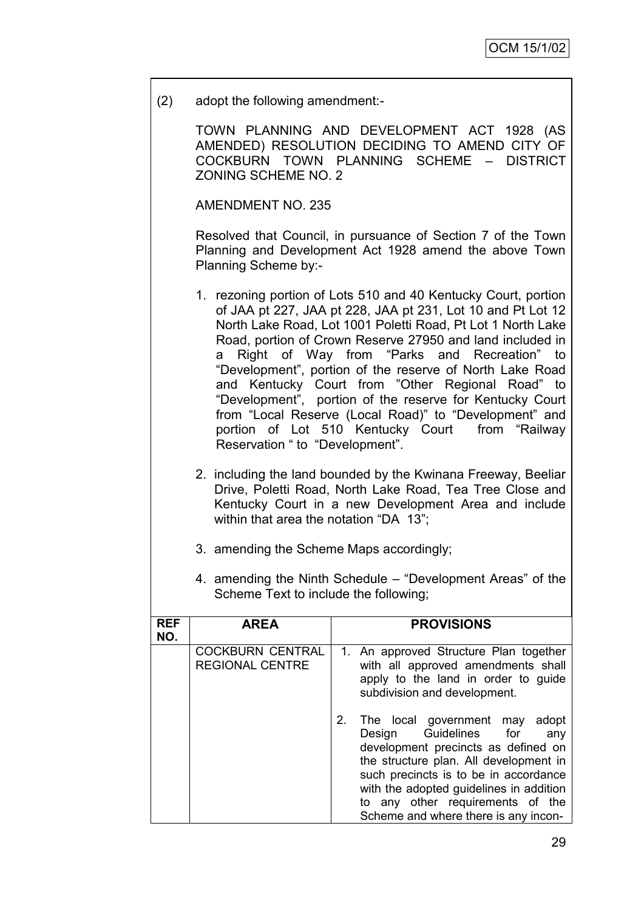(2) adopt the following amendment:-

TOWN PLANNING AND DEVELOPMENT ACT 1928 (AS AMENDED) RESOLUTION DECIDING TO AMEND CITY OF COCKBURN TOWN PLANNING SCHEME – DISTRICT ZONING SCHEME NO. 2

AMENDMENT NO. 235

Resolved that Council, in pursuance of Section 7 of the Town Planning and Development Act 1928 amend the above Town Planning Scheme by:-

1. rezoning portion of Lots 510 and 40 Kentucky Court, portion of JAA pt 227, JAA pt 228, JAA pt 231, Lot 10 and Pt Lot 12 North Lake Road, Lot 1001 Poletti Road, Pt Lot 1 North Lake Road, portion of Crown Reserve 27950 and land included in a Right of Way from "Parks and Recreation" to "Development", portion of the reserve of North Lake Road and Kentucky Court from "Other Regional Road" to "Development", portion of the reserve for Kentucky Court from "Local Reserve (Local Road)" to "Development" and portion of Lot 510 Kentucky Court from "Railway Reservation " to "Development".

2. including the land bounded by the Kwinana Freeway, Beeliar Drive, Poletti Road, North Lake Road, Tea Tree Close and Kentucky Court in a new Development Area and include within that area the notation "DA 13";

3. amending the Scheme Maps accordingly;

4. amending the Ninth Schedule – "Development Areas" of the Scheme Text to include the following;

| REF NO. | AREA | PROVISIONS |
|---|---|---|
| | COCKBURN CENTRAL REGIONAL CENTRE | 1. An approved Structure Plan together with all approved amendments shall apply to the land in order to guide subdivision and development.<br><br>2. The local government may adopt Design Guidelines for any development precincts as defined on the structure plan. All development in such precincts is to be in accordance with the adopted guidelines in addition to any other requirements of the Scheme and where there is any incon- |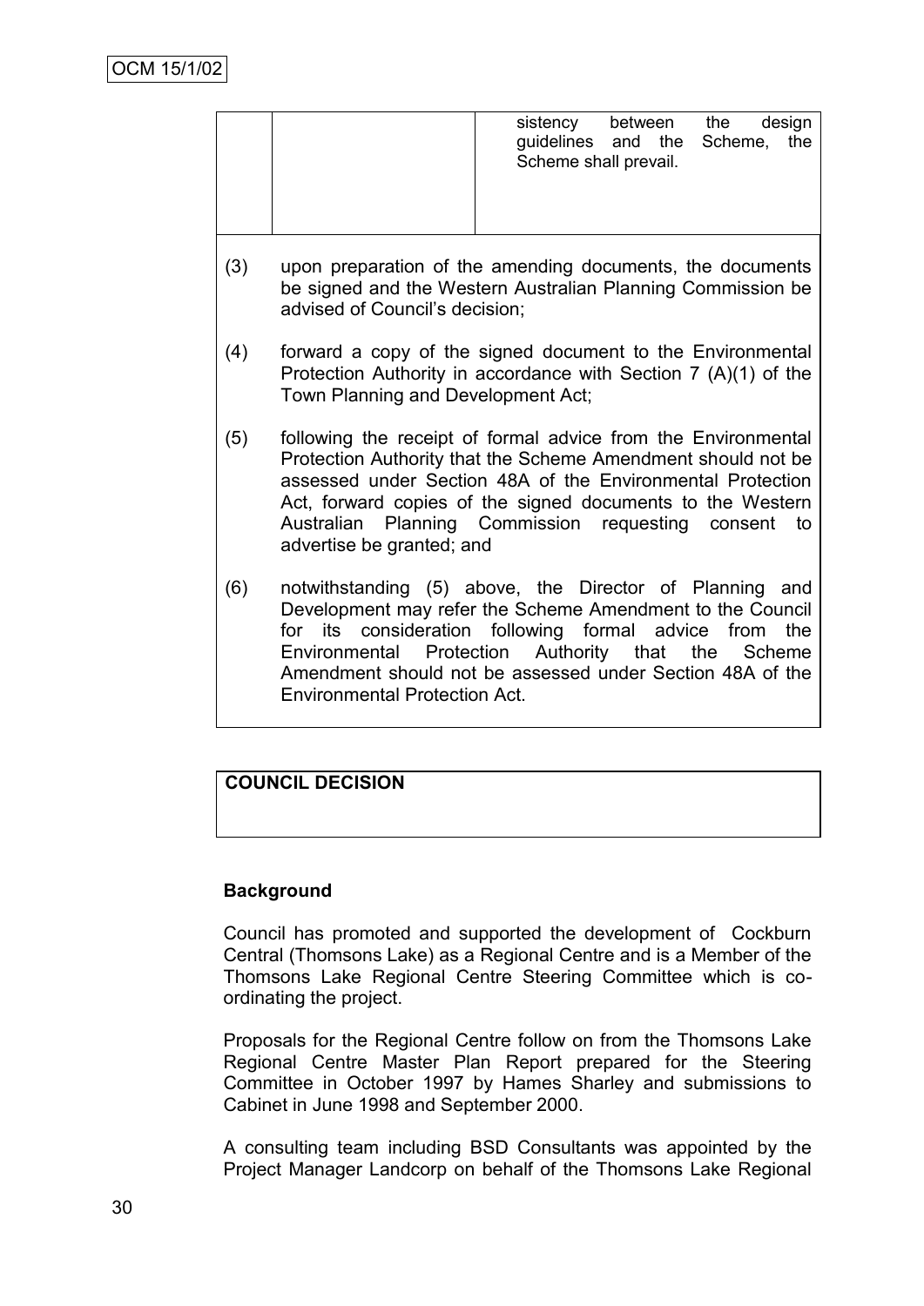| | | sistency between the design guidelines and the Scheme, the Scheme shall prevail. |
|---|---|---|

(3) upon preparation of the amending documents, the documents be signed and the Western Australian Planning Commission be advised of Council's decision;

(4) forward a copy of the signed document to the Environmental Protection Authority in accordance with Section 7 (A)(1) of the Town Planning and Development Act;

(5) following the receipt of formal advice from the Environmental Protection Authority that the Scheme Amendment should not be assessed under Section 48A of the Environmental Protection Act, forward copies of the signed documents to the Western Australian Planning Commission requesting consent to advertise be granted; and

(6) notwithstanding (5) above, the Director of Planning and Development may refer the Scheme Amendment to the Council for its consideration following formal advice from the Environmental Protection Authority that the Scheme Amendment should not be assessed under Section 48A of the Environmental Protection Act.

**COUNCIL DECISION**

**Background**

Council has promoted and supported the development of Cockburn Central (Thomsons Lake) as a Regional Centre and is a Member of the Thomsons Lake Regional Centre Steering Committee which is co-ordinating the project.

Proposals for the Regional Centre follow on from the Thomsons Lake Regional Centre Master Plan Report prepared for the Steering Committee in October 1997 by Hames Sharley and submissions to Cabinet in June 1998 and September 2000.

A consulting team including BSD Consultants was appointed by the Project Manager Landcorp on behalf of the Thomsons Lake Regional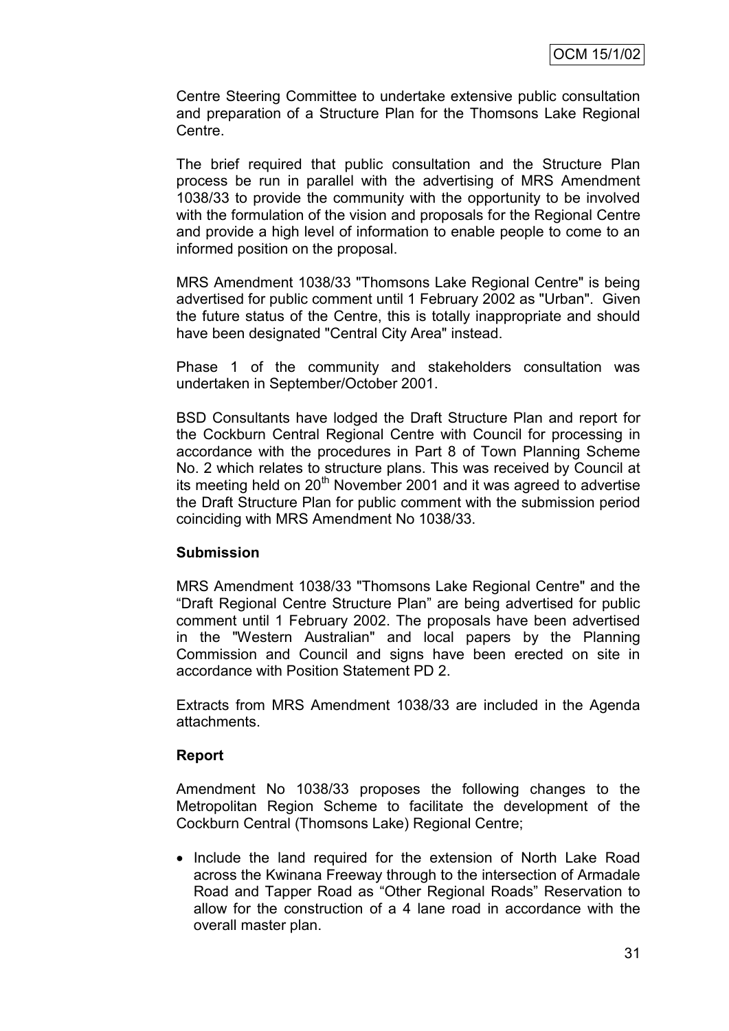Centre Steering Committee to undertake extensive public consultation and preparation of a Structure Plan for the Thomsons Lake Regional Centre.

The brief required that public consultation and the Structure Plan process be run in parallel with the advertising of MRS Amendment 1038/33 to provide the community with the opportunity to be involved with the formulation of the vision and proposals for the Regional Centre and provide a high level of information to enable people to come to an informed position on the proposal.

MRS Amendment 1038/33 "Thomsons Lake Regional Centre" is being advertised for public comment until 1 February 2002 as "Urban". Given the future status of the Centre, this is totally inappropriate and should have been designated "Central City Area" instead.

Phase 1 of the community and stakeholders consultation was undertaken in September/October 2001.

BSD Consultants have lodged the Draft Structure Plan and report for the Cockburn Central Regional Centre with Council for processing in accordance with the procedures in Part 8 of Town Planning Scheme No. 2 which relates to structure plans. This was received by Council at its meeting held on 20th November 2001 and it was agreed to advertise the Draft Structure Plan for public comment with the submission period coinciding with MRS Amendment No 1038/33.

**Submission**

MRS Amendment 1038/33 "Thomsons Lake Regional Centre" and the "Draft Regional Centre Structure Plan" are being advertised for public comment until 1 February 2002. The proposals have been advertised in the "Western Australian" and local papers by the Planning Commission and Council and signs have been erected on site in accordance with Position Statement PD 2.

Extracts from MRS Amendment 1038/33 are included in the Agenda attachments.

**Report**

Amendment No 1038/33 proposes the following changes to the Metropolitan Region Scheme to facilitate the development of the Cockburn Central (Thomsons Lake) Regional Centre;

- Include the land required for the extension of North Lake Road across the Kwinana Freeway through to the intersection of Armadale Road and Tapper Road as "Other Regional Roads" Reservation to allow for the construction of a 4 lane road in accordance with the overall master plan.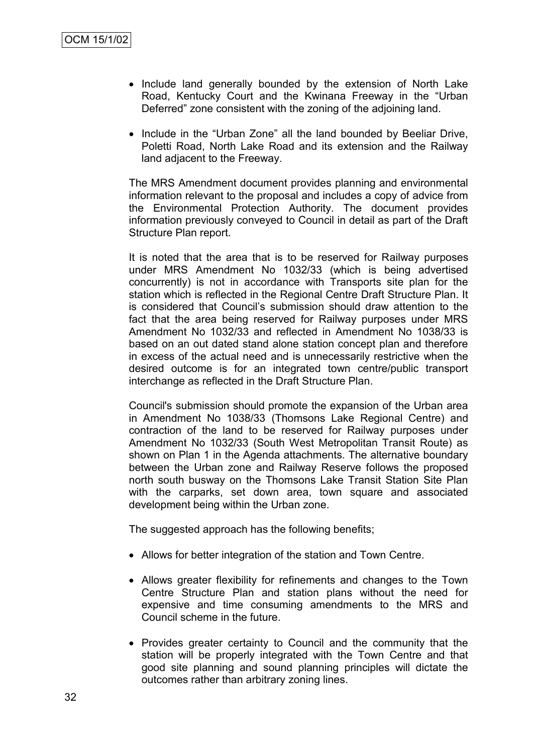- Include land generally bounded by the extension of North Lake Road, Kentucky Court and the Kwinana Freeway in the "Urban Deferred" zone consistent with the zoning of the adjoining land.

- Include in the "Urban Zone" all the land bounded by Beeliar Drive, Poletti Road, North Lake Road and its extension and the Railway land adjacent to the Freeway.

The MRS Amendment document provides planning and environmental information relevant to the proposal and includes a copy of advice from the Environmental Protection Authority. The document provides information previously conveyed to Council in detail as part of the Draft Structure Plan report.

It is noted that the area that is to be reserved for Railway purposes under MRS Amendment No 1032/33 (which is being advertised concurrently) is not in accordance with Transports site plan for the station which is reflected in the Regional Centre Draft Structure Plan. It is considered that Council's submission should draw attention to the fact that the area being reserved for Railway purposes under MRS Amendment No 1032/33 and reflected in Amendment No 1038/33 is based on an out dated stand alone station concept plan and therefore in excess of the actual need and is unnecessarily restrictive when the desired outcome is for an integrated town centre/public transport interchange as reflected in the Draft Structure Plan.

Council's submission should promote the expansion of the Urban area in Amendment No 1038/33 (Thomsons Lake Regional Centre) and contraction of the land to be reserved for Railway purposes under Amendment No 1032/33 (South West Metropolitan Transit Route) as shown on Plan 1 in the Agenda attachments. The alternative boundary between the Urban zone and Railway Reserve follows the proposed north south busway on the Thomsons Lake Transit Station Site Plan with the carparks, set down area, town square and associated development being within the Urban zone.

The suggested approach has the following benefits;

- Allows for better integration of the station and Town Centre.

- Allows greater flexibility for refinements and changes to the Town Centre Structure Plan and station plans without the need for expensive and time consuming amendments to the MRS and Council scheme in the future.

- Provides greater certainty to Council and the community that the station will be properly integrated with the Town Centre and that good site planning and sound planning principles will dictate the outcomes rather than arbitrary zoning lines.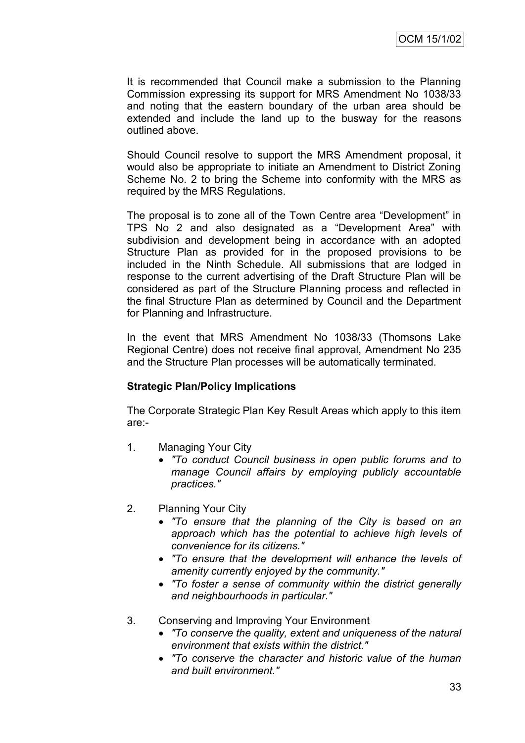It is recommended that Council make a submission to the Planning Commission expressing its support for MRS Amendment No 1038/33 and noting that the eastern boundary of the urban area should be extended and include the land up to the busway for the reasons outlined above.

Should Council resolve to support the MRS Amendment proposal, it would also be appropriate to initiate an Amendment to District Zoning Scheme No. 2 to bring the Scheme into conformity with the MRS as required by the MRS Regulations.

The proposal is to zone all of the Town Centre area "Development" in TPS No 2 and also designated as a "Development Area" with subdivision and development being in accordance with an adopted Structure Plan as provided for in the proposed provisions to be included in the Ninth Schedule. All submissions that are lodged in response to the current advertising of the Draft Structure Plan will be considered as part of the Structure Planning process and reflected in the final Structure Plan as determined by Council and the Department for Planning and Infrastructure.

In the event that MRS Amendment No 1038/33 (Thomsons Lake Regional Centre) does not receive final approval, Amendment No 235 and the Structure Plan processes will be automatically terminated.

**Strategic Plan/Policy Implications**

The Corporate Strategic Plan Key Result Areas which apply to this item are:-

1. Managing Your City
   - *"To conduct Council business in open public forums and to manage Council affairs by employing publicly accountable practices."*
2. Planning Your City
   - *"To ensure that the planning of the City is based on an approach which has the potential to achieve high levels of convenience for its citizens."*
   - *"To ensure that the development will enhance the levels of amenity currently enjoyed by the community."*
   - *"To foster a sense of community within the district generally and neighbourhoods in particular."*
3. Conserving and Improving Your Environment
   - *"To conserve the quality, extent and uniqueness of the natural environment that exists within the district."*
   - *"To conserve the character and historic value of the human and built environment."*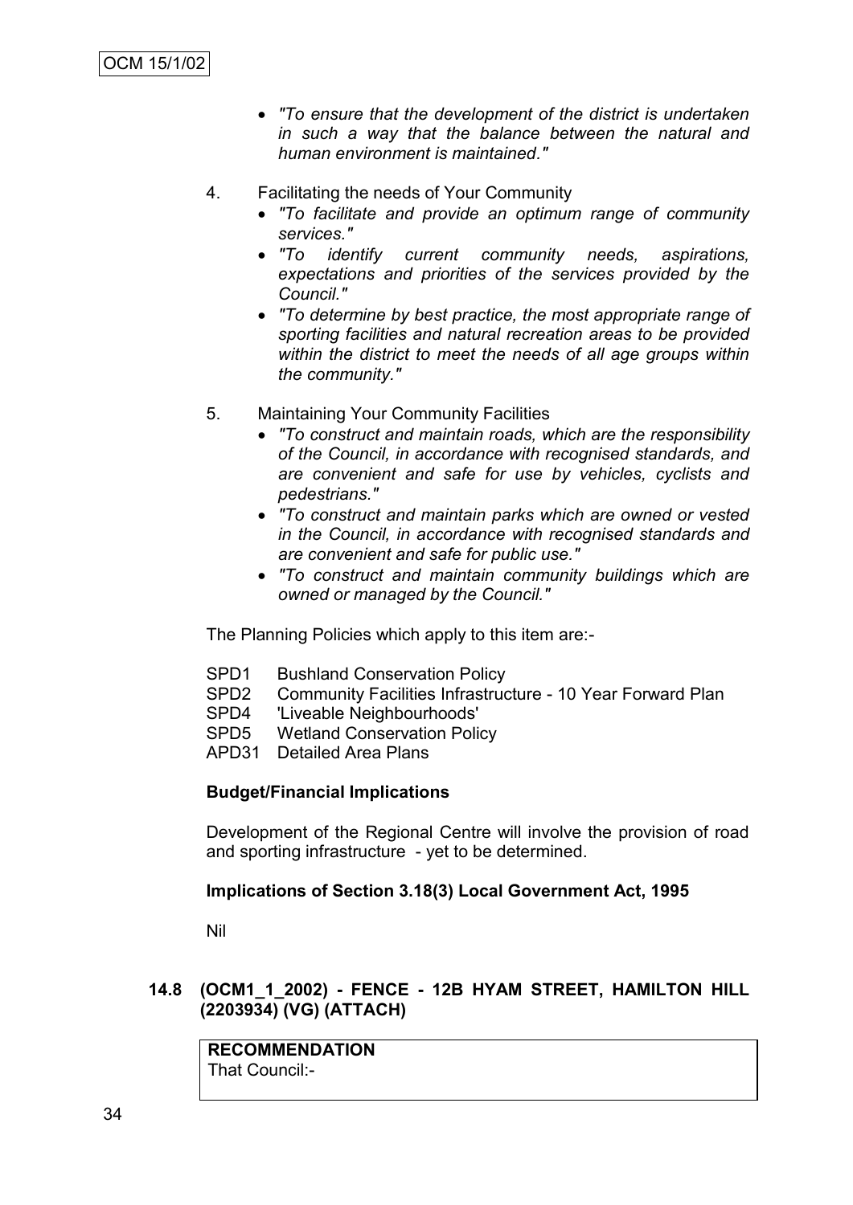- *"To ensure that the development of the district is undertaken in such a way that the balance between the natural and human environment is maintained."*

4. Facilitating the needs of Your Community
   - *"To facilitate and provide an optimum range of community services."*
   - *"To identify current community needs, aspirations, expectations and priorities of the services provided by the Council."*
   - *"To determine by best practice, the most appropriate range of sporting facilities and natural recreation areas to be provided within the district to meet the needs of all age groups within the community."*

5. Maintaining Your Community Facilities
   - *"To construct and maintain roads, which are the responsibility of the Council, in accordance with recognised standards, and are convenient and safe for use by vehicles, cyclists and pedestrians."*
   - *"To construct and maintain parks which are owned or vested in the Council, in accordance with recognised standards and are convenient and safe for public use."*
   - *"To construct and maintain community buildings which are owned or managed by the Council."*

The Planning Policies which apply to this item are:-

SPD1 Bushland Conservation Policy
SPD2 Community Facilities Infrastructure - 10 Year Forward Plan
SPD4 'Liveable Neighbourhoods'
SPD5 Wetland Conservation Policy
APD31 Detailed Area Plans

**Budget/Financial Implications**

Development of the Regional Centre will involve the provision of road and sporting infrastructure - yet to be determined.

**Implications of Section 3.18(3) Local Government Act, 1995**

Nil

### 14.8 (OCM1_1_2002) - FENCE - 12B HYAM STREET, HAMILTON HILL (2203934) (VG) (ATTACH)

**RECOMMENDATION**
That Council:-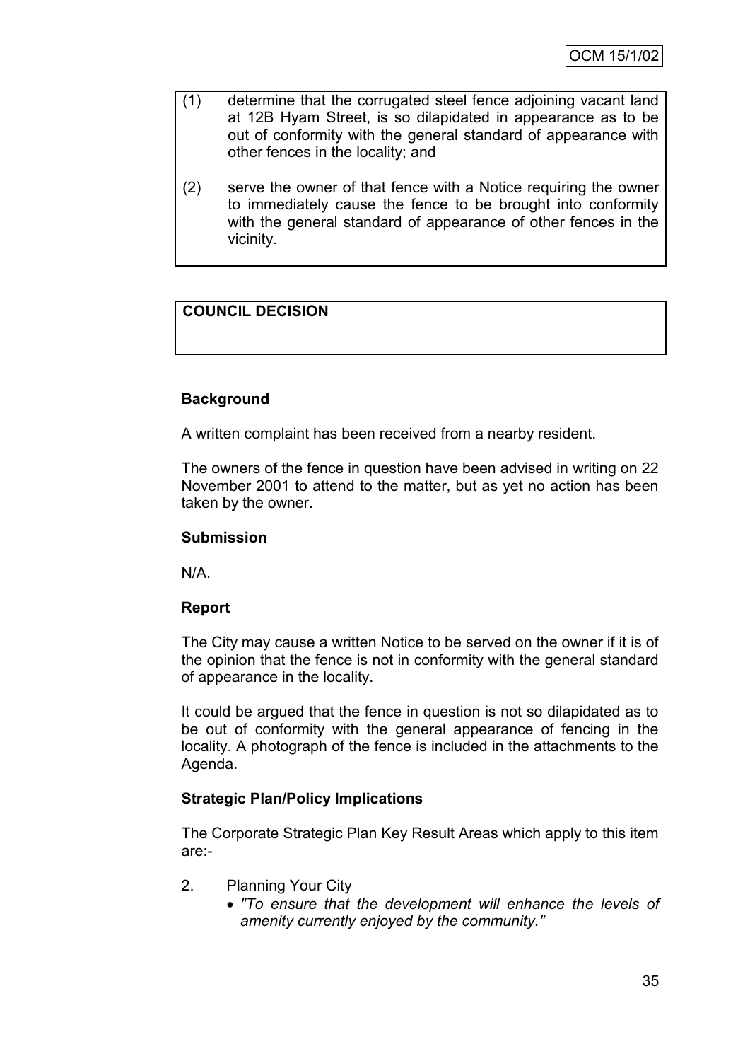(1) determine that the corrugated steel fence adjoining vacant land at 12B Hyam Street, is so dilapidated in appearance as to be out of conformity with the general standard of appearance with other fences in the locality; and

(2) serve the owner of that fence with a Notice requiring the owner to immediately cause the fence to be brought into conformity with the general standard of appearance of other fences in the vicinity.

**COUNCIL DECISION**

**Background**

A written complaint has been received from a nearby resident.

The owners of the fence in question have been advised in writing on 22 November 2001 to attend to the matter, but as yet no action has been taken by the owner.

**Submission**

N/A.

**Report**

The City may cause a written Notice to be served on the owner if it is of the opinion that the fence is not in conformity with the general standard of appearance in the locality.

It could be argued that the fence in question is not so dilapidated as to be out of conformity with the general appearance of fencing in the locality. A photograph of the fence is included in the attachments to the Agenda.

**Strategic Plan/Policy Implications**

The Corporate Strategic Plan Key Result Areas which apply to this item are:-

2. Planning Your City
   - *"To ensure that the development will enhance the levels of amenity currently enjoyed by the community."*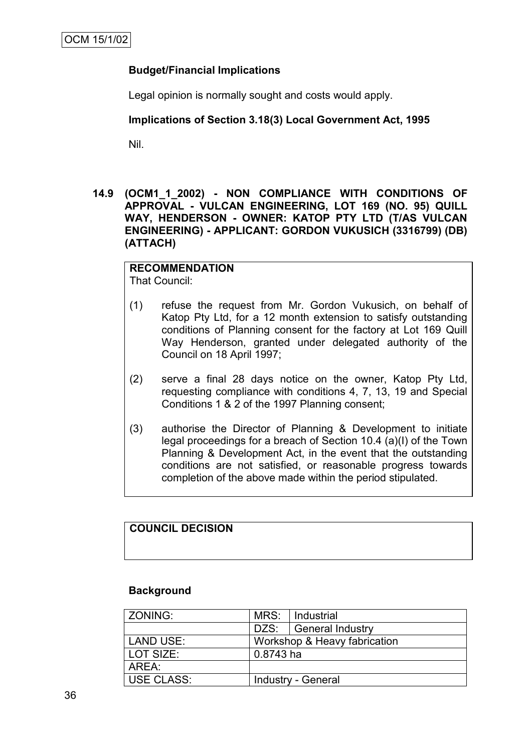**Budget/Financial Implications**

Legal opinion is normally sought and costs would apply.

**Implications of Section 3.18(3) Local Government Act, 1995**

Nil.

## 14.9 (OCM1_1_2002) - NON COMPLIANCE WITH CONDITIONS OF APPROVAL - VULCAN ENGINEERING, LOT 169 (NO. 95) QUILL WAY, HENDERSON - OWNER: KATOP PTY LTD (T/AS VULCAN ENGINEERING) - APPLICANT: GORDON VUKUSICH (3316799) (DB) (ATTACH)

**RECOMMENDATION**

That Council:

(1) refuse the request from Mr. Gordon Vukusich, on behalf of Katop Pty Ltd, for a 12 month extension to satisfy outstanding conditions of Planning consent for the factory at Lot 169 Quill Way Henderson, granted under delegated authority of the Council on 18 April 1997;

(2) serve a final 28 days notice on the owner, Katop Pty Ltd, requesting compliance with conditions 4, 7, 13, 19 and Special Conditions 1 & 2 of the 1997 Planning consent;

(3) authorise the Director of Planning & Development to initiate legal proceedings for a breach of Section 10.4 (a)(I) of the Town Planning & Development Act, in the event that the outstanding conditions are not satisfied, or reasonable progress towards completion of the above made within the period stipulated.

**COUNCIL DECISION**

**Background**

| ZONING: | MRS: | Industrial |
|---|---|---|
| | DZS: | General Industry |
| LAND USE: | Workshop & Heavy fabrication | |
| LOT SIZE: | 0.8743 ha | |
| AREA: | | |
| USE CLASS: | Industry - General | |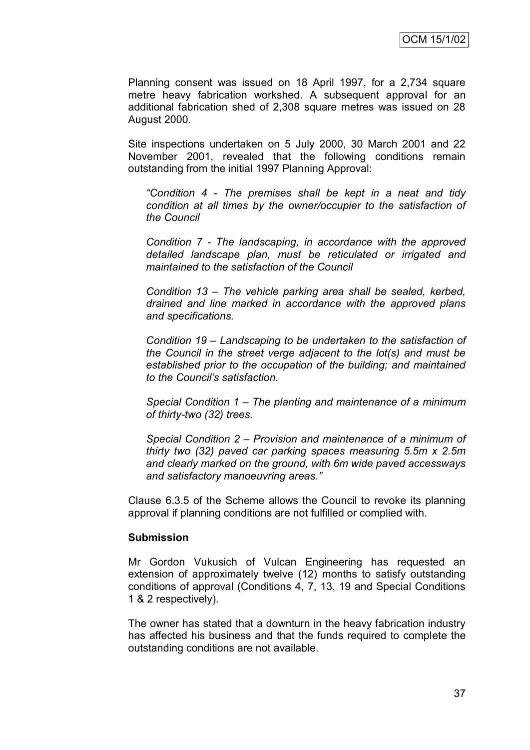Planning consent was issued on 18 April 1997, for a 2,734 square metre heavy fabrication workshed. A subsequent approval for an additional fabrication shed of 2,308 square metres was issued on 28 August 2000.

Site inspections undertaken on 5 July 2000, 30 March 2001 and 22 November 2001, revealed that the following conditions remain outstanding from the initial 1997 Planning Approval:

> *"Condition 4 - The premises shall be kept in a neat and tidy condition at all times by the owner/occupier to the satisfaction of the Council*
>
> *Condition 7 - The landscaping, in accordance with the approved detailed landscape plan, must be reticulated or irrigated and maintained to the satisfaction of the Council*
>
> *Condition 13 – The vehicle parking area shall be sealed, kerbed, drained and line marked in accordance with the approved plans and specifications.*
>
> *Condition 19 – Landscaping to be undertaken to the satisfaction of the Council in the street verge adjacent to the lot(s) and must be established prior to the occupation of the building; and maintained to the Council's satisfaction.*
>
> *Special Condition 1 – The planting and maintenance of a minimum of thirty-two (32) trees.*
>
> *Special Condition 2 – Provision and maintenance of a minimum of thirty two (32) paved car parking spaces measuring 5.5m x 2.5m and clearly marked on the ground, with 6m wide paved accessways and satisfactory manoeuvring areas."*

Clause 6.3.5 of the Scheme allows the Council to revoke its planning approval if planning conditions are not fulfilled or complied with.

**Submission**

Mr Gordon Vukusich of Vulcan Engineering has requested an extension of approximately twelve (12) months to satisfy outstanding conditions of approval (Conditions 4, 7, 13, 19 and Special Conditions 1 & 2 respectively).

The owner has stated that a downturn in the heavy fabrication industry has affected his business and that the funds required to complete the outstanding conditions are not available.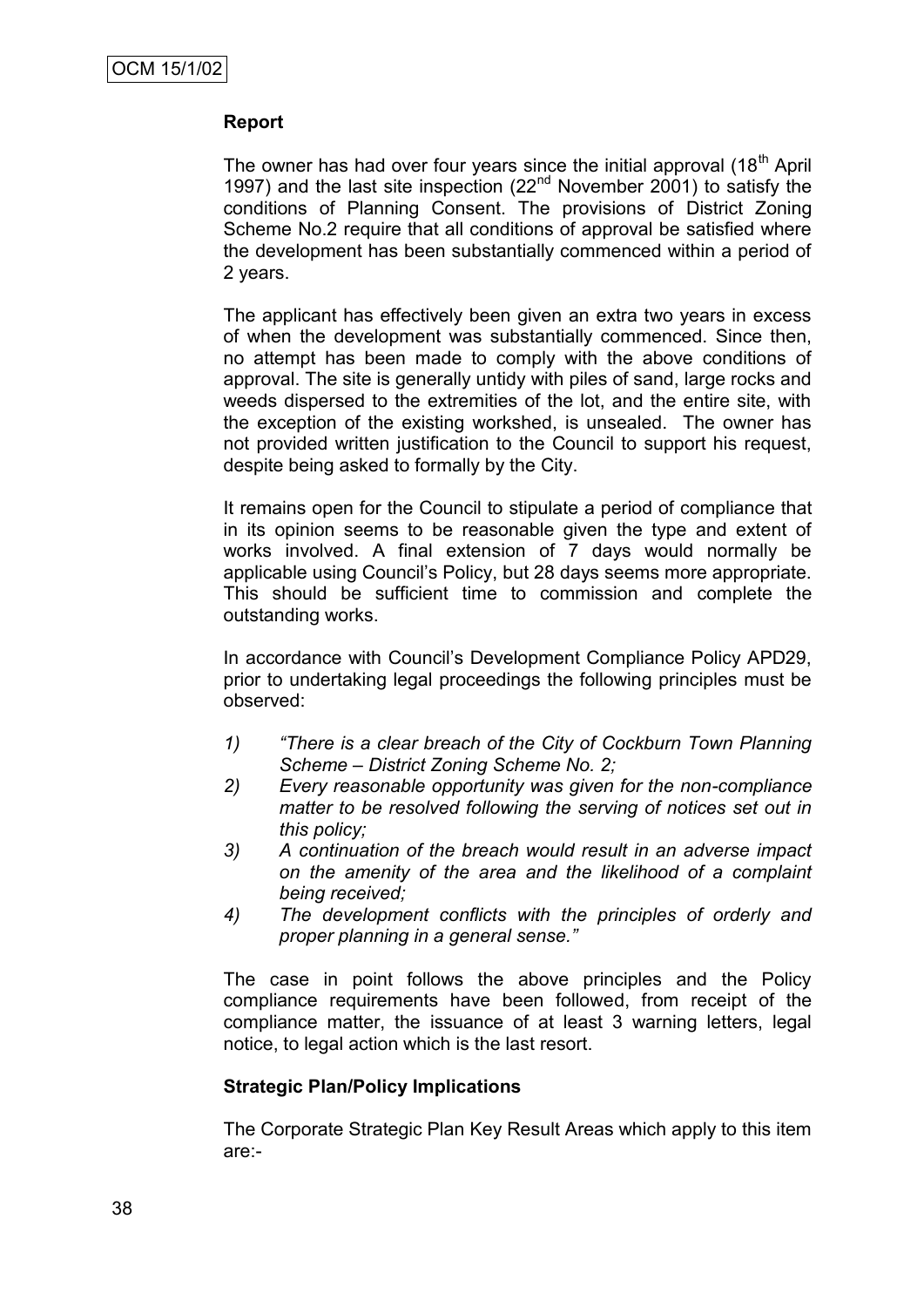**Report**

The owner has had over four years since the initial approval (18th April 1997) and the last site inspection (22nd November 2001) to satisfy the conditions of Planning Consent. The provisions of District Zoning Scheme No.2 require that all conditions of approval be satisfied where the development has been substantially commenced within a period of 2 years.

The applicant has effectively been given an extra two years in excess of when the development was substantially commenced. Since then, no attempt has been made to comply with the above conditions of approval. The site is generally untidy with piles of sand, large rocks and weeds dispersed to the extremities of the lot, and the entire site, with the exception of the existing workshed, is unsealed. The owner has not provided written justification to the Council to support his request, despite being asked to formally by the City.

It remains open for the Council to stipulate a period of compliance that in its opinion seems to be reasonable given the type and extent of works involved. A final extension of 7 days would normally be applicable using Council's Policy, but 28 days seems more appropriate. This should be sufficient time to commission and complete the outstanding works.

In accordance with Council's Development Compliance Policy APD29, prior to undertaking legal proceedings the following principles must be observed:

1) *"There is a clear breach of the City of Cockburn Town Planning Scheme – District Zoning Scheme No. 2;*
2) *Every reasonable opportunity was given for the non-compliance matter to be resolved following the serving of notices set out in this policy;*
3) *A continuation of the breach would result in an adverse impact on the amenity of the area and the likelihood of a complaint being received;*
4) *The development conflicts with the principles of orderly and proper planning in a general sense."*

The case in point follows the above principles and the Policy compliance requirements have been followed, from receipt of the compliance matter, the issuance of at least 3 warning letters, legal notice, to legal action which is the last resort.

**Strategic Plan/Policy Implications**

The Corporate Strategic Plan Key Result Areas which apply to this item are:-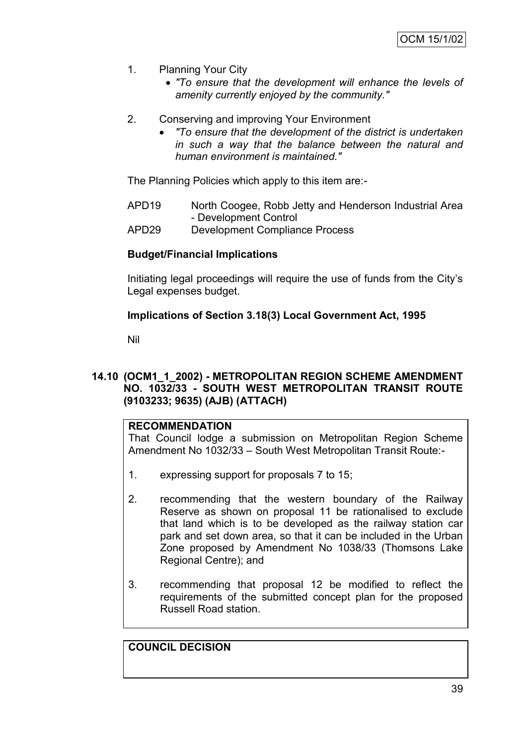1. Planning Your City
   - *"To ensure that the development will enhance the levels of amenity currently enjoyed by the community."*

2. Conserving and improving Your Environment
   - *"To ensure that the development of the district is undertaken in such a way that the balance between the natural and human environment is maintained."*

The Planning Policies which apply to this item are:-

APD19 North Coogee, Robb Jetty and Henderson Industrial Area - Development Control
APD29 Development Compliance Process

**Budget/Financial Implications**

Initiating legal proceedings will require the use of funds from the City's Legal expenses budget.

**Implications of Section 3.18(3) Local Government Act, 1995**

Nil

### 14.10 (OCM1_1_2002) - METROPOLITAN REGION SCHEME AMENDMENT NO. 1032/33 - SOUTH WEST METROPOLITAN TRANSIT ROUTE (9103233; 9635) (AJB) (ATTACH)

**RECOMMENDATION**
That Council lodge a submission on Metropolitan Region Scheme Amendment No 1032/33 – South West Metropolitan Transit Route:-

1. expressing support for proposals 7 to 15;

2. recommending that the western boundary of the Railway Reserve as shown on proposal 11 be rationalised to exclude that land which is to be developed as the railway station car park and set down area, so that it can be included in the Urban Zone proposed by Amendment No 1038/33 (Thomsons Lake Regional Centre); and

3. recommending that proposal 12 be modified to reflect the requirements of the submitted concept plan for the proposed Russell Road station.

**COUNCIL DECISION**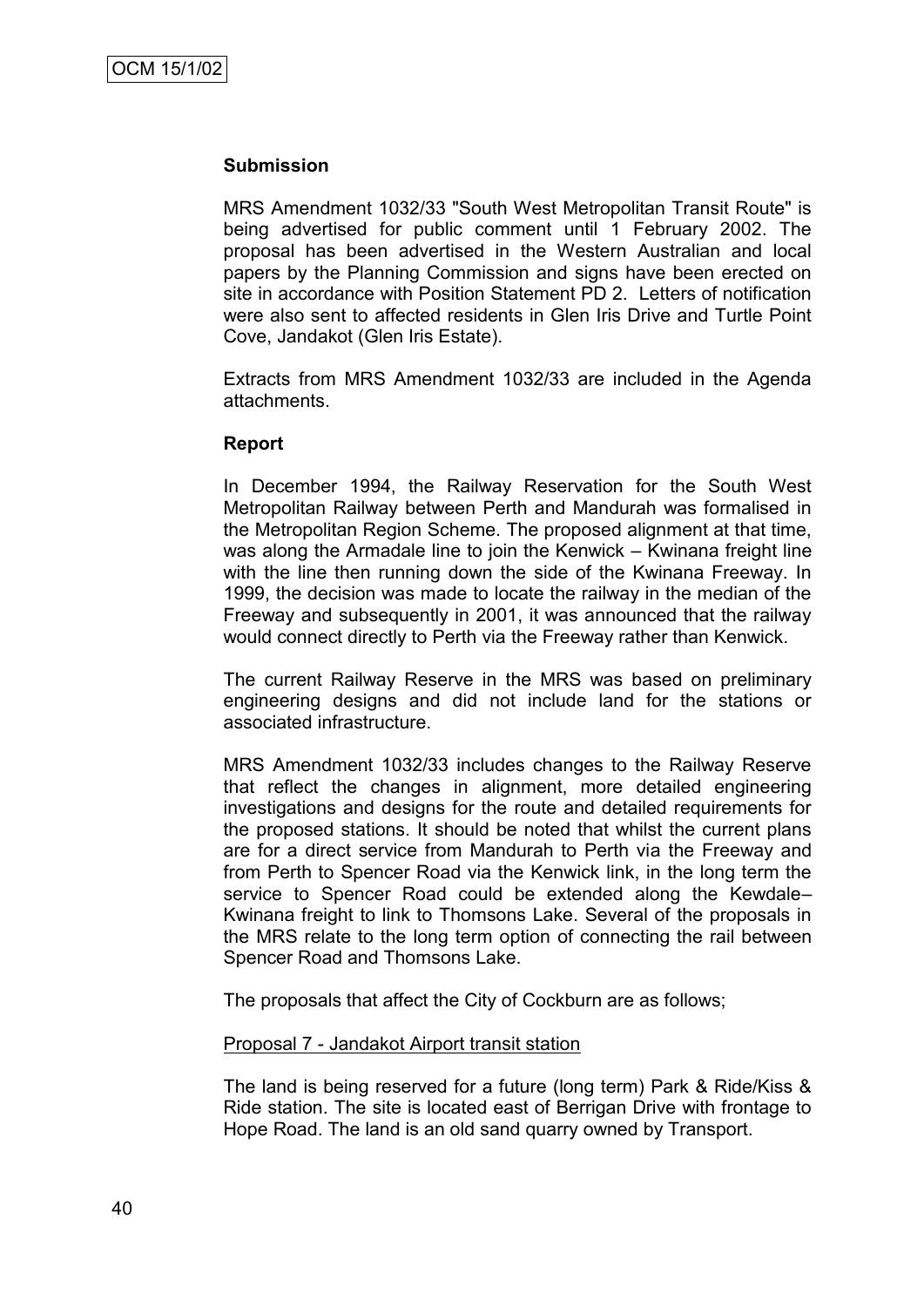**Submission**

MRS Amendment 1032/33 "South West Metropolitan Transit Route" is being advertised for public comment until 1 February 2002. The proposal has been advertised in the Western Australian and local papers by the Planning Commission and signs have been erected on site in accordance with Position Statement PD 2. Letters of notification were also sent to affected residents in Glen Iris Drive and Turtle Point Cove, Jandakot (Glen Iris Estate).

Extracts from MRS Amendment 1032/33 are included in the Agenda attachments.

**Report**

In December 1994, the Railway Reservation for the South West Metropolitan Railway between Perth and Mandurah was formalised in the Metropolitan Region Scheme. The proposed alignment at that time, was along the Armadale line to join the Kenwick – Kwinana freight line with the line then running down the side of the Kwinana Freeway. In 1999, the decision was made to locate the railway in the median of the Freeway and subsequently in 2001, it was announced that the railway would connect directly to Perth via the Freeway rather than Kenwick.

The current Railway Reserve in the MRS was based on preliminary engineering designs and did not include land for the stations or associated infrastructure.

MRS Amendment 1032/33 includes changes to the Railway Reserve that reflect the changes in alignment, more detailed engineering investigations and designs for the route and detailed requirements for the proposed stations. It should be noted that whilst the current plans are for a direct service from Mandurah to Perth via the Freeway and from Perth to Spencer Road via the Kenwick link, in the long term the service to Spencer Road could be extended along the Kewdale– Kwinana freight to link to Thomsons Lake. Several of the proposals in the MRS relate to the long term option of connecting the rail between Spencer Road and Thomsons Lake.

The proposals that affect the City of Cockburn are as follows;

Proposal 7 - Jandakot Airport transit station

The land is being reserved for a future (long term) Park & Ride/Kiss & Ride station. The site is located east of Berrigan Drive with frontage to Hope Road. The land is an old sand quarry owned by Transport.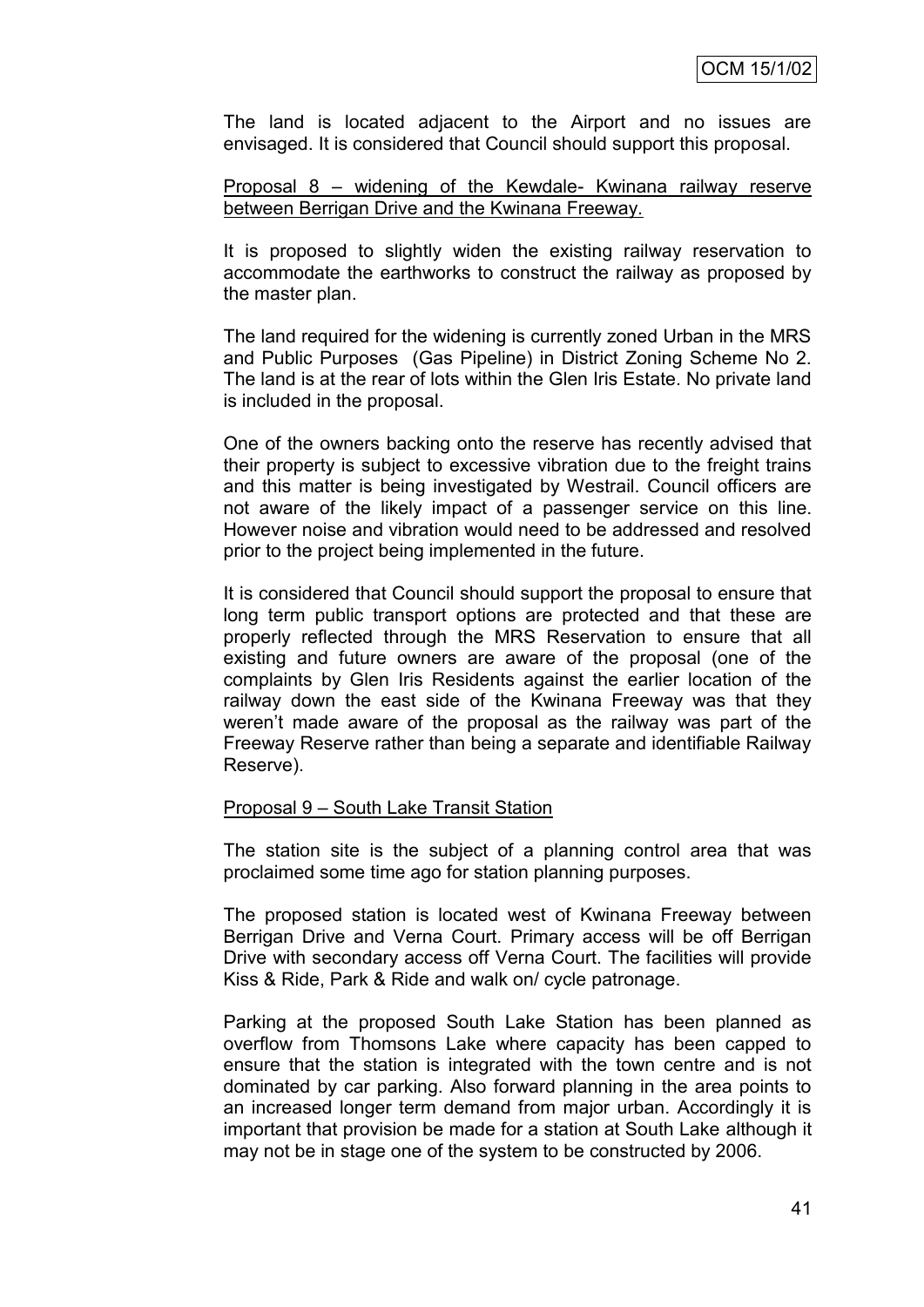The land is located adjacent to the Airport and no issues are envisaged. It is considered that Council should support this proposal.

<u>Proposal 8 – widening of the Kewdale- Kwinana railway reserve between Berrigan Drive and the Kwinana Freeway.</u>

It is proposed to slightly widen the existing railway reservation to accommodate the earthworks to construct the railway as proposed by the master plan.

The land required for the widening is currently zoned Urban in the MRS and Public Purposes (Gas Pipeline) in District Zoning Scheme No 2. The land is at the rear of lots within the Glen Iris Estate. No private land is included in the proposal.

One of the owners backing onto the reserve has recently advised that their property is subject to excessive vibration due to the freight trains and this matter is being investigated by Westrail. Council officers are not aware of the likely impact of a passenger service on this line. However noise and vibration would need to be addressed and resolved prior to the project being implemented in the future.

It is considered that Council should support the proposal to ensure that long term public transport options are protected and that these are properly reflected through the MRS Reservation to ensure that all existing and future owners are aware of the proposal (one of the complaints by Glen Iris Residents against the earlier location of the railway down the east side of the Kwinana Freeway was that they weren't made aware of the proposal as the railway was part of the Freeway Reserve rather than being a separate and identifiable Railway Reserve).

<u>Proposal 9 – South Lake Transit Station</u>

The station site is the subject of a planning control area that was proclaimed some time ago for station planning purposes.

The proposed station is located west of Kwinana Freeway between Berrigan Drive and Verna Court. Primary access will be off Berrigan Drive with secondary access off Verna Court. The facilities will provide Kiss & Ride, Park & Ride and walk on/ cycle patronage.

Parking at the proposed South Lake Station has been planned as overflow from Thomsons Lake where capacity has been capped to ensure that the station is integrated with the town centre and is not dominated by car parking. Also forward planning in the area points to an increased longer term demand from major urban. Accordingly it is important that provision be made for a station at South Lake although it may not be in stage one of the system to be constructed by 2006.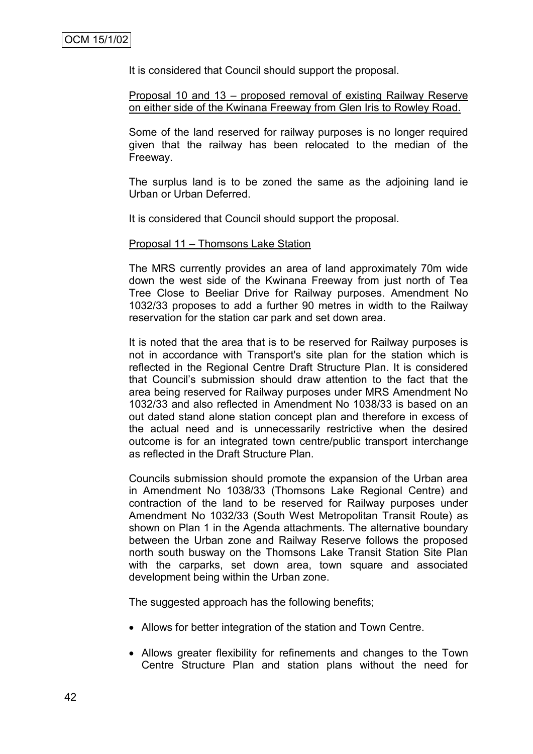It is considered that Council should support the proposal.

Proposal 10 and 13 – proposed removal of existing Railway Reserve on either side of the Kwinana Freeway from Glen Iris to Rowley Road.

Some of the land reserved for railway purposes is no longer required given that the railway has been relocated to the median of the Freeway.

The surplus land is to be zoned the same as the adjoining land ie Urban or Urban Deferred.

It is considered that Council should support the proposal.

Proposal 11 – Thomsons Lake Station

The MRS currently provides an area of land approximately 70m wide down the west side of the Kwinana Freeway from just north of Tea Tree Close to Beeliar Drive for Railway purposes. Amendment No 1032/33 proposes to add a further 90 metres in width to the Railway reservation for the station car park and set down area.

It is noted that the area that is to be reserved for Railway purposes is not in accordance with Transport's site plan for the station which is reflected in the Regional Centre Draft Structure Plan. It is considered that Council's submission should draw attention to the fact that the area being reserved for Railway purposes under MRS Amendment No 1032/33 and also reflected in Amendment No 1038/33 is based on an out dated stand alone station concept plan and therefore in excess of the actual need and is unnecessarily restrictive when the desired outcome is for an integrated town centre/public transport interchange as reflected in the Draft Structure Plan.

Councils submission should promote the expansion of the Urban area in Amendment No 1038/33 (Thomsons Lake Regional Centre) and contraction of the land to be reserved for Railway purposes under Amendment No 1032/33 (South West Metropolitan Transit Route) as shown on Plan 1 in the Agenda attachments. The alternative boundary between the Urban zone and Railway Reserve follows the proposed north south busway on the Thomsons Lake Transit Station Site Plan with the carparks, set down area, town square and associated development being within the Urban zone.

The suggested approach has the following benefits;

- Allows for better integration of the station and Town Centre.
- Allows greater flexibility for refinements and changes to the Town Centre Structure Plan and station plans without the need for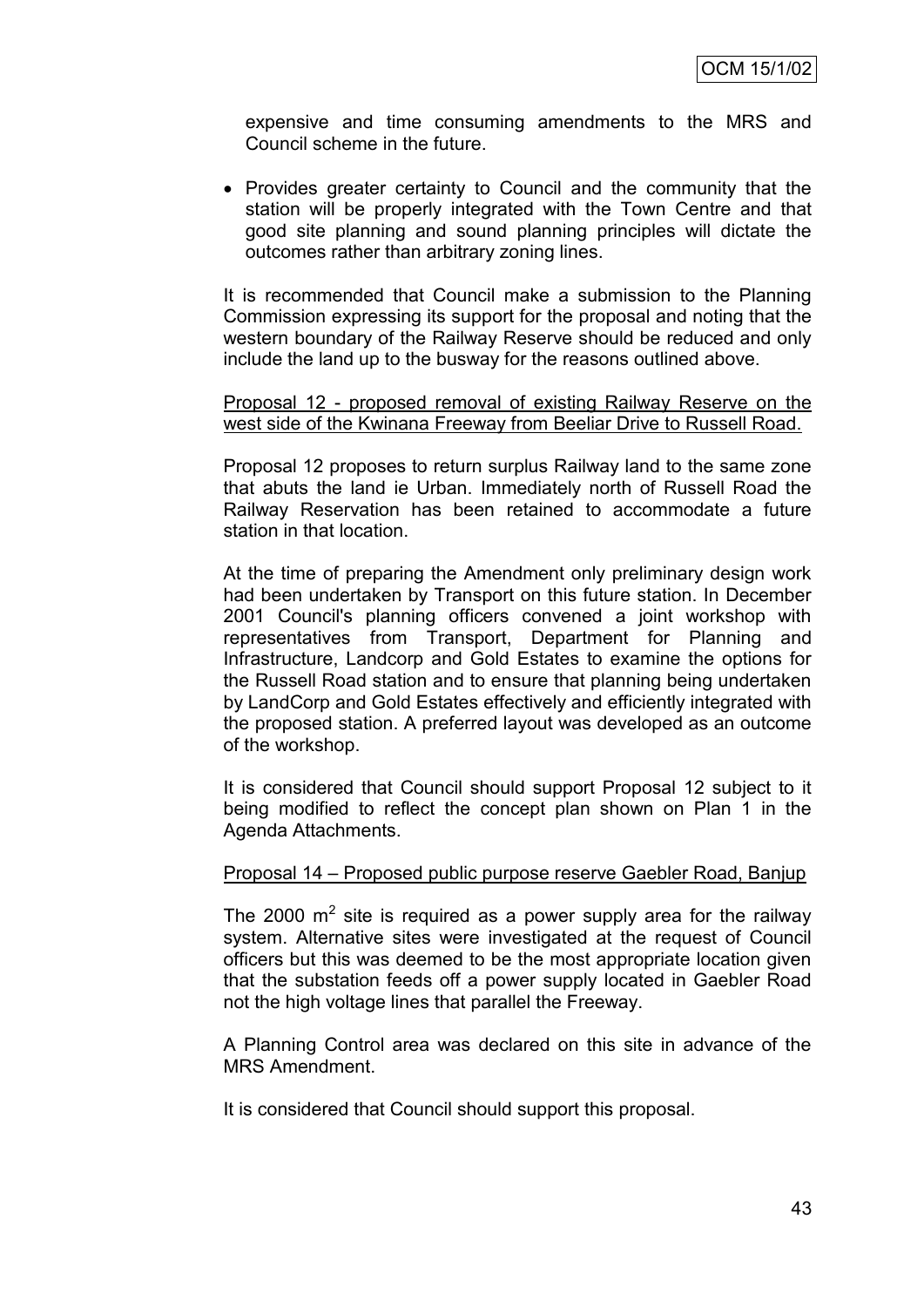expensive and time consuming amendments to the MRS and Council scheme in the future.

- Provides greater certainty to Council and the community that the station will be properly integrated with the Town Centre and that good site planning and sound planning principles will dictate the outcomes rather than arbitrary zoning lines.

It is recommended that Council make a submission to the Planning Commission expressing its support for the proposal and noting that the western boundary of the Railway Reserve should be reduced and only include the land up to the busway for the reasons outlined above.

Proposal 12 - proposed removal of existing Railway Reserve on the west side of the Kwinana Freeway from Beeliar Drive to Russell Road.

Proposal 12 proposes to return surplus Railway land to the same zone that abuts the land ie Urban. Immediately north of Russell Road the Railway Reservation has been retained to accommodate a future station in that location.

At the time of preparing the Amendment only preliminary design work had been undertaken by Transport on this future station. In December 2001 Council's planning officers convened a joint workshop with representatives from Transport, Department for Planning and Infrastructure, Landcorp and Gold Estates to examine the options for the Russell Road station and to ensure that planning being undertaken by LandCorp and Gold Estates effectively and efficiently integrated with the proposed station. A preferred layout was developed as an outcome of the workshop.

It is considered that Council should support Proposal 12 subject to it being modified to reflect the concept plan shown on Plan 1 in the Agenda Attachments.

Proposal 14 – Proposed public purpose reserve Gaebler Road, Banjup

The 2000 $m^2$ site is required as a power supply area for the railway system. Alternative sites were investigated at the request of Council officers but this was deemed to be the most appropriate location given that the substation feeds off a power supply located in Gaebler Road not the high voltage lines that parallel the Freeway.

A Planning Control area was declared on this site in advance of the MRS Amendment.

It is considered that Council should support this proposal.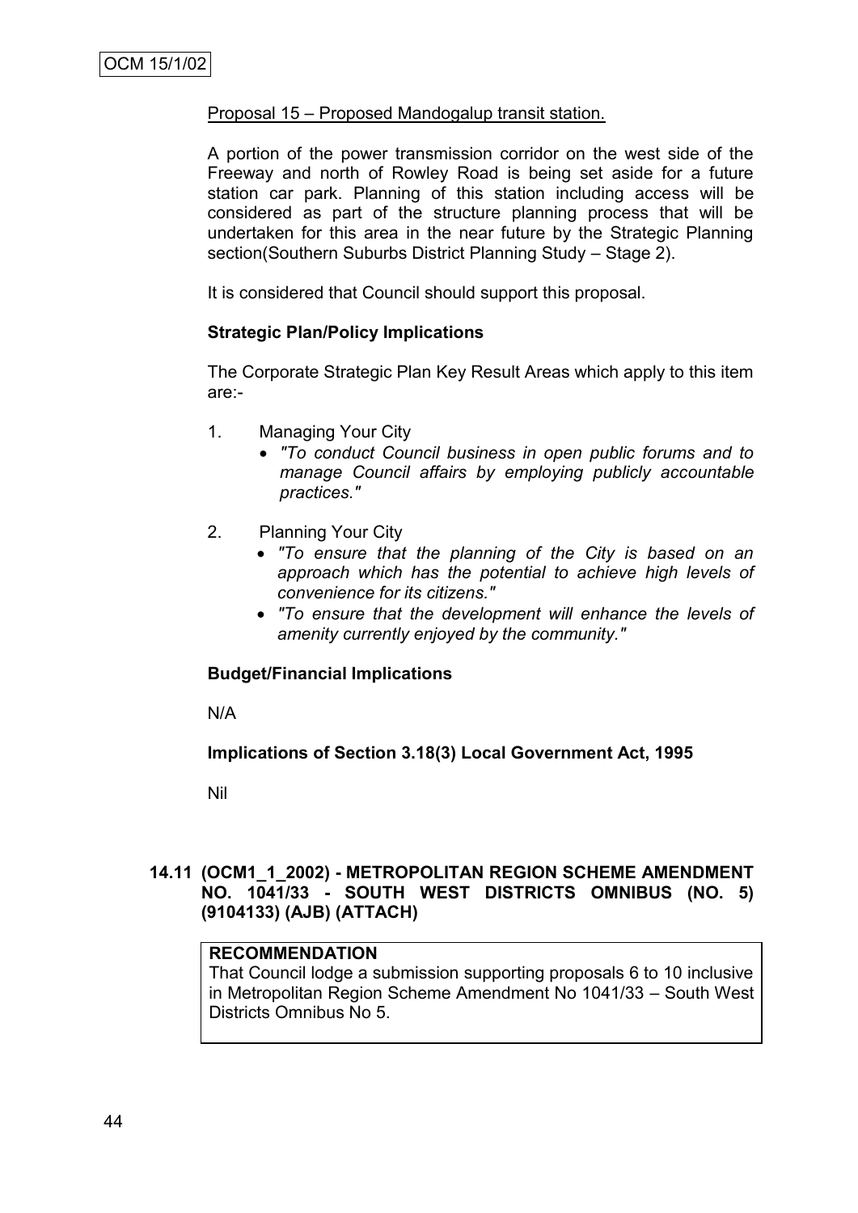Proposal 15 – Proposed Mandogalup transit station.

A portion of the power transmission corridor on the west side of the Freeway and north of Rowley Road is being set aside for a future station car park. Planning of this station including access will be considered as part of the structure planning process that will be undertaken for this area in the near future by the Strategic Planning section(Southern Suburbs District Planning Study – Stage 2).

It is considered that Council should support this proposal.

**Strategic Plan/Policy Implications**

The Corporate Strategic Plan Key Result Areas which apply to this item are:-

1. Managing Your City
   - *"To conduct Council business in open public forums and to manage Council affairs by employing publicly accountable practices."*

2. Planning Your City
   - *"To ensure that the planning of the City is based on an approach which has the potential to achieve high levels of convenience for its citizens."*
   - *"To ensure that the development will enhance the levels of amenity currently enjoyed by the community."*

**Budget/Financial Implications**

N/A

**Implications of Section 3.18(3) Local Government Act, 1995**

Nil

## 14.11 (OCM1_1_2002) - METROPOLITAN REGION SCHEME AMENDMENT NO. 1041/33 - SOUTH WEST DISTRICTS OMNIBUS (NO. 5) (9104133) (AJB) (ATTACH)

**RECOMMENDATION**

That Council lodge a submission supporting proposals 6 to 10 inclusive in Metropolitan Region Scheme Amendment No 1041/33 – South West Districts Omnibus No 5.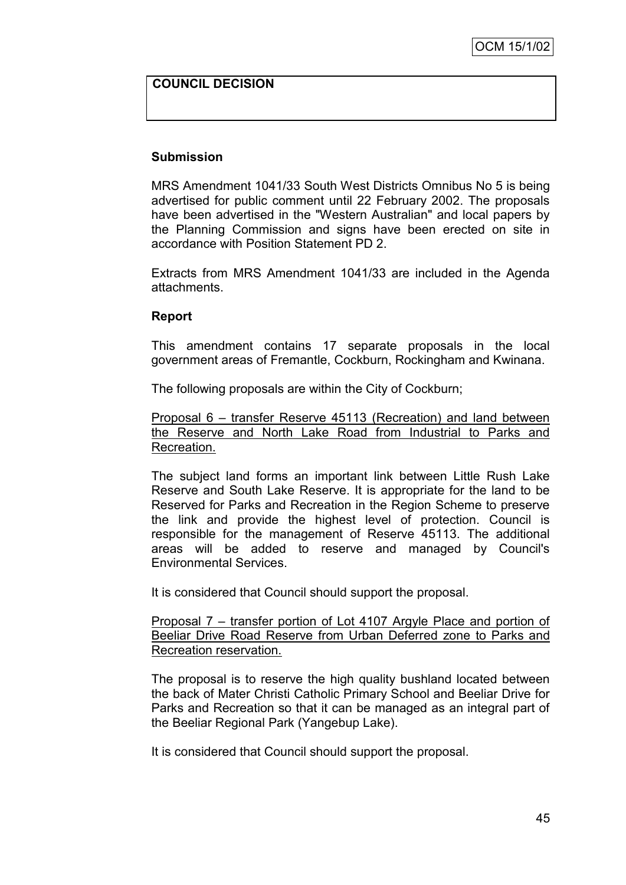**COUNCIL DECISION**

**Submission**

MRS Amendment 1041/33 South West Districts Omnibus No 5 is being advertised for public comment until 22 February 2002. The proposals have been advertised in the "Western Australian" and local papers by the Planning Commission and signs have been erected on site in accordance with Position Statement PD 2.

Extracts from MRS Amendment 1041/33 are included in the Agenda attachments.

**Report**

This amendment contains 17 separate proposals in the local government areas of Fremantle, Cockburn, Rockingham and Kwinana.

The following proposals are within the City of Cockburn;

<u>Proposal 6 – transfer Reserve 45113 (Recreation) and land between the Reserve and North Lake Road from Industrial to Parks and Recreation.</u>

The subject land forms an important link between Little Rush Lake Reserve and South Lake Reserve. It is appropriate for the land to be Reserved for Parks and Recreation in the Region Scheme to preserve the link and provide the highest level of protection. Council is responsible for the management of Reserve 45113. The additional areas will be added to reserve and managed by Council's Environmental Services.

It is considered that Council should support the proposal.

<u>Proposal 7 – transfer portion of Lot 4107 Argyle Place and portion of Beeliar Drive Road Reserve from Urban Deferred zone to Parks and Recreation reservation.</u>

The proposal is to reserve the high quality bushland located between the back of Mater Christi Catholic Primary School and Beeliar Drive for Parks and Recreation so that it can be managed as an integral part of the Beeliar Regional Park (Yangebup Lake).

It is considered that Council should support the proposal.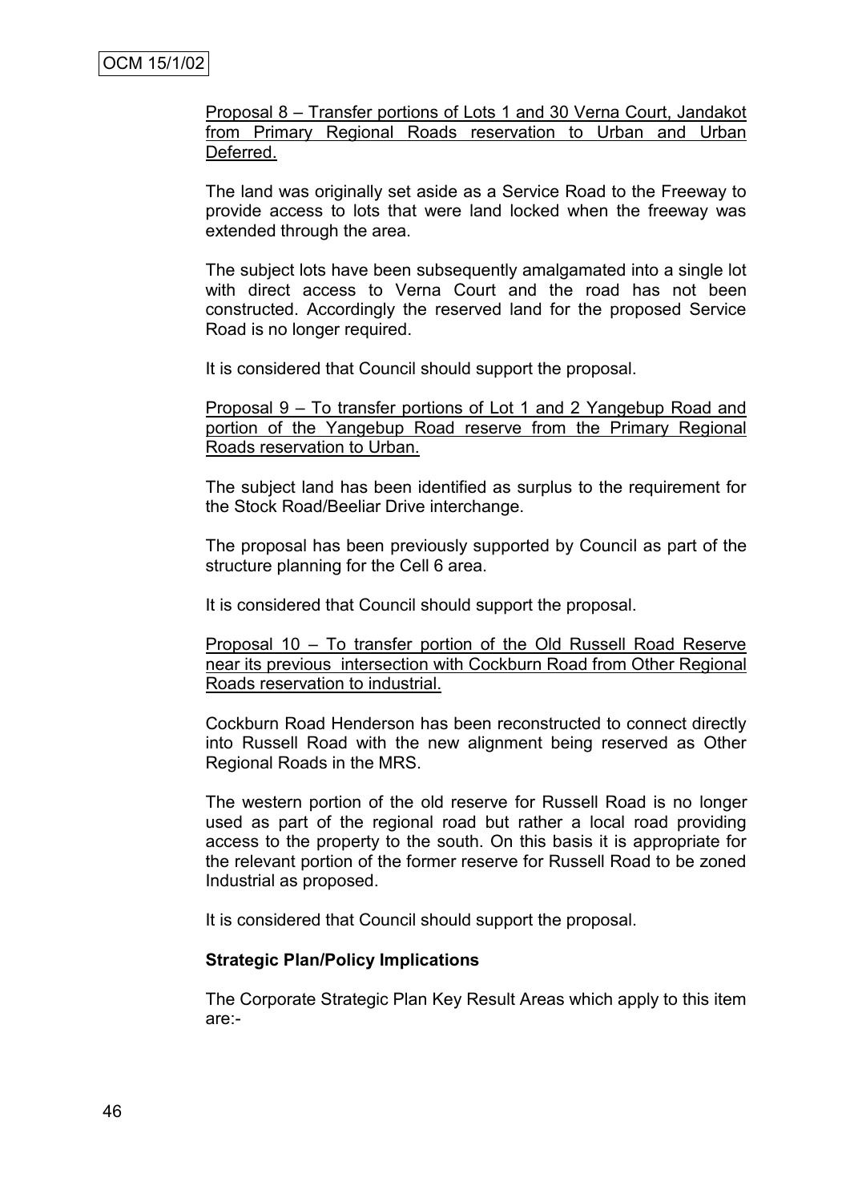Proposal 8 – Transfer portions of Lots 1 and 30 Verna Court, Jandakot from Primary Regional Roads reservation to Urban and Urban Deferred.

The land was originally set aside as a Service Road to the Freeway to provide access to lots that were land locked when the freeway was extended through the area.

The subject lots have been subsequently amalgamated into a single lot with direct access to Verna Court and the road has not been constructed. Accordingly the reserved land for the proposed Service Road is no longer required.

It is considered that Council should support the proposal.

Proposal 9 – To transfer portions of Lot 1 and 2 Yangebup Road and portion of the Yangebup Road reserve from the Primary Regional Roads reservation to Urban.

The subject land has been identified as surplus to the requirement for the Stock Road/Beeliar Drive interchange.

The proposal has been previously supported by Council as part of the structure planning for the Cell 6 area.

It is considered that Council should support the proposal.

Proposal 10 – To transfer portion of the Old Russell Road Reserve near its previous intersection with Cockburn Road from Other Regional Roads reservation to industrial.

Cockburn Road Henderson has been reconstructed to connect directly into Russell Road with the new alignment being reserved as Other Regional Roads in the MRS.

The western portion of the old reserve for Russell Road is no longer used as part of the regional road but rather a local road providing access to the property to the south. On this basis it is appropriate for the relevant portion of the former reserve for Russell Road to be zoned Industrial as proposed.

It is considered that Council should support the proposal.

**Strategic Plan/Policy Implications**

The Corporate Strategic Plan Key Result Areas which apply to this item are:-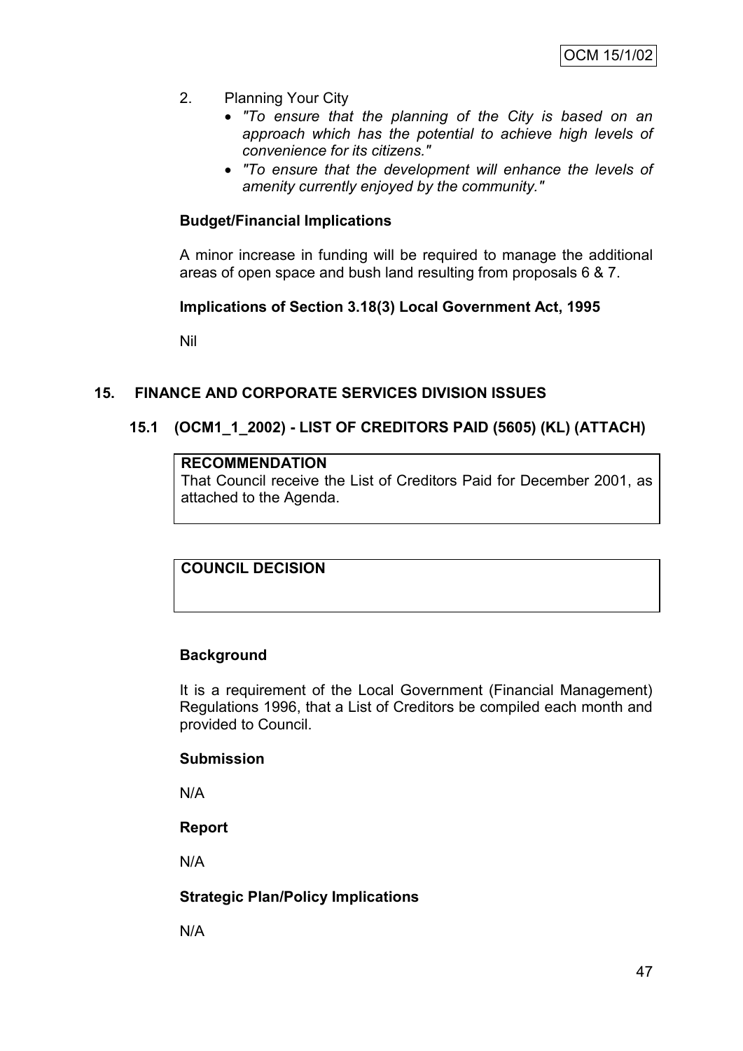2. Planning Your City
   - *"To ensure that the planning of the City is based on an approach which has the potential to achieve high levels of convenience for its citizens."*
   - *"To ensure that the development will enhance the levels of amenity currently enjoyed by the community."*

**Budget/Financial Implications**

A minor increase in funding will be required to manage the additional areas of open space and bush land resulting from proposals 6 & 7.

**Implications of Section 3.18(3) Local Government Act, 1995**

Nil

## 15. FINANCE AND CORPORATE SERVICES DIVISION ISSUES

### 15.1 (OCM1_1_2002) - LIST OF CREDITORS PAID (5605) (KL) (ATTACH)

**RECOMMENDATION**
That Council receive the List of Creditors Paid for December 2001, as attached to the Agenda.

**COUNCIL DECISION**

**Background**

It is a requirement of the Local Government (Financial Management) Regulations 1996, that a List of Creditors be compiled each month and provided to Council.

**Submission**

N/A

**Report**

N/A

**Strategic Plan/Policy Implications**

N/A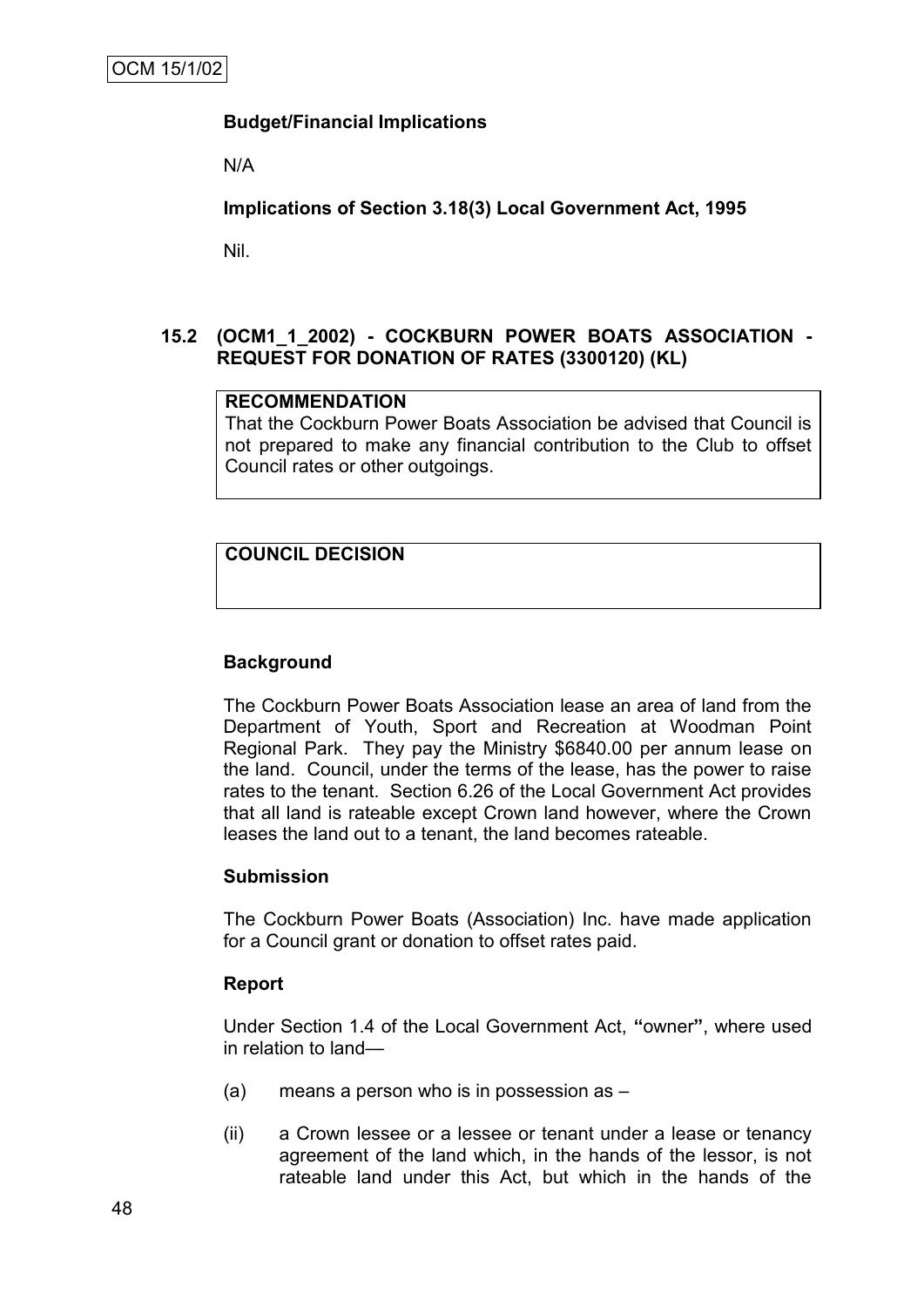**Budget/Financial Implications**

N/A

**Implications of Section 3.18(3) Local Government Act, 1995**

Nil.

### 15.2 (OCM1_1_2002) - COCKBURN POWER BOATS ASSOCIATION - REQUEST FOR DONATION OF RATES (3300120) (KL)

**RECOMMENDATION**
That the Cockburn Power Boats Association be advised that Council is not prepared to make any financial contribution to the Club to offset Council rates or other outgoings.

**COUNCIL DECISION**

**Background**

The Cockburn Power Boats Association lease an area of land from the Department of Youth, Sport and Recreation at Woodman Point Regional Park. They pay the Ministry $6840.00 per annum lease on the land. Council, under the terms of the lease, has the power to raise rates to the tenant. Section 6.26 of the Local Government Act provides that all land is rateable except Crown land however, where the Crown leases the land out to a tenant, the land becomes rateable.

**Submission**

The Cockburn Power Boats (Association) Inc. have made application for a Council grant or donation to offset rates paid.

**Report**

Under Section 1.4 of the Local Government Act, **"**owner**"**, where used in relation to land—

(a) means a person who is in possession as –

(ii) a Crown lessee or a lessee or tenant under a lease or tenancy agreement of the land which, in the hands of the lessor, is not rateable land under this Act, but which in the hands of the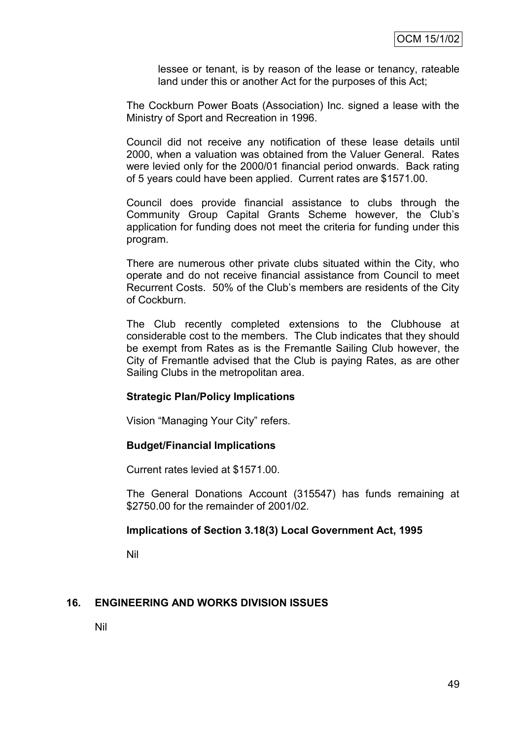lessee or tenant, is by reason of the lease or tenancy, rateable land under this or another Act for the purposes of this Act;

The Cockburn Power Boats (Association) Inc. signed a lease with the Ministry of Sport and Recreation in 1996.

Council did not receive any notification of these lease details until 2000, when a valuation was obtained from the Valuer General. Rates were levied only for the 2000/01 financial period onwards. Back rating of 5 years could have been applied. Current rates are $1571.00.

Council does provide financial assistance to clubs through the Community Group Capital Grants Scheme however, the Club's application for funding does not meet the criteria for funding under this program.

There are numerous other private clubs situated within the City, who operate and do not receive financial assistance from Council to meet Recurrent Costs. 50% of the Club's members are residents of the City of Cockburn.

The Club recently completed extensions to the Clubhouse at considerable cost to the members. The Club indicates that they should be exempt from Rates as is the Fremantle Sailing Club however, the City of Fremantle advised that the Club is paying Rates, as are other Sailing Clubs in the metropolitan area.

**Strategic Plan/Policy Implications**

Vision "Managing Your City" refers.

**Budget/Financial Implications**

Current rates levied at $1571.00.

The General Donations Account (315547) has funds remaining at $2750.00 for the remainder of 2001/02.

**Implications of Section 3.18(3) Local Government Act, 1995**

Nil

## 16. ENGINEERING AND WORKS DIVISION ISSUES

Nil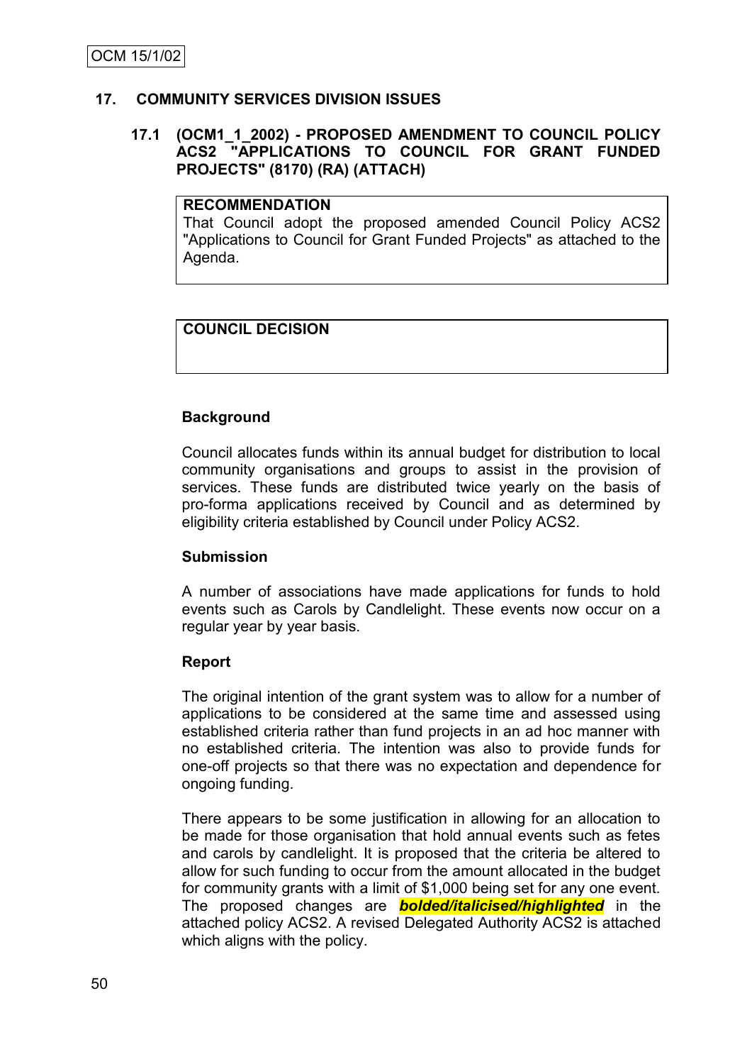OCM 15/1/02

## 17. COMMUNITY SERVICES DIVISION ISSUES

### 17.1 (OCM1_1_2002) - PROPOSED AMENDMENT TO COUNCIL POLICY ACS2 "APPLICATIONS TO COUNCIL FOR GRANT FUNDED PROJECTS" (8170) (RA) (ATTACH)

| **RECOMMENDATION** |
| --- |
| That Council adopt the proposed amended Council Policy ACS2 "Applications to Council for Grant Funded Projects" as attached to the Agenda. |

| **COUNCIL DECISION** |
| --- |
| |

**Background**

Council allocates funds within its annual budget for distribution to local community organisations and groups to assist in the provision of services. These funds are distributed twice yearly on the basis of pro-forma applications received by Council and as determined by eligibility criteria established by Council under Policy ACS2.

**Submission**

A number of associations have made applications for funds to hold events such as Carols by Candlelight. These events now occur on a regular year by year basis.

**Report**

The original intention of the grant system was to allow for a number of applications to be considered at the same time and assessed using established criteria rather than fund projects in an ad hoc manner with no established criteria. The intention was also to provide funds for one-off projects so that there was no expectation and dependence for ongoing funding.

There appears to be some justification in allowing for an allocation to be made for those organisation that hold annual events such as fetes and carols by candlelight. It is proposed that the criteria be altered to allow for such funding to occur from the amount allocated in the budget for community grants with a limit of $1,000 being set for any one event. The proposed changes are ***bolded/italicised/highlighted*** in the attached policy ACS2. A revised Delegated Authority ACS2 is attached which aligns with the policy.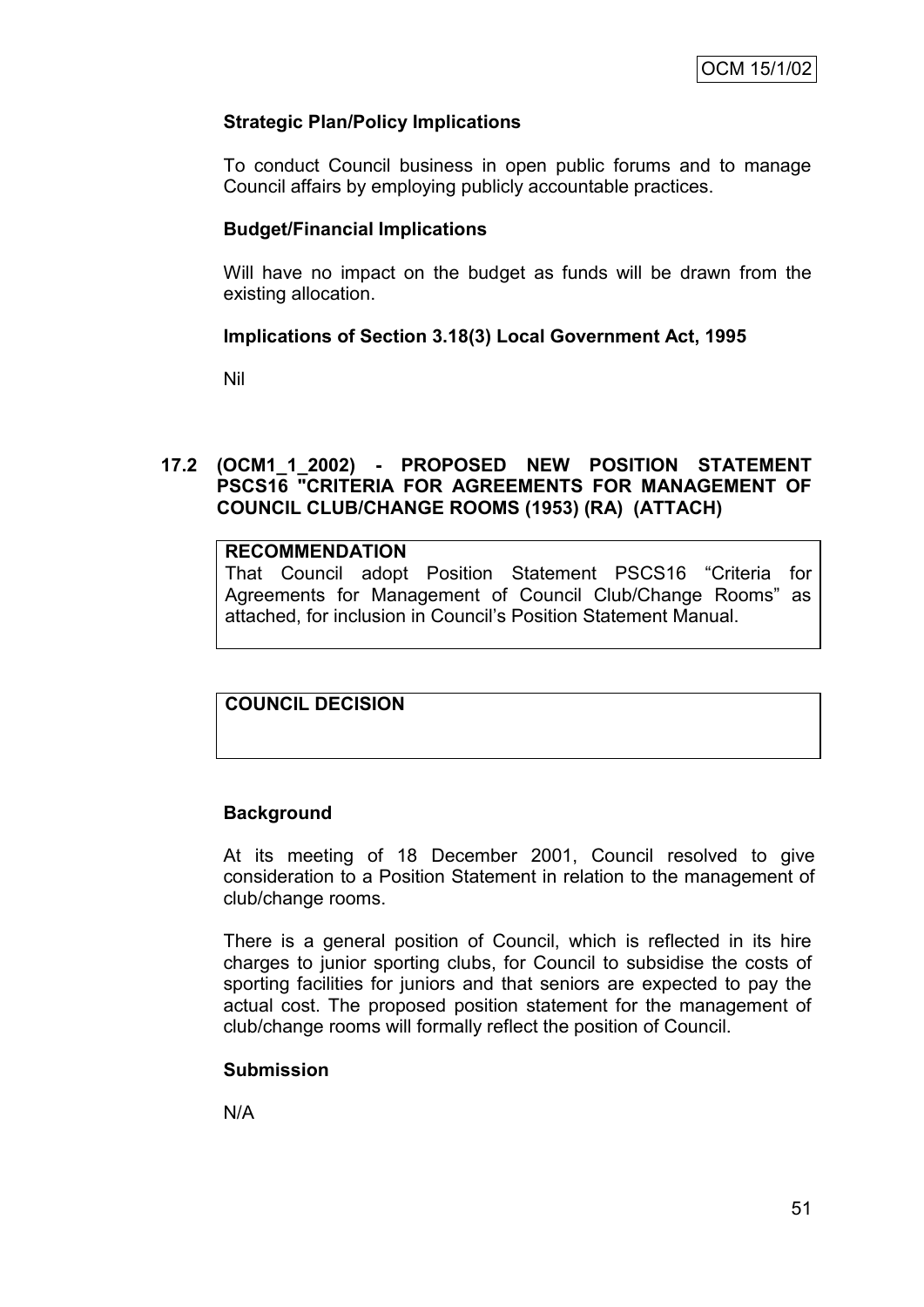**Strategic Plan/Policy Implications**

To conduct Council business in open public forums and to manage Council affairs by employing publicly accountable practices.

**Budget/Financial Implications**

Will have no impact on the budget as funds will be drawn from the existing allocation.

**Implications of Section 3.18(3) Local Government Act, 1995**

Nil

## 17.2 (OCM1_1_2002) - PROPOSED NEW POSITION STATEMENT PSCS16 "CRITERIA FOR AGREEMENTS FOR MANAGEMENT OF COUNCIL CLUB/CHANGE ROOMS (1953) (RA) (ATTACH)

**RECOMMENDATION**

That Council adopt Position Statement PSCS16 "Criteria for Agreements for Management of Council Club/Change Rooms" as attached, for inclusion in Council's Position Statement Manual.

**COUNCIL DECISION**

**Background**

At its meeting of 18 December 2001, Council resolved to give consideration to a Position Statement in relation to the management of club/change rooms.

There is a general position of Council, which is reflected in its hire charges to junior sporting clubs, for Council to subsidise the costs of sporting facilities for juniors and that seniors are expected to pay the actual cost. The proposed position statement for the management of club/change rooms will formally reflect the position of Council.

**Submission**

N/A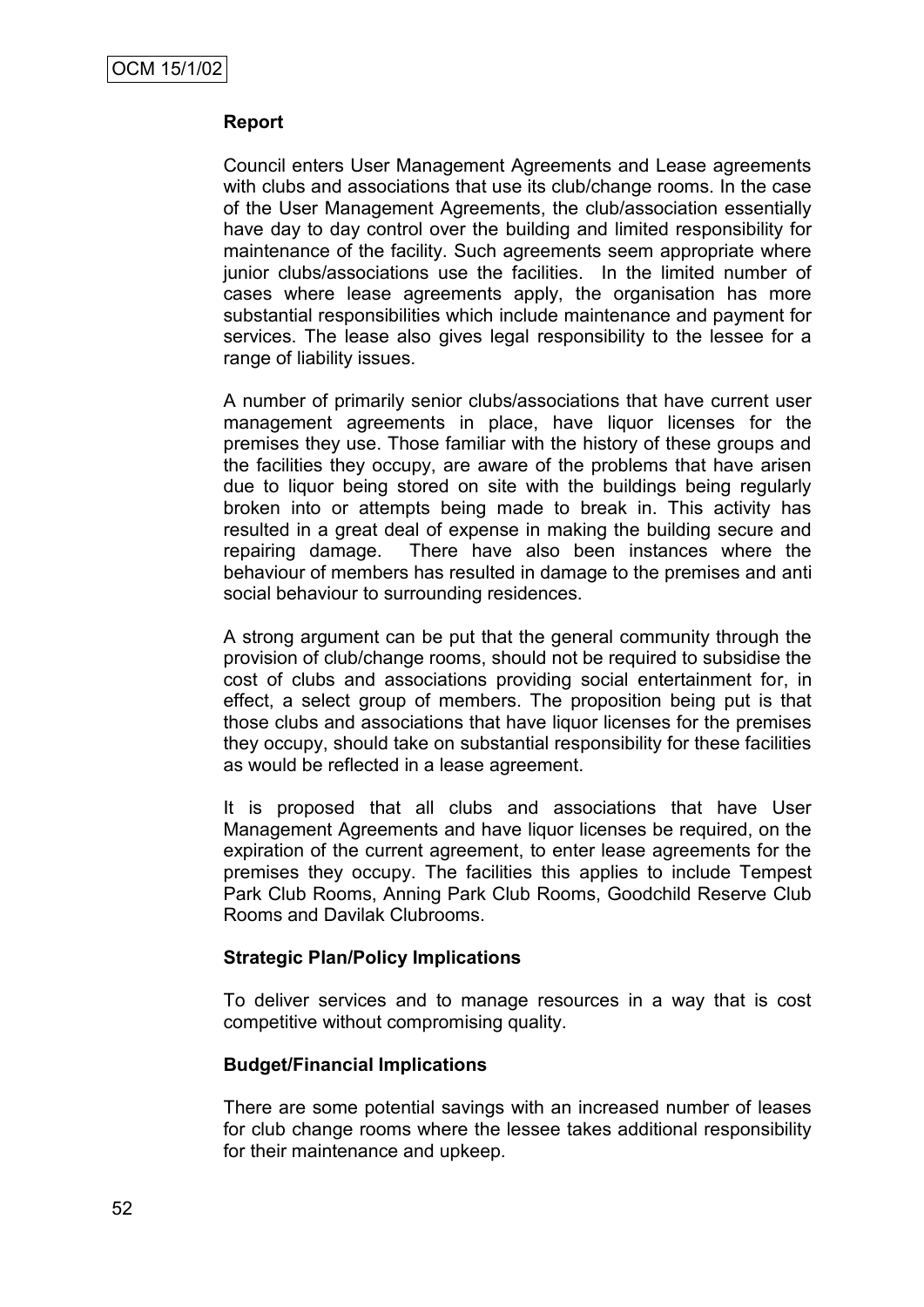### Report

Council enters User Management Agreements and Lease agreements with clubs and associations that use its club/change rooms. In the case of the User Management Agreements, the club/association essentially have day to day control over the building and limited responsibility for maintenance of the facility. Such agreements seem appropriate where junior clubs/associations use the facilities. In the limited number of cases where lease agreements apply, the organisation has more substantial responsibilities which include maintenance and payment for services. The lease also gives legal responsibility to the lessee for a range of liability issues.

A number of primarily senior clubs/associations that have current user management agreements in place, have liquor licenses for the premises they use. Those familiar with the history of these groups and the facilities they occupy, are aware of the problems that have arisen due to liquor being stored on site with the buildings being regularly broken into or attempts being made to break in. This activity has resulted in a great deal of expense in making the building secure and repairing damage. There have also been instances where the behaviour of members has resulted in damage to the premises and anti social behaviour to surrounding residences.

A strong argument can be put that the general community through the provision of club/change rooms, should not be required to subsidise the cost of clubs and associations providing social entertainment for, in effect, a select group of members. The proposition being put is that those clubs and associations that have liquor licenses for the premises they occupy, should take on substantial responsibility for these facilities as would be reflected in a lease agreement.

It is proposed that all clubs and associations that have User Management Agreements and have liquor licenses be required, on the expiration of the current agreement, to enter lease agreements for the premises they occupy. The facilities this applies to include Tempest Park Club Rooms, Anning Park Club Rooms, Goodchild Reserve Club Rooms and Davilak Clubrooms.

### Strategic Plan/Policy Implications

To deliver services and to manage resources in a way that is cost competitive without compromising quality.

### Budget/Financial Implications

There are some potential savings with an increased number of leases for club change rooms where the lessee takes additional responsibility for their maintenance and upkeep.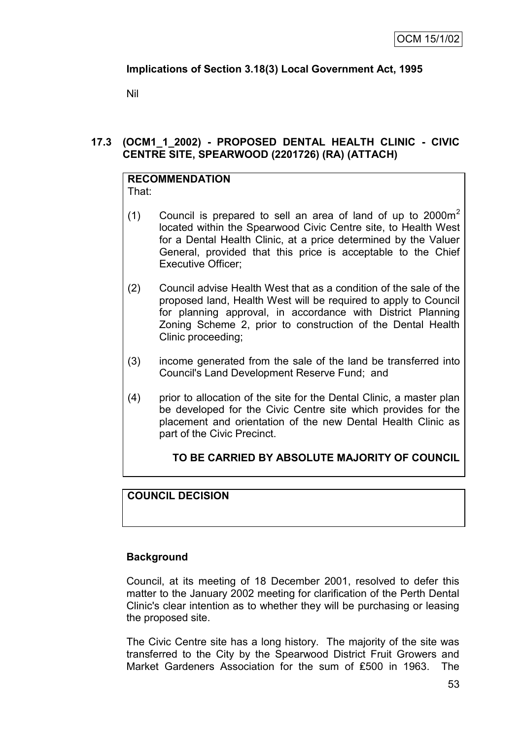**Implications of Section 3.18(3) Local Government Act, 1995**

Nil

## 17.3 (OCM1_1_2002) - PROPOSED DENTAL HEALTH CLINIC - CIVIC CENTRE SITE, SPEARWOOD (2201726) (RA) (ATTACH)

**RECOMMENDATION**

That:

(1) Council is prepared to sell an area of land of up to 2000m$^2$ located within the Spearwood Civic Centre site, to Health West for a Dental Health Clinic, at a price determined by the Valuer General, provided that this price is acceptable to the Chief Executive Officer;

(2) Council advise Health West that as a condition of the sale of the proposed land, Health West will be required to apply to Council for planning approval, in accordance with District Planning Zoning Scheme 2, prior to construction of the Dental Health Clinic proceeding;

(3) income generated from the sale of the land be transferred into Council's Land Development Reserve Fund; and

(4) prior to allocation of the site for the Dental Clinic, a master plan be developed for the Civic Centre site which provides for the placement and orientation of the new Dental Health Clinic as part of the Civic Precinct.

**TO BE CARRIED BY ABSOLUTE MAJORITY OF COUNCIL**

**COUNCIL DECISION**

**Background**

Council, at its meeting of 18 December 2001, resolved to defer this matter to the January 2002 meeting for clarification of the Perth Dental Clinic's clear intention as to whether they will be purchasing or leasing the proposed site.

The Civic Centre site has a long history. The majority of the site was transferred to the City by the Spearwood District Fruit Growers and Market Gardeners Association for the sum of ₤500 in 1963. The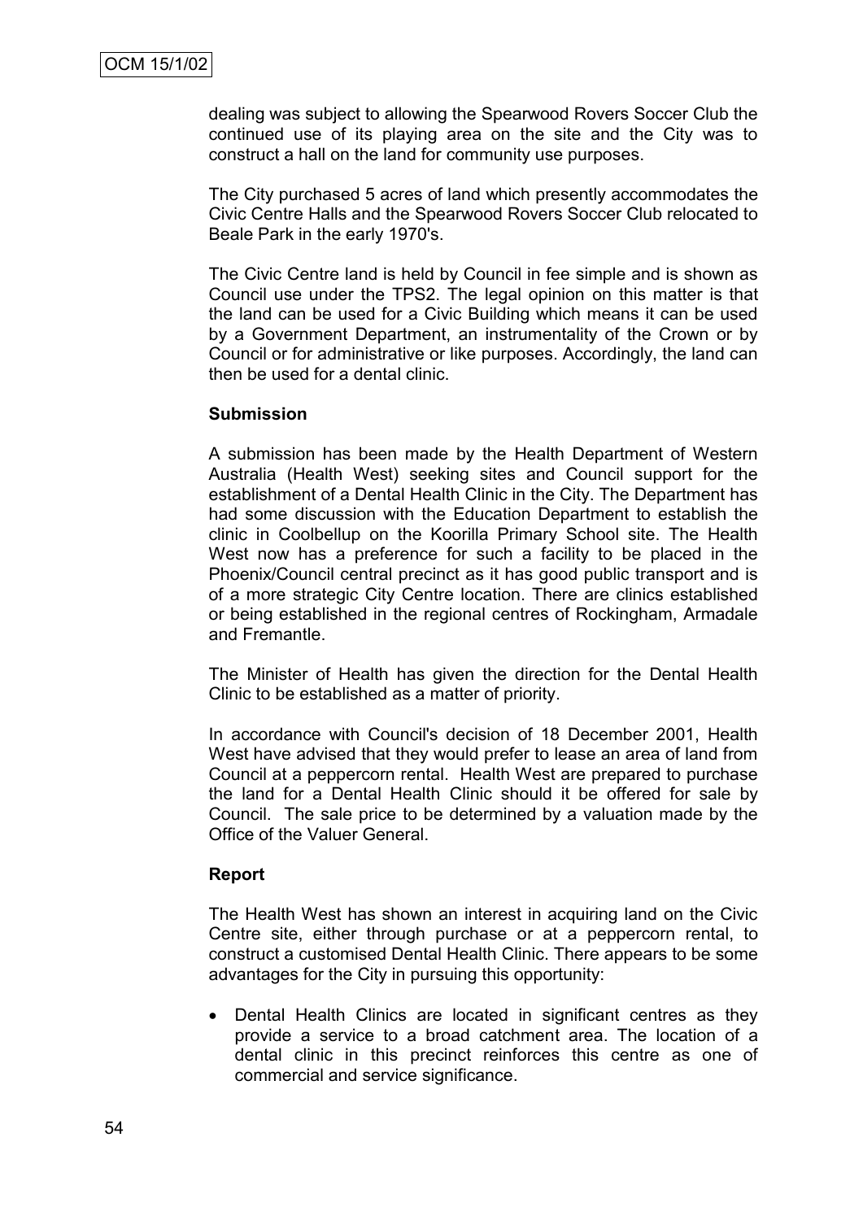dealing was subject to allowing the Spearwood Rovers Soccer Club the continued use of its playing area on the site and the City was to construct a hall on the land for community use purposes.

The City purchased 5 acres of land which presently accommodates the Civic Centre Halls and the Spearwood Rovers Soccer Club relocated to Beale Park in the early 1970's.

The Civic Centre land is held by Council in fee simple and is shown as Council use under the TPS2. The legal opinion on this matter is that the land can be used for a Civic Building which means it can be used by a Government Department, an instrumentality of the Crown or by Council or for administrative or like purposes. Accordingly, the land can then be used for a dental clinic.

**Submission**

A submission has been made by the Health Department of Western Australia (Health West) seeking sites and Council support for the establishment of a Dental Health Clinic in the City. The Department has had some discussion with the Education Department to establish the clinic in Coolbellup on the Koorilla Primary School site. The Health West now has a preference for such a facility to be placed in the Phoenix/Council central precinct as it has good public transport and is of a more strategic City Centre location. There are clinics established or being established in the regional centres of Rockingham, Armadale and Fremantle.

The Minister of Health has given the direction for the Dental Health Clinic to be established as a matter of priority.

In accordance with Council's decision of 18 December 2001, Health West have advised that they would prefer to lease an area of land from Council at a peppercorn rental. Health West are prepared to purchase the land for a Dental Health Clinic should it be offered for sale by Council. The sale price to be determined by a valuation made by the Office of the Valuer General.

**Report**

The Health West has shown an interest in acquiring land on the Civic Centre site, either through purchase or at a peppercorn rental, to construct a customised Dental Health Clinic. There appears to be some advantages for the City in pursuing this opportunity:

- Dental Health Clinics are located in significant centres as they provide a service to a broad catchment area. The location of a dental clinic in this precinct reinforces this centre as one of commercial and service significance.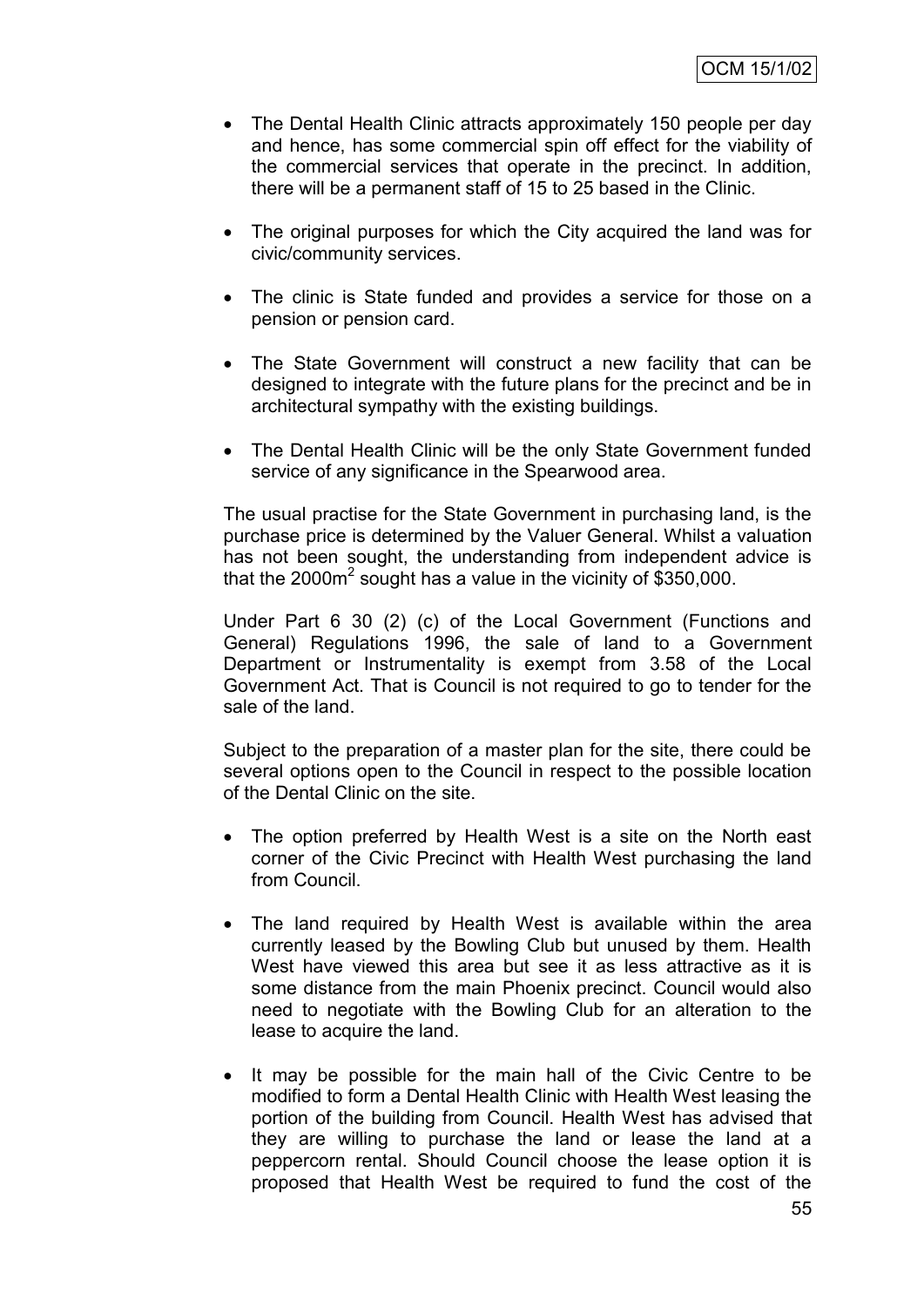- The Dental Health Clinic attracts approximately 150 people per day and hence, has some commercial spin off effect for the viability of the commercial services that operate in the precinct. In addition, there will be a permanent staff of 15 to 25 based in the Clinic.

- The original purposes for which the City acquired the land was for civic/community services.

- The clinic is State funded and provides a service for those on a pension or pension card.

- The State Government will construct a new facility that can be designed to integrate with the future plans for the precinct and be in architectural sympathy with the existing buildings.

- The Dental Health Clinic will be the only State Government funded service of any significance in the Spearwood area.

The usual practise for the State Government in purchasing land, is the purchase price is determined by the Valuer General. Whilst a valuation has not been sought, the understanding from independent advice is that the 2000m$^2$ sought has a value in the vicinity of $350,000.

Under Part 6 30 (2) (c) of the Local Government (Functions and General) Regulations 1996, the sale of land to a Government Department or Instrumentality is exempt from 3.58 of the Local Government Act. That is Council is not required to go to tender for the sale of the land.

Subject to the preparation of a master plan for the site, there could be several options open to the Council in respect to the possible location of the Dental Clinic on the site.

- The option preferred by Health West is a site on the North east corner of the Civic Precinct with Health West purchasing the land from Council.

- The land required by Health West is available within the area currently leased by the Bowling Club but unused by them. Health West have viewed this area but see it as less attractive as it is some distance from the main Phoenix precinct. Council would also need to negotiate with the Bowling Club for an alteration to the lease to acquire the land.

- It may be possible for the main hall of the Civic Centre to be modified to form a Dental Health Clinic with Health West leasing the portion of the building from Council. Health West has advised that they are willing to purchase the land or lease the land at a peppercorn rental. Should Council choose the lease option it is proposed that Health West be required to fund the cost of the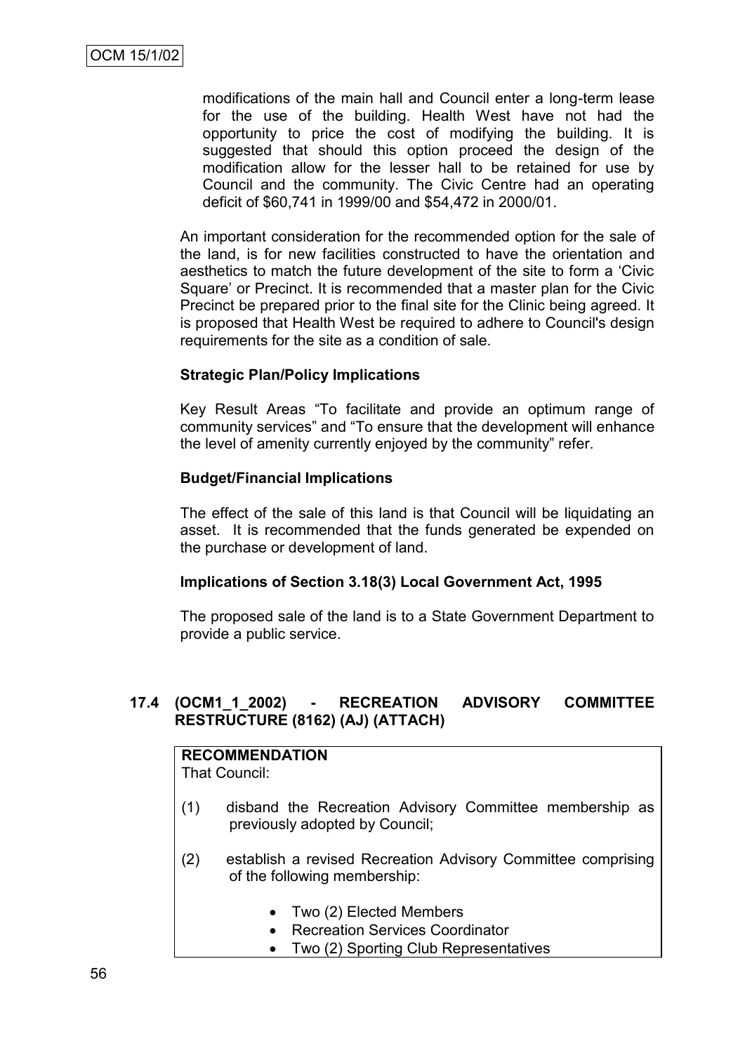modifications of the main hall and Council enter a long-term lease for the use of the building. Health West have not had the opportunity to price the cost of modifying the building. It is suggested that should this option proceed the design of the modification allow for the lesser hall to be retained for use by Council and the community. The Civic Centre had an operating deficit of $60,741 in 1999/00 and $54,472 in 2000/01.

An important consideration for the recommended option for the sale of the land, is for new facilities constructed to have the orientation and aesthetics to match the future development of the site to form a 'Civic Square' or Precinct. It is recommended that a master plan for the Civic Precinct be prepared prior to the final site for the Clinic being agreed. It is proposed that Health West be required to adhere to Council's design requirements for the site as a condition of sale.

**Strategic Plan/Policy Implications**

Key Result Areas "To facilitate and provide an optimum range of community services" and "To ensure that the development will enhance the level of amenity currently enjoyed by the community" refer.

**Budget/Financial Implications**

The effect of the sale of this land is that Council will be liquidating an asset. It is recommended that the funds generated be expended on the purchase or development of land.

**Implications of Section 3.18(3) Local Government Act, 1995**

The proposed sale of the land is to a State Government Department to provide a public service.

### 17.4 (OCM1_1_2002) - RECREATION ADVISORY COMMITTEE RESTRUCTURE (8162) (AJ) (ATTACH)

**RECOMMENDATION**
That Council:

(1) disband the Recreation Advisory Committee membership as previously adopted by Council;

(2) establish a revised Recreation Advisory Committee comprising of the following membership:

- Two (2) Elected Members
- Recreation Services Coordinator
- Two (2) Sporting Club Representatives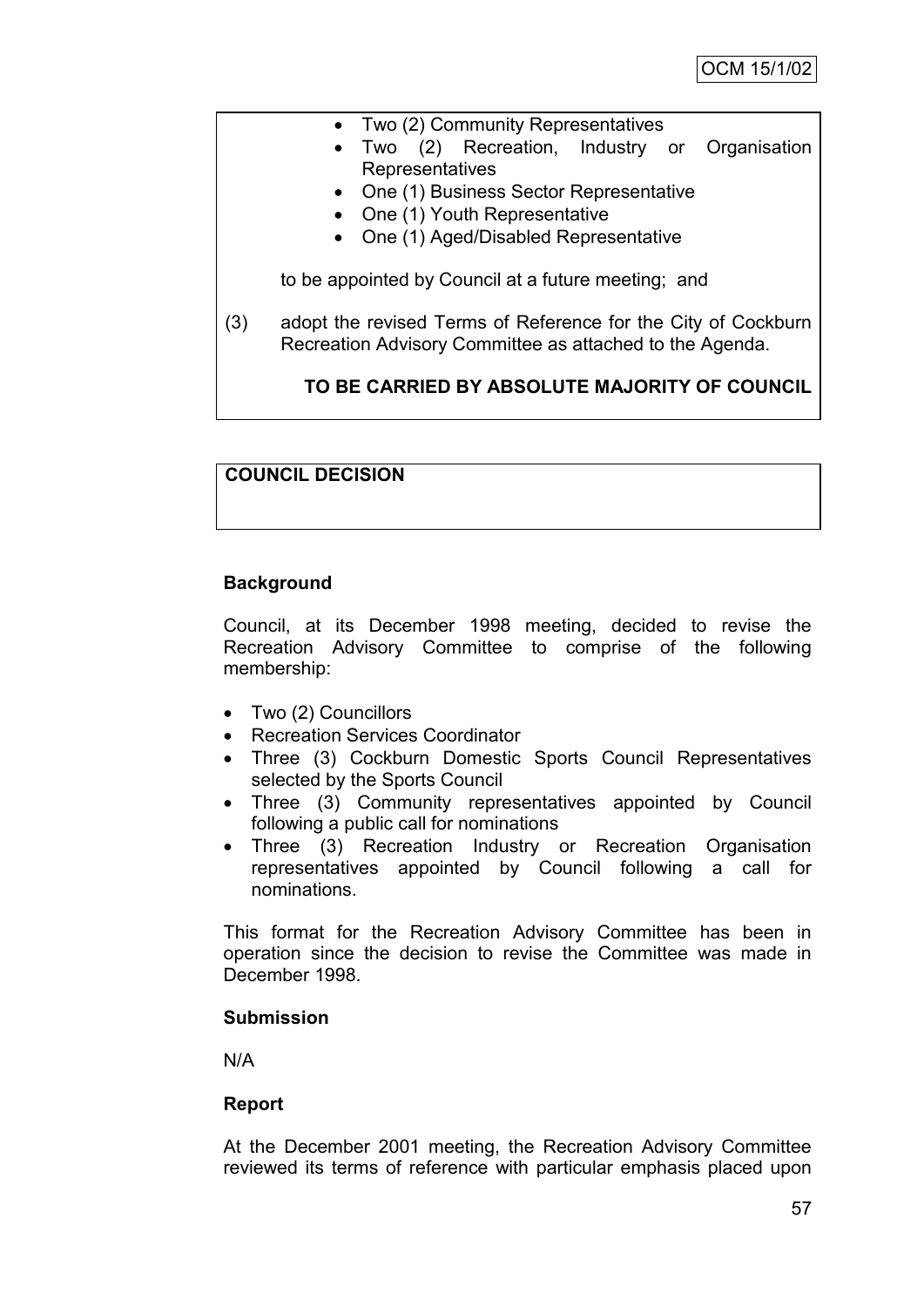- Two (2) Community Representatives
- Two (2) Recreation, Industry or Organisation Representatives
- One (1) Business Sector Representative
- One (1) Youth Representative
- One (1) Aged/Disabled Representative

to be appointed by Council at a future meeting; and

(3) adopt the revised Terms of Reference for the City of Cockburn Recreation Advisory Committee as attached to the Agenda.

**TO BE CARRIED BY ABSOLUTE MAJORITY OF COUNCIL**

**COUNCIL DECISION**

**Background**

Council, at its December 1998 meeting, decided to revise the Recreation Advisory Committee to comprise of the following membership:

- Two (2) Councillors
- Recreation Services Coordinator
- Three (3) Cockburn Domestic Sports Council Representatives selected by the Sports Council
- Three (3) Community representatives appointed by Council following a public call for nominations
- Three (3) Recreation Industry or Recreation Organisation representatives appointed by Council following a call for nominations.

This format for the Recreation Advisory Committee has been in operation since the decision to revise the Committee was made in December 1998.

**Submission**

N/A

**Report**

At the December 2001 meeting, the Recreation Advisory Committee reviewed its terms of reference with particular emphasis placed upon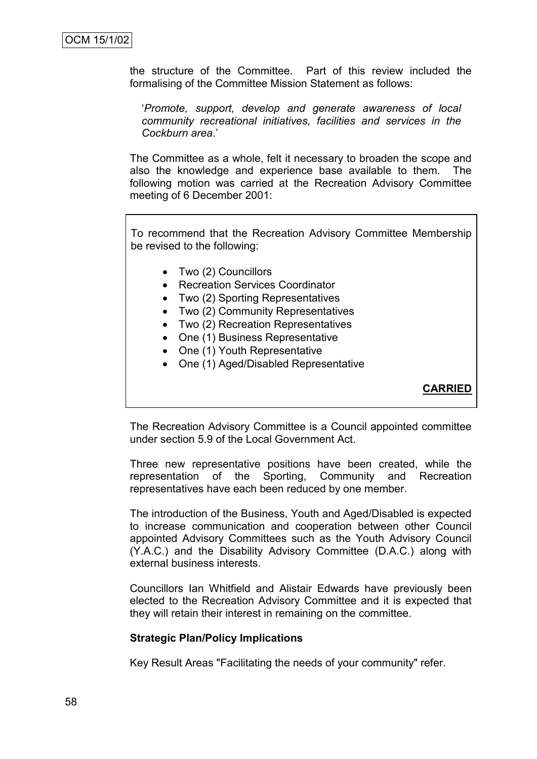the structure of the Committee. Part of this review included the formalising of the Committee Mission Statement as follows:

'*Promote, support, develop and generate awareness of local community recreational initiatives, facilities and services in the Cockburn area*.'

The Committee as a whole, felt it necessary to broaden the scope and also the knowledge and experience base available to them. The following motion was carried at the Recreation Advisory Committee meeting of 6 December 2001:

> To recommend that the Recreation Advisory Committee Membership be revised to the following:
>
> - Two (2) Councillors
> - Recreation Services Coordinator
> - Two (2) Sporting Representatives
> - Two (2) Community Representatives
> - Two (2) Recreation Representatives
> - One (1) Business Representative
> - One (1) Youth Representative
> - One (1) Aged/Disabled Representative
>
> **CARRIED**

The Recreation Advisory Committee is a Council appointed committee under section 5.9 of the Local Government Act.

Three new representative positions have been created, while the representation of the Sporting, Community and Recreation representatives have each been reduced by one member.

The introduction of the Business, Youth and Aged/Disabled is expected to increase communication and cooperation between other Council appointed Advisory Committees such as the Youth Advisory Council (Y.A.C.) and the Disability Advisory Committee (D.A.C.) along with external business interests.

Councillors Ian Whitfield and Alistair Edwards have previously been elected to the Recreation Advisory Committee and it is expected that they will retain their interest in remaining on the committee.

**Strategic Plan/Policy Implications**

Key Result Areas "Facilitating the needs of your community" refer.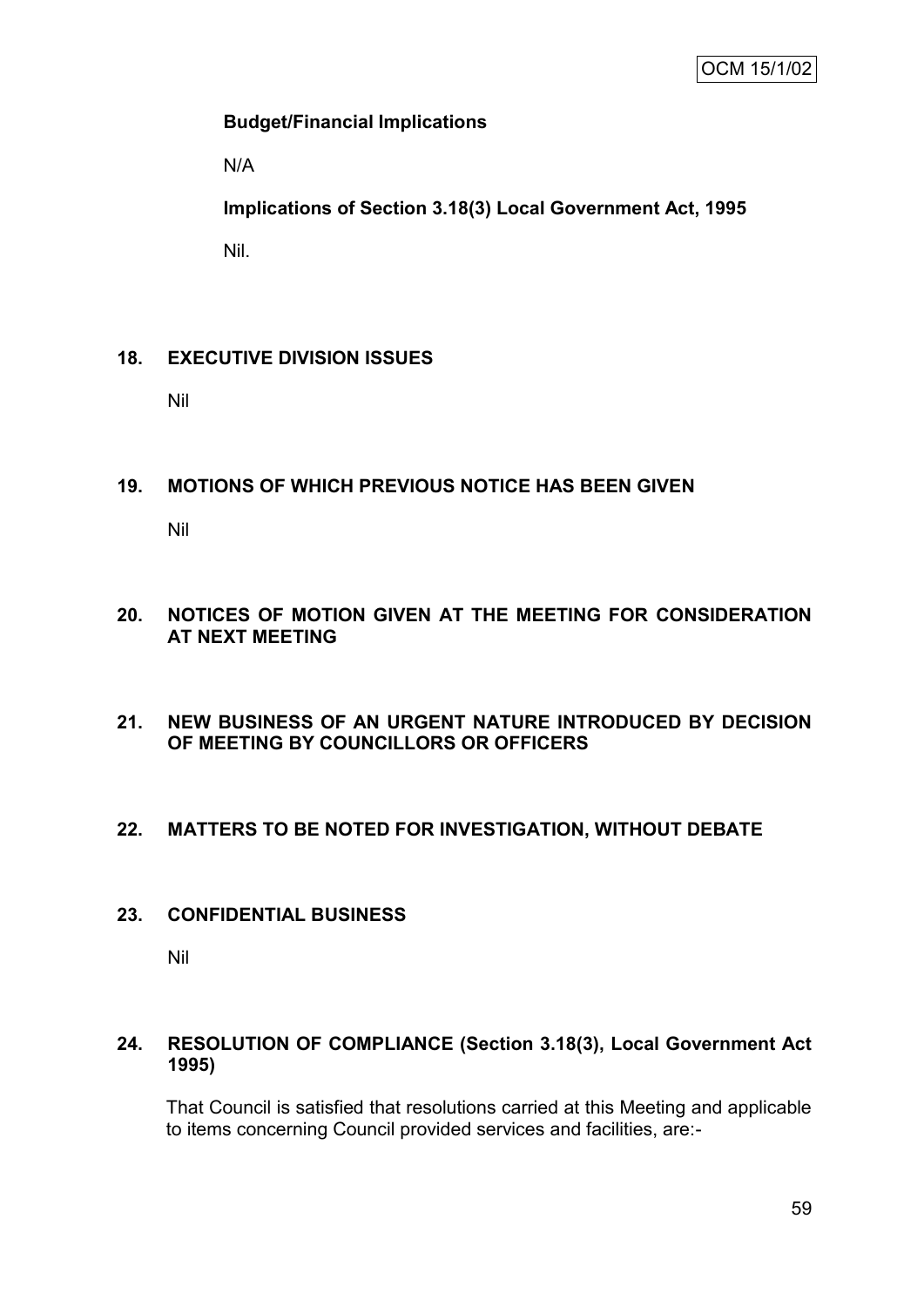**Budget/Financial Implications**

N/A

**Implications of Section 3.18(3) Local Government Act, 1995**

Nil.

## 18. EXECUTIVE DIVISION ISSUES

Nil

## 19. MOTIONS OF WHICH PREVIOUS NOTICE HAS BEEN GIVEN

Nil

## 20. NOTICES OF MOTION GIVEN AT THE MEETING FOR CONSIDERATION AT NEXT MEETING

## 21. NEW BUSINESS OF AN URGENT NATURE INTRODUCED BY DECISION OF MEETING BY COUNCILLORS OR OFFICERS

## 22. MATTERS TO BE NOTED FOR INVESTIGATION, WITHOUT DEBATE

## 23. CONFIDENTIAL BUSINESS

Nil

## 24. RESOLUTION OF COMPLIANCE (Section 3.18(3), Local Government Act 1995)

That Council is satisfied that resolutions carried at this Meeting and applicable to items concerning Council provided services and facilities, are:-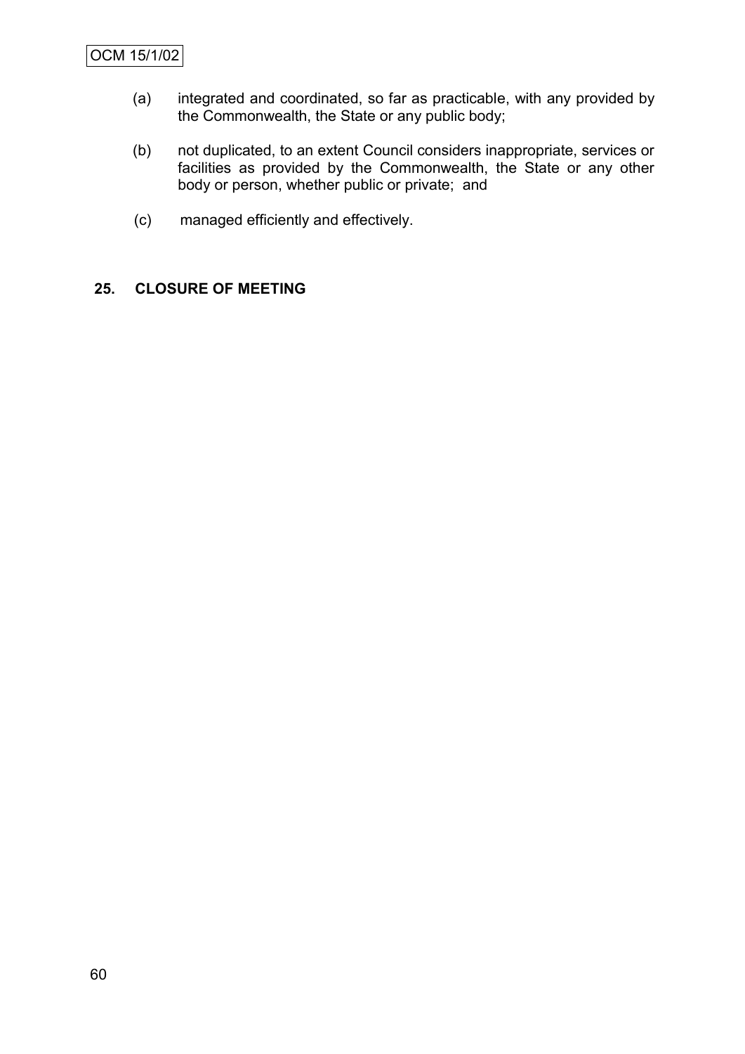(a) integrated and coordinated, so far as practicable, with any provided by the Commonwealth, the State or any public body;

(b) not duplicated, to an extent Council considers inappropriate, services or facilities as provided by the Commonwealth, the State or any other body or person, whether public or private; and

(c) managed efficiently and effectively.

## 25. CLOSURE OF MEETING